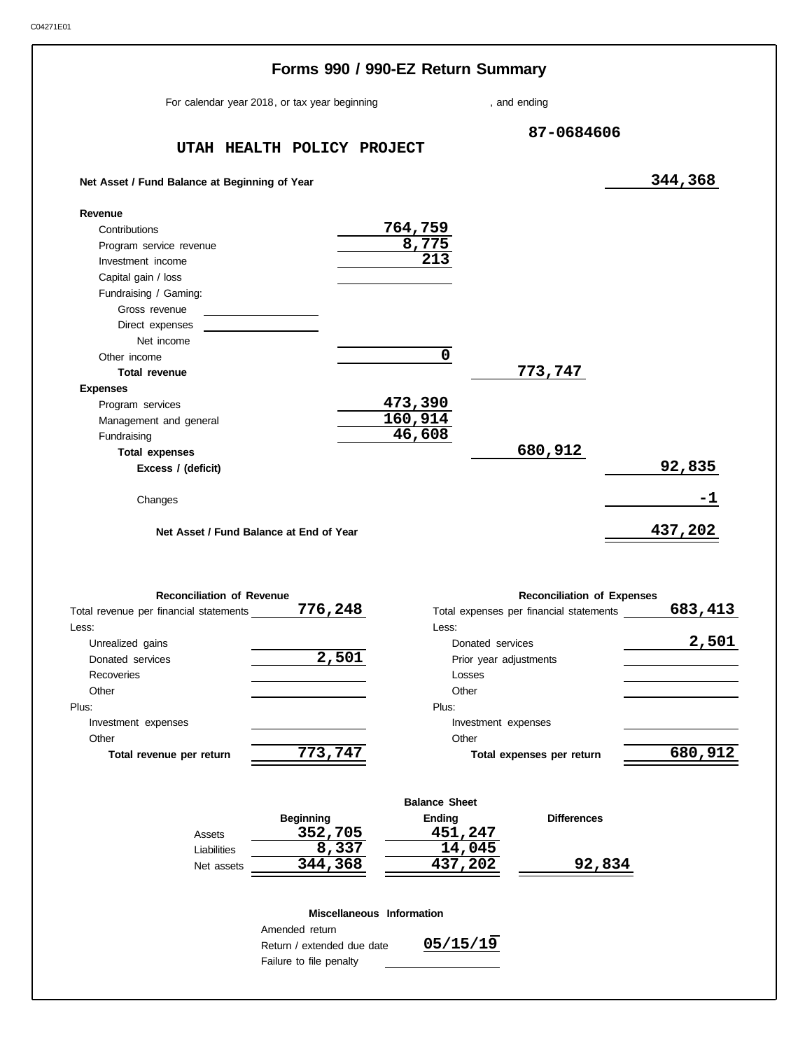C04271E01

# Forms 990 / 990-EZ Return Summary

For calendar year 2018, or tax year beginning , and ending

**UTAH HEALTH POLICY PROJECT**

**87-0684606**

| | | | |
|---|---|---|---|
| **Net Asset / Fund Balance at Beginning of Year** | | | 344,368 |
| **Revenue** | | | |
| Contributions | 764,759 | | |
| Program service revenue | 8,775 | | |
| Investment income | 213 | | |
| Capital gain / loss | | | |
| Fundraising / Gaming: | | | |
| Gross revenue | | | |
| Direct expenses | | | |
| Net income | | | |
| Other income | 0 | | |
| **Total revenue** | | 773,747 | |
| **Expenses** | | | |
| Program services | 473,390 | | |
| Management and general | 160,914 | | |
| Fundraising | 46,608 | | |
| **Total expenses** | | 680,912 | |
| **Excess / (deficit)** | | | 92,835 |
| Changes | | | -1 |
| **Net Asset / Fund Balance at End of Year** | | | 437,202 |

## Reconciliation of Revenue

| | |
|---|---|
| Total revenue per financial statements | 776,248 |
| Less: | |
| Unrealized gains | |
| Donated services | 2,501 |
| Recoveries | |
| Other | |
| Plus: | |
| Investment expenses | |
| Other | |
| **Total revenue per return** | 773,747 |

## Reconciliation of Expenses

| | |
|---|---|
| Total expenses per financial statements | 683,413 |
| Less: | |
| Donated services | 2,501 |
| Prior year adjustments | |
| Losses | |
| Other | |
| Plus: | |
| Investment expenses | |
| Other | |
| **Total expenses per return** | 680,912 |

## Balance Sheet

| | Beginning | Ending | Differences |
|---|---|---|---|
| Assets | 352,705 | 451,247 | |
| Liabilities | 8,337 | 14,045 | |
| Net assets | 344,368 | 437,202 | 92,834 |

## Miscellaneous Information

| | |
|---|---|
| Amended return | |
| Return / extended due date | 05/15/19 |
| Failure to file penalty | |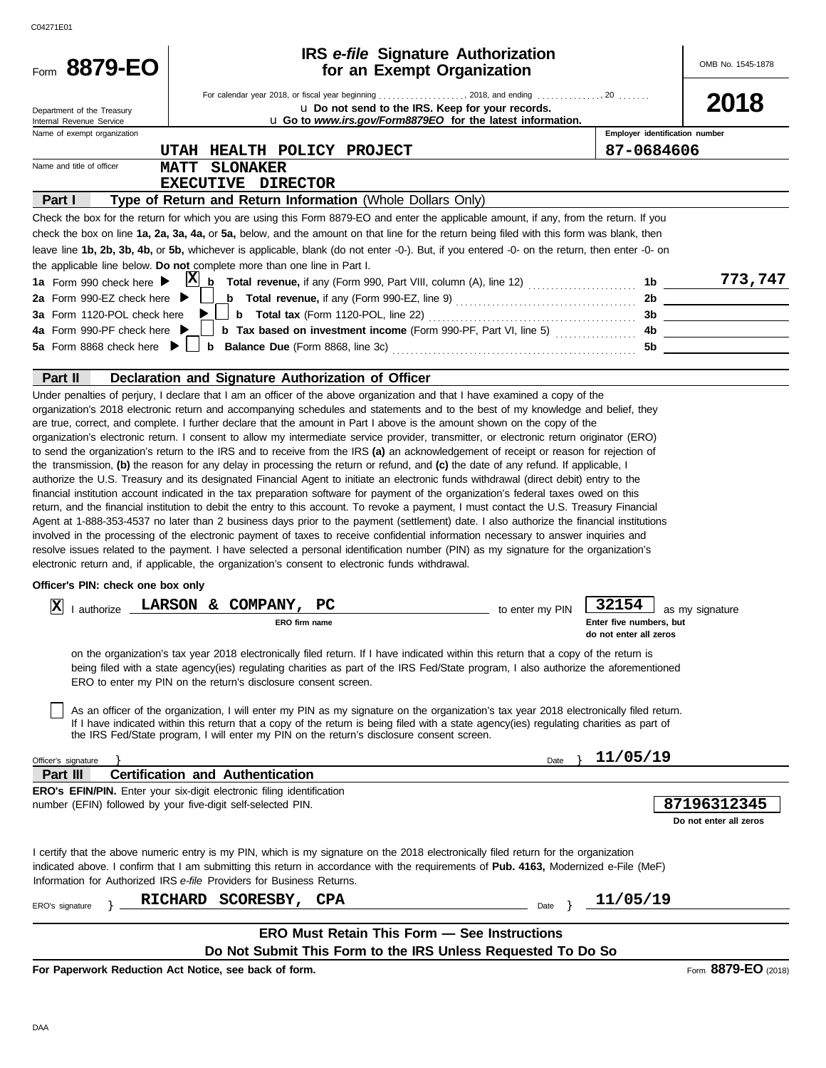C04271E01

# Form 8879-EO

## IRS *e-file* Signature Authorization for an Exempt Organization

OMB No. 1545-1878

For calendar year 2018, or fiscal year beginning ...................., 2018, and ending ..............., 20 .......

u Do not send to the IRS. Keep for your records.

u Go to *www.irs.gov/Form8879EO* for the latest information.

**2018**

Department of the Treasury
Internal Revenue Service

| Name of exempt organization | Employer identification number |
|---|---|
| UTAH HEALTH POLICY PROJECT | 87-0684606 |

Name and title of officer: MATT SLONAKER
EXECUTIVE DIRECTOR

**Part I — Type of Return and Return Information** (Whole Dollars Only)

Check the box for the return for which you are using this Form 8879-EO and enter the applicable amount, if any, from the return. If you check the box on line **1a, 2a, 3a, 4a,** or **5a,** below, and the amount on that line for the return being filed with this form was blank, then leave line **1b, 2b, 3b, 4b,** or **5b,** whichever is applicable, blank (do not enter -0-). But, if you entered -0- on the return, then enter -0- on the applicable line below. **Do not** complete more than one line in Part I.

| | | | |
|---|---|---|---|
| **1a** Form 990 check here ▶ [X] | **b Total revenue,** if any (Form 990, Part VIII, column (A), line 12) | **1b** | 773,747 |
| **2a** Form 990-EZ check here ▶ [ ] | **b Total revenue,** if any (Form 990-EZ, line 9) | **2b** | |
| **3a** Form 1120-POL check here ▶ [ ] | **b Total tax** (Form 1120-POL, line 22) | **3b** | |
| **4a** Form 990-PF check here ▶ [ ] | **b Tax based on investment income** (Form 990-PF, Part VI, line 5) | **4b** | |
| **5a** Form 8868 check here ▶ [ ] | **b Balance Due** (Form 8868, line 3c) | **5b** | |

**Part II — Declaration and Signature Authorization of Officer**

Under penalties of perjury, I declare that I am an officer of the above organization and that I have examined a copy of the organization's 2018 electronic return and accompanying schedules and statements and to the best of my knowledge and belief, they are true, correct, and complete. I further declare that the amount in Part I above is the amount shown on the copy of the organization's electronic return. I consent to allow my intermediate service provider, transmitter, or electronic return originator (ERO) to send the organization's return to the IRS and to receive from the IRS **(a)** an acknowledgement of receipt or reason for rejection of the transmission, **(b)** the reason for any delay in processing the return or refund, and **(c)** the date of any refund. If applicable, I authorize the U.S. Treasury and its designated Financial Agent to initiate an electronic funds withdrawal (direct debit) entry to the financial institution account indicated in the tax preparation software for payment of the organization's federal taxes owed on this return, and the financial institution to debit the entry to this account. To revoke a payment, I must contact the U.S. Treasury Financial Agent at 1-888-353-4537 no later than 2 business days prior to the payment (settlement) date. I also authorize the financial institutions involved in the processing of the electronic payment of taxes to receive confidential information necessary to answer inquiries and resolve issues related to the payment. I have selected a personal identification number (PIN) as my signature for the organization's electronic return and, if applicable, the organization's consent to electronic funds withdrawal.

**Officer's PIN: check one box only**

[X] I authorize **LARSON & COMPANY, PC** (ERO firm name) to enter my PIN **32154** (Enter five numbers, but do not enter all zeros) as my signature on the organization's tax year 2018 electronically filed return. If I have indicated within this return that a copy of the return is being filed with a state agency(ies) regulating charities as part of the IRS Fed/State program, I also authorize the aforementioned ERO to enter my PIN on the return's disclosure consent screen.

[ ] As an officer of the organization, I will enter my PIN as my signature on the organization's tax year 2018 electronically filed return. If I have indicated within this return that a copy of the return is being filed with a state agency(ies) regulating charities as part of the IRS Fed/State program, I will enter my PIN on the return's disclosure consent screen.

Officer's signature } &nbsp;&nbsp;&nbsp;&nbsp; Date } 11/05/19

**Part III — Certification and Authentication**

**ERO's EFIN/PIN.** Enter your six-digit electronic filing identification number (EFIN) followed by your five-digit self-selected PIN. **87196312345** (Do not enter all zeros)

I certify that the above numeric entry is my PIN, which is my signature on the 2018 electronically filed return for the organization indicated above. I confirm that I am submitting this return in accordance with the requirements of **Pub. 4163,** Modernized e-File (MeF) Information for Authorized IRS *e-file* Providers for Business Returns.

ERO's signature } RICHARD SCORESBY, CPA &nbsp;&nbsp;&nbsp;&nbsp; Date } 11/05/19

**ERO Must Retain This Form — See Instructions**

**Do Not Submit This Form to the IRS Unless Requested To Do So**

**For Paperwork Reduction Act Notice, see back of form.** &nbsp;&nbsp;&nbsp;&nbsp; Form **8879-EO** (2018)

DAA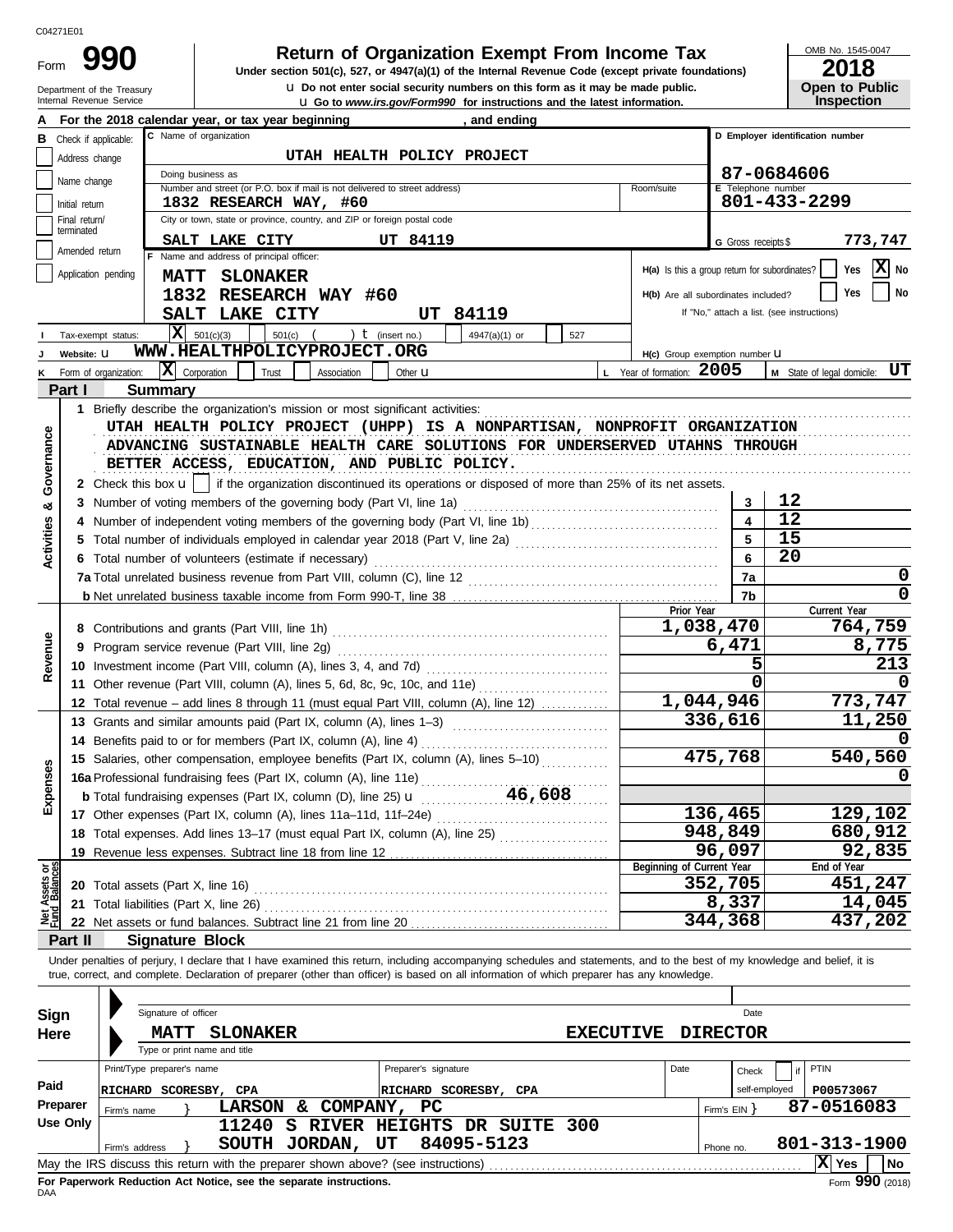C04271E01

# Form 990 — Return of Organization Exempt From Income Tax

**Under section 501(c), 527, or 4947(a)(1) of the Internal Revenue Code (except private foundations)**

Department of the Treasury
Internal Revenue Service

u Do not enter social security numbers on this form as it may be made public.
u Go to *www.irs.gov/Form990* for instructions and the latest information.

OMB No. 1545-0047
**2018**
**Open to Public Inspection**

**A** For the 2018 calendar year, or tax year beginning , and ending

**B** Check if applicable:
- Address change
- Name change
- Initial return
- Final return/terminated
- Amended return
- Application pending

**C** Name of organization: UTAH HEALTH POLICY PROJECT

Doing business as

Number and street (or P.O. box if mail is not delivered to street address): 1832 RESEARCH WAY, #60 — Room/suite

City or town, state or province, country, and ZIP or foreign postal code: SALT LAKE CITY UT 84119

**D** Employer identification number: 87-0684606

**E** Telephone number: 801-433-2299

**G** Gross receipts $ 773,747

**F** Name and address of principal officer:
MATT SLONAKER
1832 RESEARCH WAY #60
SALT LAKE CITY UT 84119

**H(a)** Is this a group return for subordinates? Yes [ ] No [X]
**H(b)** Are all subordinates included? Yes [ ] No [ ]
If "No," attach a list. (see instructions)

**I** Tax-exempt status: [X] 501(c)(3) [ ] 501(c) ( ) t (insert no.) [ ] 4947(a)(1) or [ ] 527

**J** Website: u WWW.HEALTHPOLICYPROJECT.ORG

**H(c)** Group exemption number u

**K** Form of organization: [X] Corporation [ ] Trust [ ] Association [ ] Other u

**L** Year of formation: 2005

**M** State of legal domicile: UT

## Part I Summary

**Activities & Governance**

1 Briefly describe the organization's mission or most significant activities:
UTAH HEALTH POLICY PROJECT (UHPP) IS A NONPARTISAN, NONPROFIT ORGANIZATION ADVANCING SUSTAINABLE HEALTH CARE SOLUTIONS FOR UNDERSERVED UTAHNS THROUGH BETTER ACCESS, EDUCATION, AND PUBLIC POLICY.

2 Check this box u [ ] if the organization discontinued its operations or disposed of more than 25% of its net assets.

| | Line | Value |
|---|---|---|
| 3 Number of voting members of the governing body (Part VI, line 1a) | 3 | 12 |
| 4 Number of independent voting members of the governing body (Part VI, line 1b) | 4 | 12 |
| 5 Total number of individuals employed in calendar year 2018 (Part V, line 2a) | 5 | 15 |
| 6 Total number of volunteers (estimate if necessary) | 6 | 20 |
| 7a Total unrelated business revenue from Part VIII, column (C), line 12 | 7a | 0 |
| b Net unrelated business taxable income from Form 990-T, line 38 | 7b | 0 |

| | | Prior Year | Current Year |
|---|---|---|---|
| **Revenue** | 8 Contributions and grants (Part VIII, line 1h) | 1,038,470 | 764,759 |
| | 9 Program service revenue (Part VIII, line 2g) | 6,471 | 8,775 |
| | 10 Investment income (Part VIII, column (A), lines 3, 4, and 7d) | 5 | 213 |
| | 11 Other revenue (Part VIII, column (A), lines 5, 6d, 8c, 9c, 10c, and 11e) | 0 | 0 |
| | 12 Total revenue – add lines 8 through 11 (must equal Part VIII, column (A), line 12) | 1,044,946 | 773,747 |
| **Expenses** | 13 Grants and similar amounts paid (Part IX, column (A), lines 1–3) | 336,616 | 11,250 |
| | 14 Benefits paid to or for members (Part IX, column (A), line 4) | | 0 |
| | 15 Salaries, other compensation, employee benefits (Part IX, column (A), lines 5–10) | 475,768 | 540,560 |
| | 16a Professional fundraising fees (Part IX, column (A), line 11e) | | 0 |
| | b Total fundraising expenses (Part IX, column (D), line 25) u 46,608 | | |
| | 17 Other expenses (Part IX, column (A), lines 11a–11d, 11f–24e) | 136,465 | 129,102 |
| | 18 Total expenses. Add lines 13–17 (must equal Part IX, column (A), line 25) | 948,849 | 680,912 |
| | 19 Revenue less expenses. Subtract line 18 from line 12 | 96,097 | 92,835 |
| | | **Beginning of Current Year** | **End of Year** |
| **Net Assets or Fund Balances** | 20 Total assets (Part X, line 16) | 352,705 | 451,247 |
| | 21 Total liabilities (Part X, line 26) | 8,337 | 14,045 |
| | 22 Net assets or fund balances. Subtract line 21 from line 20 | 344,368 | 437,202 |

## Part II Signature Block

Under penalties of perjury, I declare that I have examined this return, including accompanying schedules and statements, and to the best of my knowledge and belief, it is true, correct, and complete. Declaration of preparer (other than officer) is based on all information of which preparer has any knowledge.

**Sign Here**

Signature of officer — Date

MATT SLONAKER — EXECUTIVE DIRECTOR
Type or print name and title

**Paid Preparer Use Only**

| Print/Type preparer's name | Preparer's signature | Date | Check [ ] if self-employed | PTIN |
|---|---|---|---|---|
| RICHARD SCORESBY, CPA | RICHARD SCORESBY, CPA | | | P00573067 |

Firm's name } LARSON & COMPANY, PC — Firm's EIN } 87-0516083

Firm's address } 11240 S RIVER HEIGHTS DR SUITE 300, SOUTH JORDAN, UT 84095-5123 — Phone no. 801-313-1900

May the IRS discuss this return with the preparer shown above? (see instructions) [X] Yes [ ] No

**For Paperwork Reduction Act Notice, see the separate instructions.**

DAA — Form **990** (2018)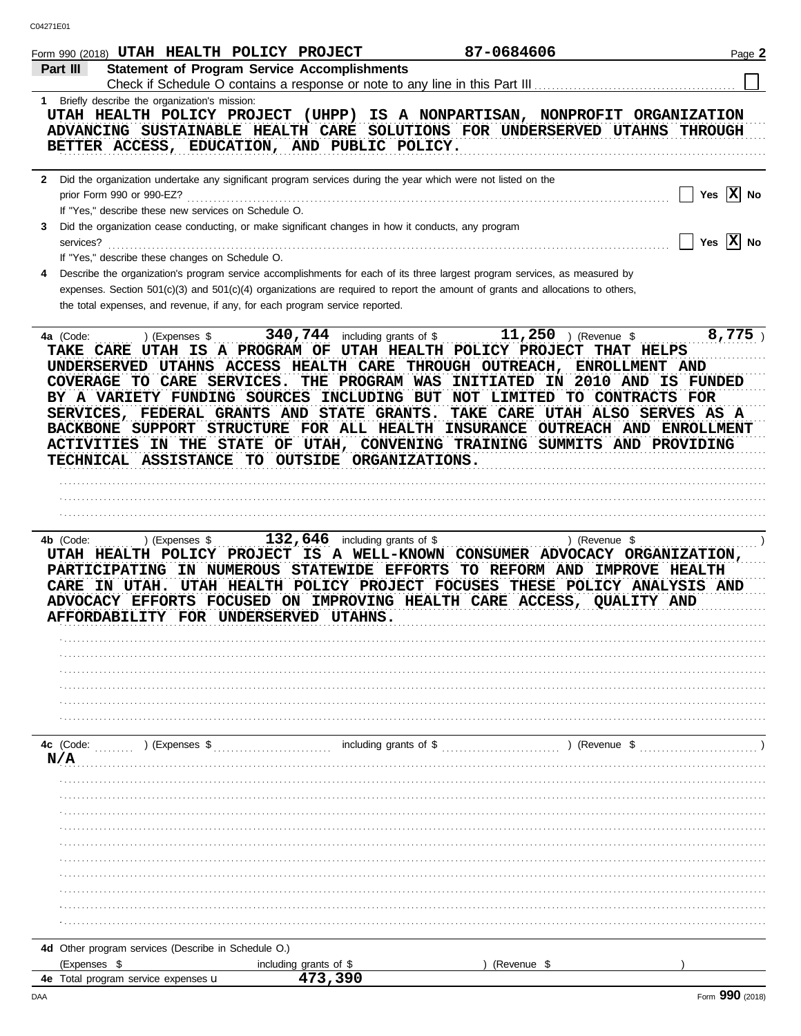Form 990 (2018) UTAH HEALTH POLICY PROJECT 87-0684606

## Part III Statement of Program Service Accomplishments

Check if Schedule O contains a response or note to any line in this Part III ☐

**1** Briefly describe the organization's mission:

UTAH HEALTH POLICY PROJECT (UHPP) IS A NONPARTISAN, NONPROFIT ORGANIZATION ADVANCING SUSTAINABLE HEALTH CARE SOLUTIONS FOR UNDERSERVED UTAHNS THROUGH BETTER ACCESS, EDUCATION, AND PUBLIC POLICY.

**2** Did the organization undertake any significant program services during the year which were not listed on the prior Form 990 or 990-EZ? ☐ Yes ☒ No

If "Yes," describe these new services on Schedule O.

**3** Did the organization cease conducting, or make significant changes in how it conducts, any program services? ☐ Yes ☒ No

If "Yes," describe these changes on Schedule O.

**4** Describe the organization's program service accomplishments for each of its three largest program services, as measured by expenses. Section 501(c)(3) and 501(c)(4) organizations are required to report the amount of grants and allocations to others, the total expenses, and revenue, if any, for each program service reported.

**4a** (Code: ) (Expenses $ 340,744 including grants of $ 11,250 ) (Revenue $ 8,775 )

TAKE CARE UTAH IS A PROGRAM OF UTAH HEALTH POLICY PROJECT THAT HELPS UNDERSERVED UTAHNS ACCESS HEALTH CARE THROUGH OUTREACH, ENROLLMENT AND COVERAGE TO CARE SERVICES. THE PROGRAM WAS INITIATED IN 2010 AND IS FUNDED BY A VARIETY FUNDING SOURCES INCLUDING BUT NOT LIMITED TO CONTRACTS FOR SERVICES, FEDERAL GRANTS AND STATE GRANTS. TAKE CARE UTAH ALSO SERVES AS A BACKBONE SUPPORT STRUCTURE FOR ALL HEALTH INSURANCE OUTREACH AND ENROLLMENT ACTIVITIES IN THE STATE OF UTAH, CONVENING TRAINING SUMMITS AND PROVIDING TECHNICAL ASSISTANCE TO OUTSIDE ORGANIZATIONS.

**4b** (Code: ) (Expenses $ 132,646 including grants of $ ) (Revenue $ )

UTAH HEALTH POLICY PROJECT IS A WELL-KNOWN CONSUMER ADVOCACY ORGANIZATION, PARTICIPATING IN NUMEROUS STATEWIDE EFFORTS TO REFORM AND IMPROVE HEALTH CARE IN UTAH. UTAH HEALTH POLICY PROJECT FOCUSES THESE POLICY ANALYSIS AND ADVOCACY EFFORTS FOCUSED ON IMPROVING HEALTH CARE ACCESS, QUALITY AND AFFORDABILITY FOR UNDERSERVED UTAHNS.

**4c** (Code: ) (Expenses $ including grants of $ ) (Revenue $ )

N/A

**4d** Other program services (Describe in Schedule O.)

(Expenses $ including grants of $ ) (Revenue $ )

**4e** Total program service expenses ▶ 473,390

Form **990** (2018)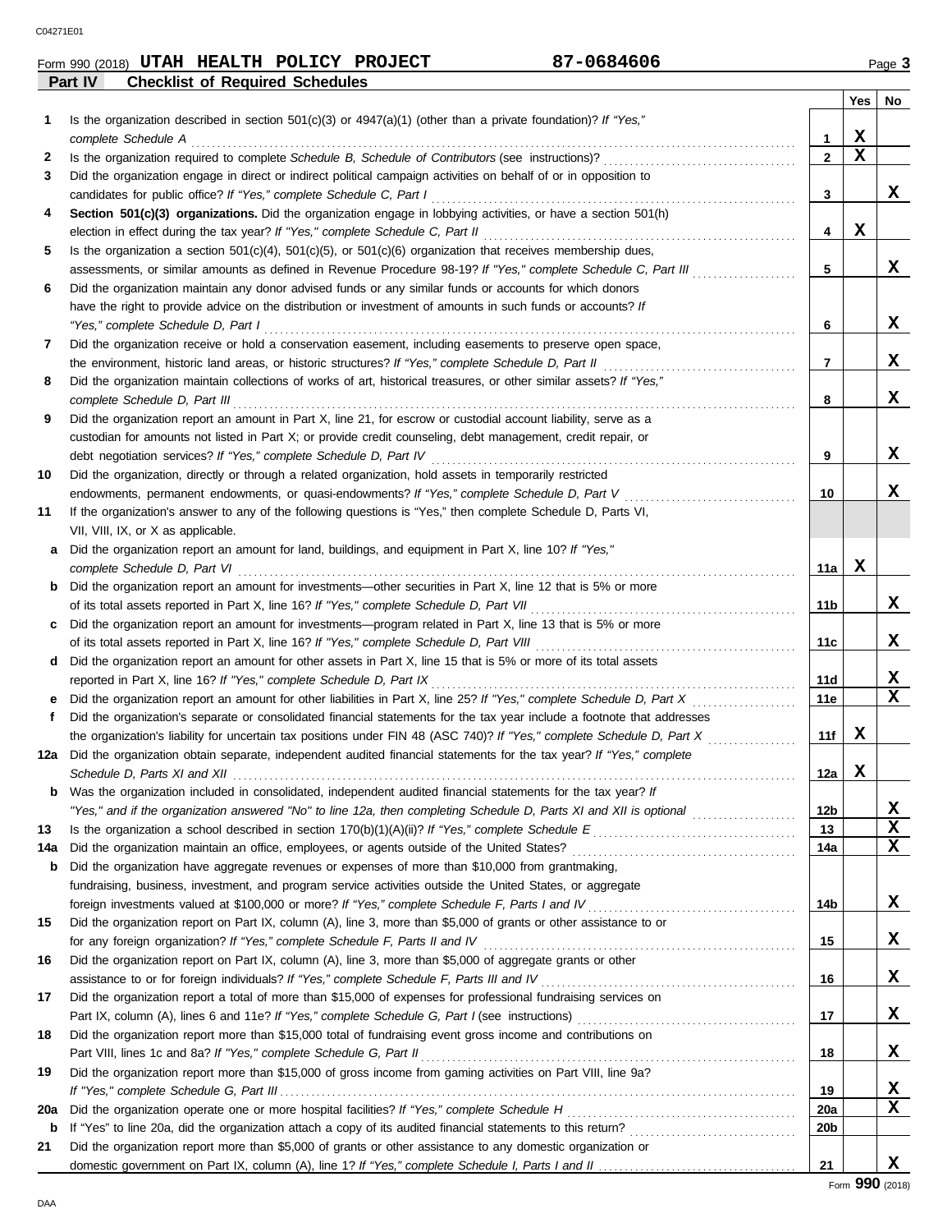Form 990 (2018) **UTAH HEALTH POLICY PROJECT** **87-0684606** Page **3**

## Part IV Checklist of Required Schedules

| | | | Yes | No |
|---|---|---|---|---|
| **1** | Is the organization described in section 501(c)(3) or 4947(a)(1) (other than a private foundation)? *If "Yes," complete Schedule A* | **1** | X | |
| **2** | Is the organization required to complete *Schedule B, Schedule of Contributors* (see instructions)? | **2** | X | |
| **3** | Did the organization engage in direct or indirect political campaign activities on behalf of or in opposition to candidates for public office? *If "Yes," complete Schedule C, Part I* | **3** | | X |
| **4** | **Section 501(c)(3) organizations.** Did the organization engage in lobbying activities, or have a section 501(h) election in effect during the tax year? *If "Yes," complete Schedule C, Part II* | **4** | X | |
| **5** | Is the organization a section 501(c)(4), 501(c)(5), or 501(c)(6) organization that receives membership dues, assessments, or similar amounts as defined in Revenue Procedure 98-19? *If "Yes," complete Schedule C, Part III* | **5** | | X |
| **6** | Did the organization maintain any donor advised funds or any similar funds or accounts for which donors have the right to provide advice on the distribution or investment of amounts in such funds or accounts? *If "Yes," complete Schedule D, Part I* | **6** | | X |
| **7** | Did the organization receive or hold a conservation easement, including easements to preserve open space, the environment, historic land areas, or historic structures? *If "Yes," complete Schedule D, Part II* | **7** | | X |
| **8** | Did the organization maintain collections of works of art, historical treasures, or other similar assets? *If "Yes," complete Schedule D, Part III* | **8** | | X |
| **9** | Did the organization report an amount in Part X, line 21, for escrow or custodial account liability, serve as a custodian for amounts not listed in Part X; or provide credit counseling, debt management, credit repair, or debt negotiation services? *If "Yes," complete Schedule D, Part IV* | **9** | | X |
| **10** | Did the organization, directly or through a related organization, hold assets in temporarily restricted endowments, permanent endowments, or quasi-endowments? *If "Yes," complete Schedule D, Part V* | **10** | | X |
| **11** | If the organization's answer to any of the following questions is "Yes," then complete Schedule D, Parts VI, VII, VIII, IX, or X as applicable. | | | |
| **a** | Did the organization report an amount for land, buildings, and equipment in Part X, line 10? *If "Yes," complete Schedule D, Part VI* | **11a** | X | |
| **b** | Did the organization report an amount for investments—other securities in Part X, line 12 that is 5% or more of its total assets reported in Part X, line 16? *If "Yes," complete Schedule D, Part VII* | **11b** | | X |
| **c** | Did the organization report an amount for investments—program related in Part X, line 13 that is 5% or more of its total assets reported in Part X, line 16? *If "Yes," complete Schedule D, Part VIII* | **11c** | | X |
| **d** | Did the organization report an amount for other assets in Part X, line 15 that is 5% or more of its total assets reported in Part X, line 16? *If "Yes," complete Schedule D, Part IX* | **11d** | | X |
| **e** | Did the organization report an amount for other liabilities in Part X, line 25? *If "Yes," complete Schedule D, Part X* | **11e** | | X |
| **f** | Did the organization's separate or consolidated financial statements for the tax year include a footnote that addresses the organization's liability for uncertain tax positions under FIN 48 (ASC 740)? *If "Yes," complete Schedule D, Part X* | **11f** | X | |
| **12a** | Did the organization obtain separate, independent audited financial statements for the tax year? *If "Yes," complete Schedule D, Parts XI and XII* | **12a** | X | |
| **b** | Was the organization included in consolidated, independent audited financial statements for the tax year? *If "Yes," and if the organization answered "No" to line 12a, then completing Schedule D, Parts XI and XII is optional* | **12b** | | X |
| **13** | Is the organization a school described in section 170(b)(1)(A)(ii)? *If "Yes," complete Schedule E* | **13** | | X |
| **14a** | Did the organization maintain an office, employees, or agents outside of the United States? | **14a** | | X |
| **b** | Did the organization have aggregate revenues or expenses of more than $10,000 from grantmaking, fundraising, business, investment, and program service activities outside the United States, or aggregate foreign investments valued at $100,000 or more? *If "Yes," complete Schedule F, Parts I and IV* | **14b** | | X |
| **15** | Did the organization report on Part IX, column (A), line 3, more than $5,000 of grants or other assistance to or for any foreign organization? *If "Yes," complete Schedule F, Parts II and IV* | **15** | | X |
| **16** | Did the organization report on Part IX, column (A), line 3, more than $5,000 of aggregate grants or other assistance to or for foreign individuals? *If "Yes," complete Schedule F, Parts III and IV* | **16** | | X |
| **17** | Did the organization report a total of more than $15,000 of expenses for professional fundraising services on Part IX, column (A), lines 6 and 11e? *If "Yes," complete Schedule G, Part I* (see instructions) | **17** | | X |
| **18** | Did the organization report more than $15,000 total of fundraising event gross income and contributions on Part VIII, lines 1c and 8a? *If "Yes," complete Schedule G, Part II* | **18** | | X |
| **19** | Did the organization report more than $15,000 of gross income from gaming activities on Part VIII, line 9a? *If "Yes," complete Schedule G, Part III* | **19** | | X |
| **20a** | Did the organization operate one or more hospital facilities? *If "Yes," complete Schedule H* | **20a** | | X |
| **b** | If "Yes" to line 20a, did the organization attach a copy of its audited financial statements to this return? | **20b** | | |
| **21** | Did the organization report more than $5,000 of grants or other assistance to any domestic organization or domestic government on Part IX, column (A), line 1? *If "Yes," complete Schedule I, Parts I and II* | **21** | | X |

Form **990** (2018)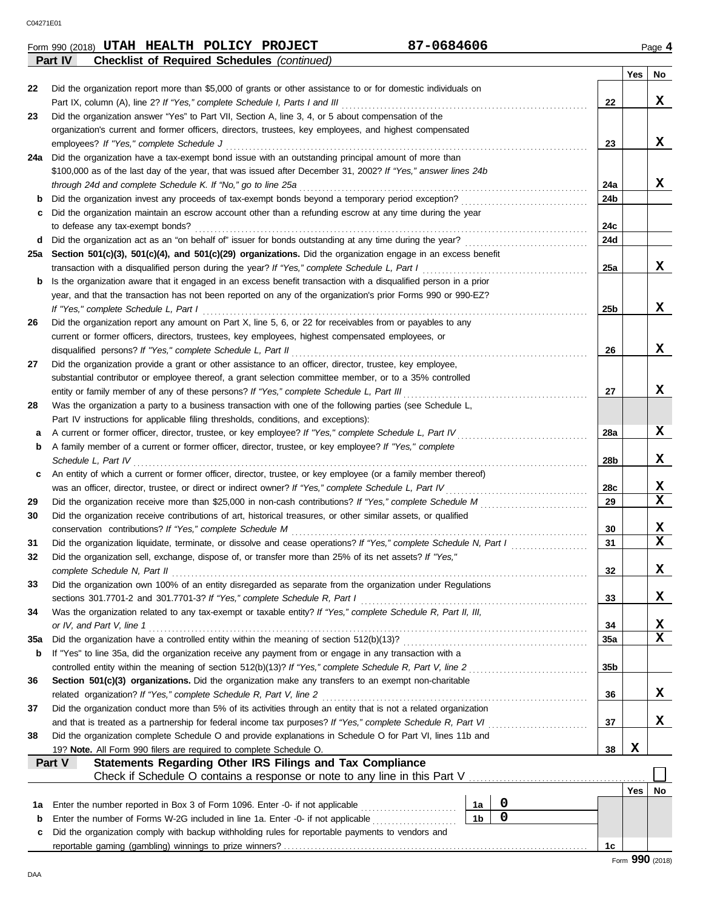Form 990 (2018) **UTAH HEALTH POLICY PROJECT** **87-0684606** Page **4**

**Part IV** **Checklist of Required Schedules** *(continued)*

| | | | Yes | No |
|---|---|---|---|---|
| 22 | Did the organization report more than $5,000 of grants or other assistance to or for domestic individuals on Part IX, column (A), line 2? *If "Yes," complete Schedule I, Parts I and III* | 22 | | X |
| 23 | Did the organization answer "Yes" to Part VII, Section A, line 3, 4, or 5 about compensation of the organization's current and former officers, directors, trustees, key employees, and highest compensated employees? *If "Yes," complete Schedule J* | 23 | | X |
| 24a | Did the organization have a tax-exempt bond issue with an outstanding principal amount of more than $100,000 as of the last day of the year, that was issued after December 31, 2002? *If "Yes," answer lines 24b through 24d and complete Schedule K. If "No," go to line 25a* | 24a | | X |
| b | Did the organization invest any proceeds of tax-exempt bonds beyond a temporary period exception? | 24b | | |
| c | Did the organization maintain an escrow account other than a refunding escrow at any time during the year to defease any tax-exempt bonds? | 24c | | |
| d | Did the organization act as an "on behalf of" issuer for bonds outstanding at any time during the year? | 24d | | |
| 25a | **Section 501(c)(3), 501(c)(4), and 501(c)(29) organizations.** Did the organization engage in an excess benefit transaction with a disqualified person during the year? *If "Yes," complete Schedule L, Part I* | 25a | | X |
| b | Is the organization aware that it engaged in an excess benefit transaction with a disqualified person in a prior year, and that the transaction has not been reported on any of the organization's prior Forms 990 or 990-EZ? *If "Yes," complete Schedule L, Part I* | 25b | | X |
| 26 | Did the organization report any amount on Part X, line 5, 6, or 22 for receivables from or payables to any current or former officers, directors, trustees, key employees, highest compensated employees, or disqualified persons? *If "Yes," complete Schedule L, Part II* | 26 | | X |
| 27 | Did the organization provide a grant or other assistance to an officer, director, trustee, key employee, substantial contributor or employee thereof, a grant selection committee member, or to a 35% controlled entity or family member of any of these persons? *If "Yes," complete Schedule L, Part III* | 27 | | X |
| 28 | Was the organization a party to a business transaction with one of the following parties (see Schedule L, Part IV instructions for applicable filing thresholds, conditions, and exceptions): | | | |
| a | A current or former officer, director, trustee, or key employee? *If "Yes," complete Schedule L, Part IV* | 28a | | X |
| b | A family member of a current or former officer, director, trustee, or key employee? *If "Yes," complete Schedule L, Part IV* | 28b | | X |
| c | An entity of which a current or former officer, director, trustee, or key employee (or a family member thereof) was an officer, director, trustee, or direct or indirect owner? *If "Yes," complete Schedule L, Part IV* | 28c | | X |
| 29 | Did the organization receive more than $25,000 in non-cash contributions? *If "Yes," complete Schedule M* | 29 | | X |
| 30 | Did the organization receive contributions of art, historical treasures, or other similar assets, or qualified conservation contributions? *If "Yes," complete Schedule M* | 30 | | X |
| 31 | Did the organization liquidate, terminate, or dissolve and cease operations? *If "Yes," complete Schedule N, Part I* | 31 | | X |
| 32 | Did the organization sell, exchange, dispose of, or transfer more than 25% of its net assets? *If "Yes," complete Schedule N, Part II* | 32 | | X |
| 33 | Did the organization own 100% of an entity disregarded as separate from the organization under Regulations sections 301.7701-2 and 301.7701-3? *If "Yes," complete Schedule R, Part I* | 33 | | X |
| 34 | Was the organization related to any tax-exempt or taxable entity? *If "Yes," complete Schedule R, Part II, III, or IV, and Part V, line 1* | 34 | | X |
| 35a | Did the organization have a controlled entity within the meaning of section 512(b)(13)? | 35a | | X |
| b | If "Yes" to line 35a, did the organization receive any payment from or engage in any transaction with a controlled entity within the meaning of section 512(b)(13)? *If "Yes," complete Schedule R, Part V, line 2* | 35b | | |
| 36 | **Section 501(c)(3) organizations.** Did the organization make any transfers to an exempt non-charitable related organization? *If "Yes," complete Schedule R, Part V, line 2* | 36 | | X |
| 37 | Did the organization conduct more than 5% of its activities through an entity that is not a related organization and that is treated as a partnership for federal income tax purposes? *If "Yes," complete Schedule R, Part VI* | 37 | | X |
| 38 | Did the organization complete Schedule O and provide explanations in Schedule O for Part VI, lines 11b and 19? **Note.** All Form 990 filers are required to complete Schedule O. | 38 | X | |

**Part V** **Statements Regarding Other IRS Filings and Tax Compliance**

Check if Schedule O contains a response or note to any line in this Part V ☐

| | | | | | Yes | No |
|---|---|---|---|---|---|---|
| 1a | Enter the number reported in Box 3 of Form 1096. Enter -0- if not applicable | 1a | 0 | | | |
| b | Enter the number of Forms W-2G included in line 1a. Enter -0- if not applicable | 1b | 0 | | | |
| c | Did the organization comply with backup withholding rules for reportable payments to vendors and reportable gaming (gambling) winnings to prize winners? | | | 1c | | |

Form **990** (2018)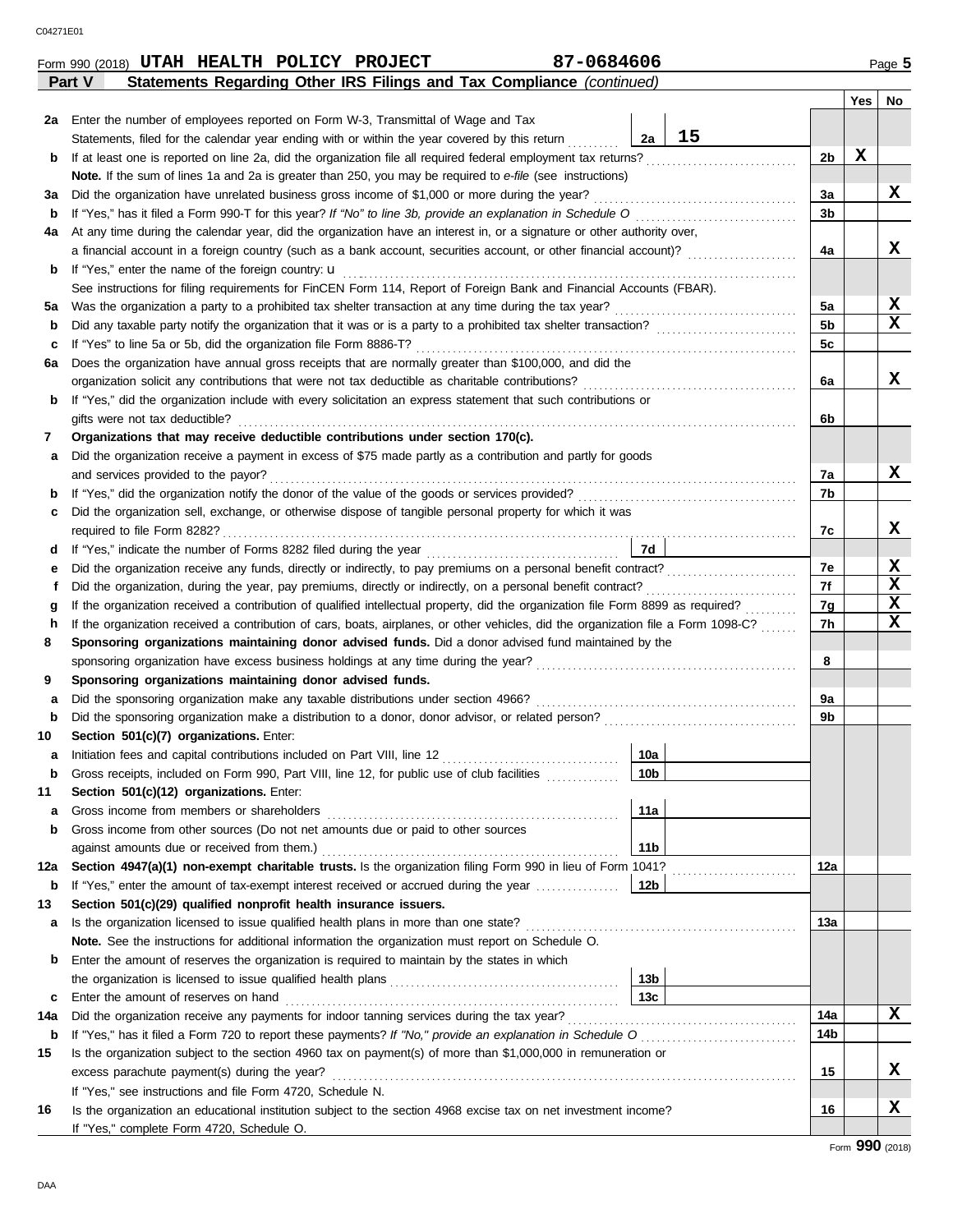Form 990 (2018) **UTAH HEALTH POLICY PROJECT** **87-0684606** Page **5**

**Part V** **Statements Regarding Other IRS Filings and Tax Compliance** *(continued)*

| | | | | Yes | No |
|---|---|---|---|---|---|
| **2a** | Enter the number of employees reported on Form W-3, Transmittal of Wage and Tax Statements, filed for the calendar year ending with or within the year covered by this return | **2a** 15 | | | |
| **b** | If at least one is reported on line 2a, did the organization file all required federal employment tax returns? | | **2b** | X | |
| | **Note.** If the sum of lines 1a and 2a is greater than 250, you may be required to *e-file* (see instructions) | | | | |
| **3a** | Did the organization have unrelated business gross income of $1,000 or more during the year? | | **3a** | | X |
| **b** | If "Yes," has it filed a Form 990-T for this year? *If "No" to line 3b, provide an explanation in Schedule O* | | **3b** | | |
| **4a** | At any time during the calendar year, did the organization have an interest in, or a signature or other authority over, a financial account in a foreign country (such as a bank account, securities account, or other financial account)? | | **4a** | | X |
| **b** | If "Yes," enter the name of the foreign country: u | | | | |
| | See instructions for filing requirements for FinCEN Form 114, Report of Foreign Bank and Financial Accounts (FBAR). | | | | |
| **5a** | Was the organization a party to a prohibited tax shelter transaction at any time during the tax year? | | **5a** | | X |
| **b** | Did any taxable party notify the organization that it was or is a party to a prohibited tax shelter transaction? | | **5b** | | X |
| **c** | If "Yes" to line 5a or 5b, did the organization file Form 8886-T? | | **5c** | | |
| **6a** | Does the organization have annual gross receipts that are normally greater than $100,000, and did the organization solicit any contributions that were not tax deductible as charitable contributions? | | **6a** | | X |
| **b** | If "Yes," did the organization include with every solicitation an express statement that such contributions or gifts were not tax deductible? | | **6b** | | |
| **7** | **Organizations that may receive deductible contributions under section 170(c).** | | | | |
| **a** | Did the organization receive a payment in excess of $75 made partly as a contribution and partly for goods and services provided to the payor? | | **7a** | | X |
| **b** | If "Yes," did the organization notify the donor of the value of the goods or services provided? | | **7b** | | |
| **c** | Did the organization sell, exchange, or otherwise dispose of tangible personal property for which it was required to file Form 8282? | | **7c** | | X |
| **d** | If "Yes," indicate the number of Forms 8282 filed during the year | **7d** | | | |
| **e** | Did the organization receive any funds, directly or indirectly, to pay premiums on a personal benefit contract? | | **7e** | | X |
| **f** | Did the organization, during the year, pay premiums, directly or indirectly, on a personal benefit contract? | | **7f** | | X |
| **g** | If the organization received a contribution of qualified intellectual property, did the organization file Form 8899 as required? | | **7g** | | X |
| **h** | If the organization received a contribution of cars, boats, airplanes, or other vehicles, did the organization file a Form 1098-C? | | **7h** | | X |
| **8** | **Sponsoring organizations maintaining donor advised funds.** Did a donor advised fund maintained by the sponsoring organization have excess business holdings at any time during the year? | | **8** | | |
| **9** | **Sponsoring organizations maintaining donor advised funds.** | | | | |
| **a** | Did the sponsoring organization make any taxable distributions under section 4966? | | **9a** | | |
| **b** | Did the sponsoring organization make a distribution to a donor, donor advisor, or related person? | | **9b** | | |
| **10** | **Section 501(c)(7) organizations.** Enter: | | | | |
| **a** | Initiation fees and capital contributions included on Part VIII, line 12 | **10a** | | | |
| **b** | Gross receipts, included on Form 990, Part VIII, line 12, for public use of club facilities | **10b** | | | |
| **11** | **Section 501(c)(12) organizations.** Enter: | | | | |
| **a** | Gross income from members or shareholders | **11a** | | | |
| **b** | Gross income from other sources (Do not net amounts due or paid to other sources against amounts due or received from them.) | **11b** | | | |
| **12a** | **Section 4947(a)(1) non-exempt charitable trusts.** Is the organization filing Form 990 in lieu of Form 1041? | | **12a** | | |
| **b** | If "Yes," enter the amount of tax-exempt interest received or accrued during the year | **12b** | | | |
| **13** | **Section 501(c)(29) qualified nonprofit health insurance issuers.** | | | | |
| **a** | Is the organization licensed to issue qualified health plans in more than one state? | | **13a** | | |
| | **Note.** See the instructions for additional information the organization must report on Schedule O. | | | | |
| **b** | Enter the amount of reserves the organization is required to maintain by the states in which the organization is licensed to issue qualified health plans | **13b** | | | |
| **c** | Enter the amount of reserves on hand | **13c** | | | |
| **14a** | Did the organization receive any payments for indoor tanning services during the tax year? | | **14a** | | X |
| **b** | If "Yes," has it filed a Form 720 to report these payments? *If "No," provide an explanation in Schedule O* | | **14b** | | |
| **15** | Is the organization subject to the section 4960 tax on payment(s) of more than $1,000,000 in remuneration or excess parachute payment(s) during the year? | | **15** | | X |
| | If "Yes," see instructions and file Form 4720, Schedule N. | | | | |
| **16** | Is the organization an educational institution subject to the section 4968 excise tax on net investment income? | | **16** | | X |
| | If "Yes," complete Form 4720, Schedule O. | | | | |

Form **990** (2018)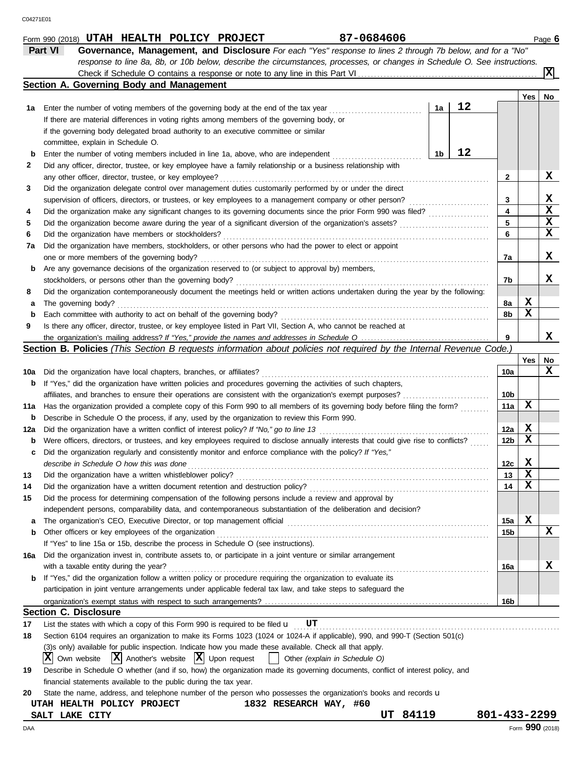Form 990 (2018) **UTAH HEALTH POLICY PROJECT** **87-0684606** Page **6**

## Part VI Governance, Management, and Disclosure

*For each "Yes" response to lines 2 through 7b below, and for a "No" response to line 8a, 8b, or 10b below, describe the circumstances, processes, or changes in Schedule O. See instructions.*

Check if Schedule O contains a response or note to any line in this Part VI ... [X]

### Section A. Governing Body and Management

| | | | | Yes | No |
|---|---|---|---|---|---|
| **1a** | Enter the number of voting members of the governing body at the end of the tax year ... If there are material differences in voting rights among members of the governing body, or if the governing body delegated broad authority to an executive committee or similar committee, explain in Schedule O. | 1a: 12 | | | |
| **b** | Enter the number of voting members included in line 1a, above, who are independent ... | 1b: 12 | | | |
| **2** | Did any officer, director, trustee, or key employee have a family relationship or a business relationship with any other officer, director, trustee, or key employee? | | 2 | | X |
| **3** | Did the organization delegate control over management duties customarily performed by or under the direct supervision of officers, directors, or trustees, or key employees to a management company or other person? | | 3 | | X |
| **4** | Did the organization make any significant changes to its governing documents since the prior Form 990 was filed? | | 4 | | X |
| **5** | Did the organization become aware during the year of a significant diversion of the organization's assets? | | 5 | | X |
| **6** | Did the organization have members or stockholders? | | 6 | | X |
| **7a** | Did the organization have members, stockholders, or other persons who had the power to elect or appoint one or more members of the governing body? | | 7a | | X |
| **b** | Are any governance decisions of the organization reserved to (or subject to approval by) members, stockholders, or persons other than the governing body? | | 7b | | X |
| **8** | Did the organization contemporaneously document the meetings held or written actions undertaken during the year by the following: | | | | |
| **a** | The governing body? | | 8a | X | |
| **b** | Each committee with authority to act on behalf of the governing body? | | 8b | X | |
| **9** | Is there any officer, director, trustee, or key employee listed in Part VII, Section A, who cannot be reached at the organization's mailing address? *If "Yes," provide the names and addresses in Schedule O* | | 9 | | X |

### Section B. Policies *(This Section B requests information about policies not required by the Internal Revenue Code.)*

| | | | Yes | No |
|---|---|---|---|---|
| **10a** | Did the organization have local chapters, branches, or affiliates? | 10a | | X |
| **b** | If "Yes," did the organization have written policies and procedures governing the activities of such chapters, affiliates, and branches to ensure their operations are consistent with the organization's exempt purposes? | 10b | | |
| **11a** | Has the organization provided a complete copy of this Form 990 to all members of its governing body before filing the form? | 11a | X | |
| **b** | Describe in Schedule O the process, if any, used by the organization to review this Form 990. | | | |
| **12a** | Did the organization have a written conflict of interest policy? *If "No," go to line 13* | 12a | X | |
| **b** | Were officers, directors, or trustees, and key employees required to disclose annually interests that could give rise to conflicts? | 12b | X | |
| **c** | Did the organization regularly and consistently monitor and enforce compliance with the policy? *If "Yes," describe in Schedule O how this was done* | 12c | X | |
| **13** | Did the organization have a written whistleblower policy? | 13 | X | |
| **14** | Did the organization have a written document retention and destruction policy? | 14 | X | |
| **15** | Did the process for determining compensation of the following persons include a review and approval by independent persons, comparability data, and contemporaneous substantiation of the deliberation and decision? | | | |
| **a** | The organization's CEO, Executive Director, or top management official | 15a | X | |
| **b** | Other officers or key employees of the organization | 15b | | X |
| | If "Yes" to line 15a or 15b, describe the process in Schedule O (see instructions). | | | |
| **16a** | Did the organization invest in, contribute assets to, or participate in a joint venture or similar arrangement with a taxable entity during the year? | 16a | | X |
| **b** | If "Yes," did the organization follow a written policy or procedure requiring the organization to evaluate its participation in joint venture arrangements under applicable federal tax law, and take steps to safeguard the organization's exempt status with respect to such arrangements? | 16b | | |

### Section C. Disclosure

**17** List the states with which a copy of this Form 990 is required to be filed u **UT**

**18** Section 6104 requires an organization to make its Forms 1023 (1024 or 1024-A if applicable), 990, and 990-T (Section 501(c)(3)s only) available for public inspection. Indicate how you made these available. Check all that apply.

[X] Own website [X] Another's website [X] Upon request [ ] Other *(explain in Schedule O)*

**19** Describe in Schedule O whether (and if so, how) the organization made its governing documents, conflict of interest policy, and financial statements available to the public during the tax year.

**20** State the name, address, and telephone number of the person who possesses the organization's books and records u

**UTAH HEALTH POLICY PROJECT** **1832 RESEARCH WAY, #60**
**SALT LAKE CITY** **UT 84119** **801-433-2299**

Form **990** (2018)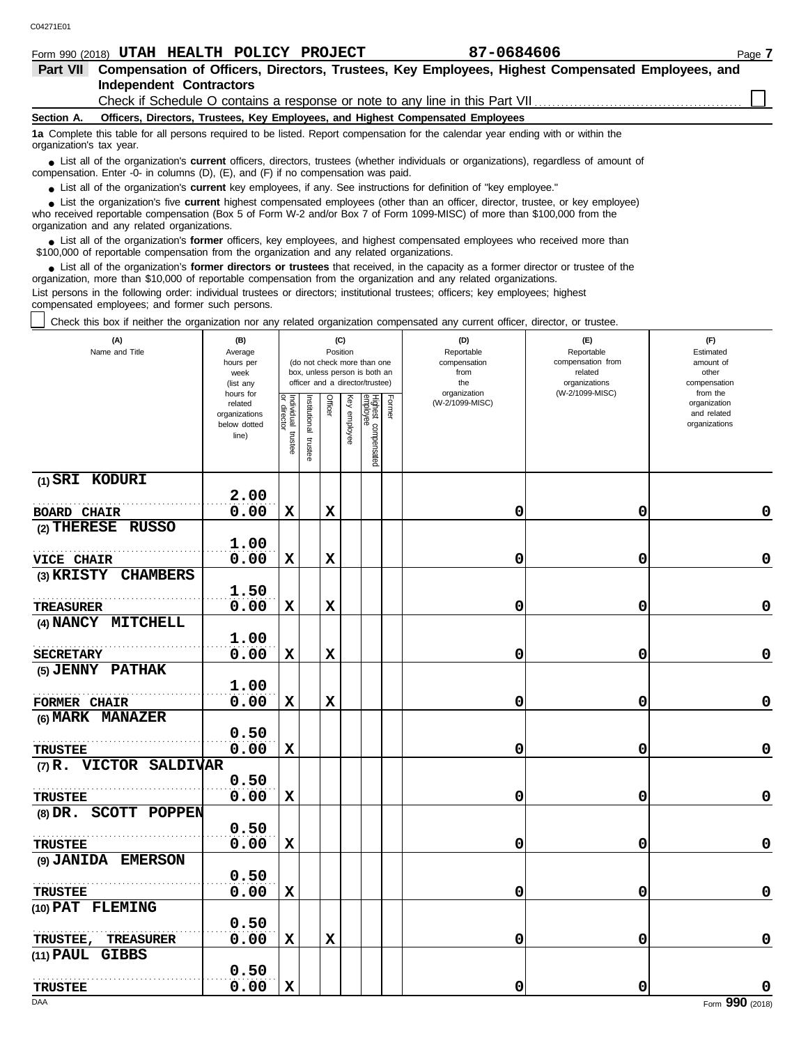Form 990 (2018) **UTAH HEALTH POLICY PROJECT** **87-0684606**

## Part VII Compensation of Officers, Directors, Trustees, Key Employees, Highest Compensated Employees, and Independent Contractors

Check if Schedule O contains a response or note to any line in this Part VII ☐

### Section A. Officers, Directors, Trustees, Key Employees, and Highest Compensated Employees

**1a** Complete this table for all persons required to be listed. Report compensation for the calendar year ending with or within the organization's tax year.

- List all of the organization's **current** officers, directors, trustees (whether individuals or organizations), regardless of amount of compensation. Enter -0- in columns (D), (E), and (F) if no compensation was paid.
- List all of the organization's **current** key employees, if any. See instructions for definition of "key employee."
- List the organization's five **current** highest compensated employees (other than an officer, director, trustee, or key employee) who received reportable compensation (Box 5 of Form W-2 and/or Box 7 of Form 1099-MISC) of more than $100,000 from the organization and any related organizations.
- List all of the organization's **former** officers, key employees, and highest compensated employees who received more than $100,000 of reportable compensation from the organization and any related organizations.
- List all of the organization's **former directors or trustees** that received, in the capacity as a former director or trustee of the organization, more than $10,000 of reportable compensation from the organization and any related organizations.

List persons in the following order: individual trustees or directors; institutional trustees; officers; key employees; highest compensated employees; and former such persons.

☐ Check this box if neither the organization nor any related organization compensated any current officer, director, or trustee.

| (A) Name and Title | (B) Average hours per week (list any hours for related organizations below dotted line) | (C) Position: Individual trustee or director | Institutional trustee | Officer | Key employee | Highest compensated employee | Former | (D) Reportable compensation from the organization (W-2/1099-MISC) | (E) Reportable compensation from related organizations (W-2/1099-MISC) | (F) Estimated amount of other compensation from the organization and related organizations |
|---|---|---|---|---|---|---|---|---|---|---|
| (1) SRI KODURI<br>BOARD CHAIR | 2.00<br>0.00 | X | | X | | | | 0 | 0 | 0 |
| (2) THERESE RUSSO<br>VICE CHAIR | 1.00<br>0.00 | X | | X | | | | 0 | 0 | 0 |
| (3) KRISTY CHAMBERS<br>TREASURER | 1.50<br>0.00 | X | | X | | | | 0 | 0 | 0 |
| (4) NANCY MITCHELL<br>SECRETARY | 1.00<br>0.00 | X | | X | | | | 0 | 0 | 0 |
| (5) JENNY PATHAK<br>FORMER CHAIR | 1.00<br>0.00 | X | | X | | | | 0 | 0 | 0 |
| (6) MARK MANAZER<br>TRUSTEE | 0.50<br>0.00 | X | | | | | | 0 | 0 | 0 |
| (7) R. VICTOR SALDIVAR<br>TRUSTEE | 0.50<br>0.00 | X | | | | | | 0 | 0 | 0 |
| (8) DR. SCOTT POPPEN<br>TRUSTEE | 0.50<br>0.00 | X | | | | | | 0 | 0 | 0 |
| (9) JANIDA EMERSON<br>TRUSTEE | 0.50<br>0.00 | X | | | | | | 0 | 0 | 0 |
| (10) PAT FLEMING<br>TRUSTEE, TREASURER | 0.50<br>0.00 | X | | X | | | | 0 | 0 | 0 |
| (11) PAUL GIBBS<br>TRUSTEE | 0.50<br>0.00 | X | | | | | | 0 | 0 | 0 |

Form **990** (2018)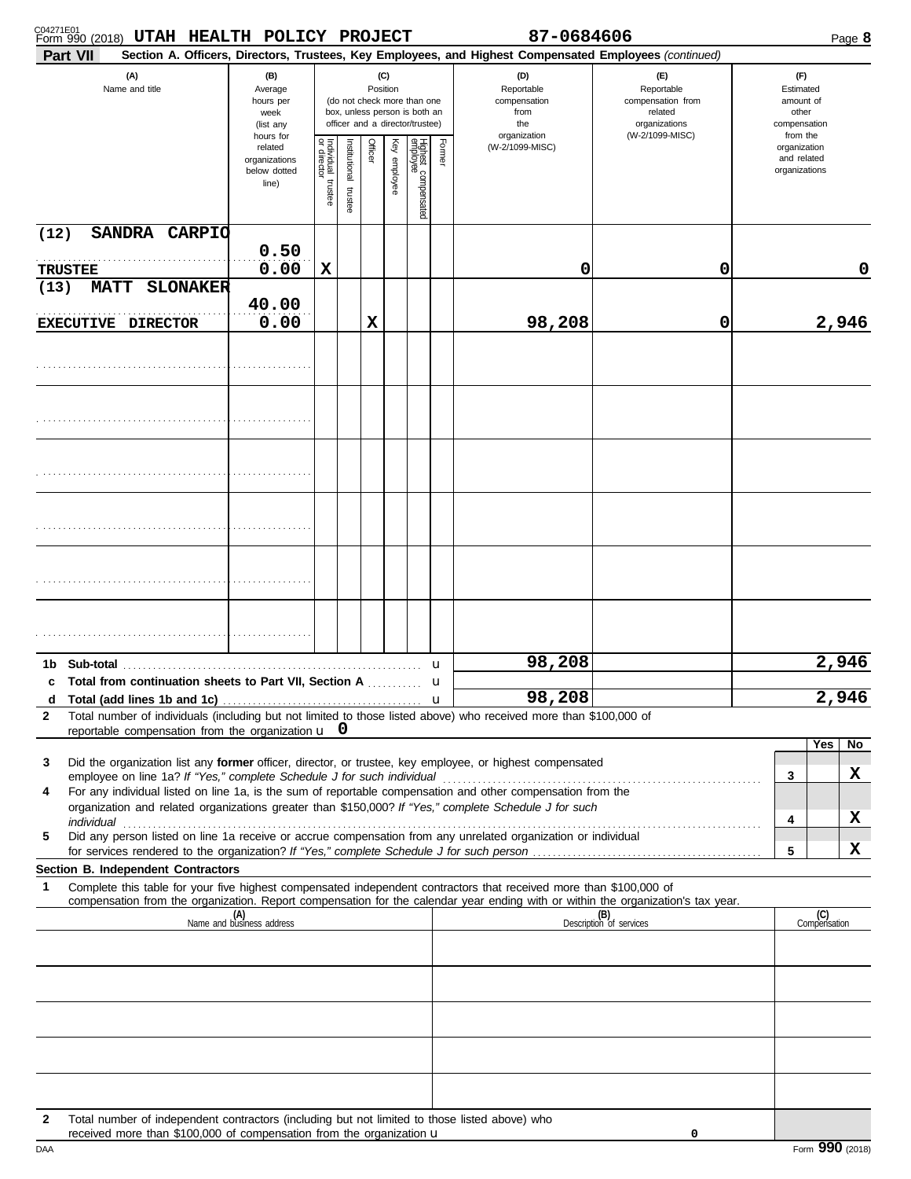Form 990 (2018) **UTAH HEALTH POLICY PROJECT** 87-0684606 Page **8**

**Part VII** **Section A. Officers, Directors, Trustees, Key Employees, and Highest Compensated Employees** *(continued)*

| (A) Name and title | (B) Average hours per week (list any hours for related organizations below dotted line) | (C) Position: Individual trustee or director | Institutional trustee | Officer | Key employee | Highest compensated employee | Former | (D) Reportable compensation from the organization (W-2/1099-MISC) | (E) Reportable compensation from related organizations (W-2/1099-MISC) | (F) Estimated amount of other compensation from the organization and related organizations |
|---|---|---|---|---|---|---|---|---|---|---|
| (12) SANDRA CARPIO<br>TRUSTEE | 0.50<br>0.00 | X | | | | | | 0 | 0 | 0 |
| (13) MATT SLONAKER<br>EXECUTIVE DIRECTOR | 40.00<br>0.00 | | | X | | | | 98,208 | 0 | 2,946 |
| | | | | | | | | | | |
| | | | | | | | | | | |
| | | | | | | | | | | |
| | | | | | | | | | | |
| | | | | | | | | | | |
| | | | | | | | | | | |

| | | (D) | (E) | (F) |
|---|---|---|---|---|
| 1b | Sub-total | 98,208 | | 2,946 |
| c | Total from continuation sheets to Part VII, Section A | | | |
| d | Total (add lines 1b and 1c) | 98,208 | | 2,946 |

**2** Total number of individuals (including but not limited to those listed above) who received more than $100,000 of reportable compensation from the organization u 0

| | | | Yes | No |
|---|---|---|---|---|
| 3 | Did the organization list any **former** officer, director, or trustee, key employee, or highest compensated employee on line 1a? *If "Yes," complete Schedule J for such individual* | 3 | | X |
| 4 | For any individual listed on line 1a, is the sum of reportable compensation and other compensation from the organization and related organizations greater than $150,000? *If "Yes," complete Schedule J for such individual* | 4 | | X |
| 5 | Did any person listed on line 1a receive or accrue compensation from any unrelated organization or individual for services rendered to the organization? *If "Yes," complete Schedule J for such person* | 5 | | X |

**Section B. Independent Contractors**

**1** Complete this table for your five highest compensated independent contractors that received more than $100,000 of compensation from the organization. Report compensation for the calendar year ending with or within the organization's tax year.

| (A) Name and business address | (B) Description of services | (C) Compensation |
|---|---|---|
| | | |
| | | |
| | | |
| | | |
| | | |

**2** Total number of independent contractors (including but not limited to those listed above) who received more than $100,000 of compensation from the organization u 0

DAA Form **990** (2018)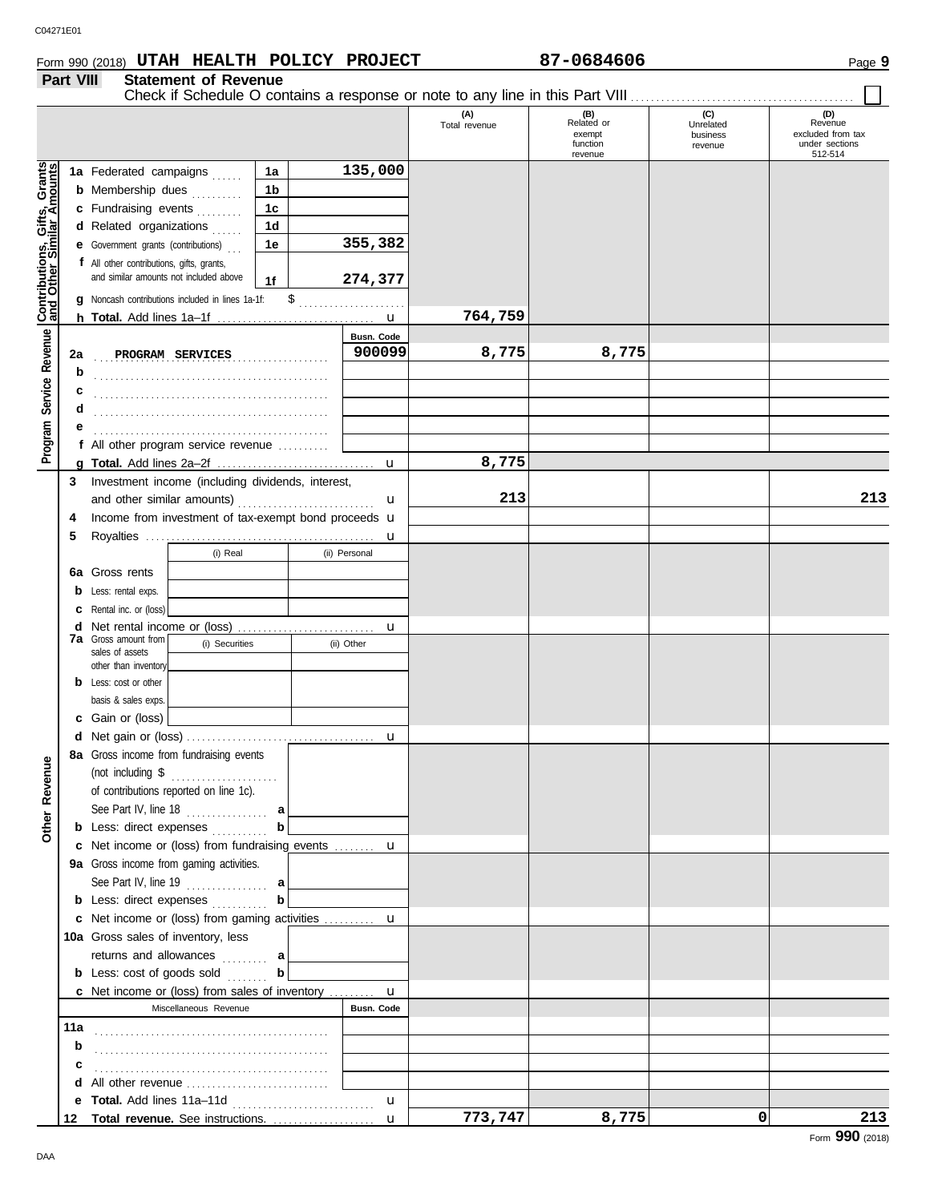Form 990 (2018) **UTAH HEALTH POLICY PROJECT** **87-0684606** Page **9**

## Part VIII Statement of Revenue

Check if Schedule O contains a response or note to any line in this Part VIII ☐

| | | | (A) Total revenue | (B) Related or exempt function revenue | (C) Unrelated business revenue | (D) Revenue excluded from tax under sections 512-514 |
|---|---|---|---|---|---|---|
| **Contributions, Gifts, Grants and Other Similar Amounts** | | | | | | |
| 1a Federated campaigns | 1a | 135,000 | | | | |
| b Membership dues | 1b | | | | | |
| c Fundraising events | 1c | | | | | |
| d Related organizations | 1d | | | | | |
| e Government grants (contributions) | 1e | 355,382 | | | | |
| f All other contributions, gifts, grants, and similar amounts not included above | 1f | 274,377 | | | | |
| g Noncash contributions included in lines 1a-1f: $ | | | | | | |
| h **Total.** Add lines 1a–1f | | | 764,759 | | | |
| **Program Service Revenue** | | Busn. Code | | | | |
| 2a PROGRAM SERVICES | | 900099 | 8,775 | 8,775 | | |
| b | | | | | | |
| c | | | | | | |
| d | | | | | | |
| e | | | | | | |
| f All other program service revenue | | | | | | |
| g **Total.** Add lines 2a–2f | | | 8,775 | | | |
| **Other Revenue** | | | | | | |
| 3 Investment income (including dividends, interest, and other similar amounts) | | | 213 | | | 213 |
| 4 Income from investment of tax-exempt bond proceeds | | | | | | |
| 5 Royalties | | | | | | |
| | (i) Real | (ii) Personal | | | | |
| 6a Gross rents | | | | | | |
| b Less: rental exps. | | | | | | |
| c Rental inc. or (loss) | | | | | | |
| d Net rental income or (loss) | | | | | | |
| 7a Gross amount from sales of assets other than inventory | (i) Securities | (ii) Other | | | | |
| b Less: cost or other basis & sales exps. | | | | | | |
| c Gain or (loss) | | | | | | |
| d Net gain or (loss) | | | | | | |
| 8a Gross income from fundraising events (not including $ of contributions reported on line 1c). See Part IV, line 18 | a | | | | | |
| b Less: direct expenses | b | | | | | |
| c Net income or (loss) from fundraising events | | | | | | |
| 9a Gross income from gaming activities. See Part IV, line 19 | a | | | | | |
| b Less: direct expenses | b | | | | | |
| c Net income or (loss) from gaming activities | | | | | | |
| 10a Gross sales of inventory, less returns and allowances | a | | | | | |
| b Less: cost of goods sold | b | | | | | |
| c Net income or (loss) from sales of inventory | | | | | | |
| Miscellaneous Revenue | | Busn. Code | | | | |
| 11a | | | | | | |
| b | | | | | | |
| c | | | | | | |
| d All other revenue | | | | | | |
| e **Total.** Add lines 11a–11d | | | | | | |
| 12 **Total revenue.** See instructions. | | | 773,747 | 8,775 | 0 | 213 |

Form **990** (2018)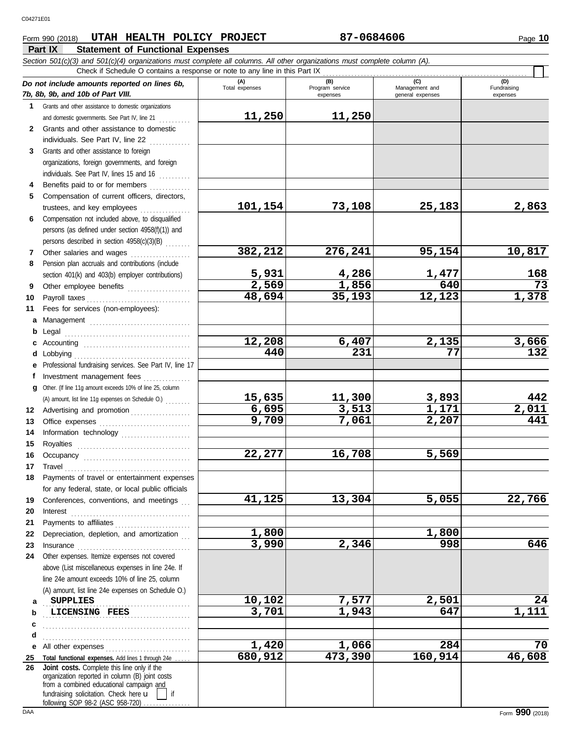Form 990 (2018) **UTAH HEALTH POLICY PROJECT** **87-0684606**

## Part IX Statement of Functional Expenses

*Section 501(c)(3) and 501(c)(4) organizations must complete all columns. All other organizations must complete column (A).*

Check if Schedule O contains a response or note to any line in this Part IX

| *Do not include amounts reported on lines 6b, 7b, 8b, 9b, and 10b of Part VIII.* | (A) Total expenses | (B) Program service expenses | (C) Management and general expenses | (D) Fundraising expenses |
|---|---|---|---|---|
| **1** Grants and other assistance to domestic organizations and domestic governments. See Part IV, line 21 | 11,250 | 11,250 | | |
| **2** Grants and other assistance to domestic individuals. See Part IV, line 22 | | | | |
| **3** Grants and other assistance to foreign organizations, foreign governments, and foreign individuals. See Part IV, lines 15 and 16 | | | | |
| **4** Benefits paid to or for members | | | | |
| **5** Compensation of current officers, directors, trustees, and key employees | 101,154 | 73,108 | 25,183 | 2,863 |
| **6** Compensation not included above, to disqualified persons (as defined under section 4958(f)(1)) and persons described in section 4958(c)(3)(B) | | | | |
| **7** Other salaries and wages | 382,212 | 276,241 | 95,154 | 10,817 |
| **8** Pension plan accruals and contributions (include section 401(k) and 403(b) employer contributions) | 5,931 | 4,286 | 1,477 | 168 |
| **9** Other employee benefits | 2,569 | 1,856 | 640 | 73 |
| **10** Payroll taxes | 48,694 | 35,193 | 12,123 | 1,378 |
| **11** Fees for services (non-employees): | | | | |
| **a** Management | | | | |
| **b** Legal | | | | |
| **c** Accounting | 12,208 | 6,407 | 2,135 | 3,666 |
| **d** Lobbying | 440 | 231 | 77 | 132 |
| **e** Professional fundraising services. See Part IV, line 17 | | | | |
| **f** Investment management fees | | | | |
| **g** Other. (If line 11g amount exceeds 10% of line 25, column (A) amount, list line 11g expenses on Schedule O.) | 15,635 | 11,300 | 3,893 | 442 |
| **12** Advertising and promotion | 6,695 | 3,513 | 1,171 | 2,011 |
| **13** Office expenses | 9,709 | 7,061 | 2,207 | 441 |
| **14** Information technology | | | | |
| **15** Royalties | | | | |
| **16** Occupancy | 22,277 | 16,708 | 5,569 | |
| **17** Travel | | | | |
| **18** Payments of travel or entertainment expenses for any federal, state, or local public officials | | | | |
| **19** Conferences, conventions, and meetings | 41,125 | 13,304 | 5,055 | 22,766 |
| **20** Interest | | | | |
| **21** Payments to affiliates | | | | |
| **22** Depreciation, depletion, and amortization | 1,800 | | 1,800 | |
| **23** Insurance | 3,990 | 2,346 | 998 | 646 |
| **24** Other expenses. Itemize expenses not covered above (List miscellaneous expenses in line 24e. If line 24e amount exceeds 10% of line 25, column (A) amount, list line 24e expenses on Schedule O.) | | | | |
| **a** SUPPLIES | 10,102 | 7,577 | 2,501 | 24 |
| **b** LICENSING FEES | 3,701 | 1,943 | 647 | 1,111 |
| **c** | | | | |
| **d** | | | | |
| **e** All other expenses | 1,420 | 1,066 | 284 | 70 |
| **25** **Total functional expenses.** Add lines 1 through 24e | 680,912 | 473,390 | 160,914 | 46,608 |
| **26** **Joint costs.** Complete this line only if the organization reported in column (B) joint costs from a combined educational campaign and fundraising solicitation. Check here u [ ] if following SOP 98-2 (ASC 958-720) | | | | |

Form **990** (2018)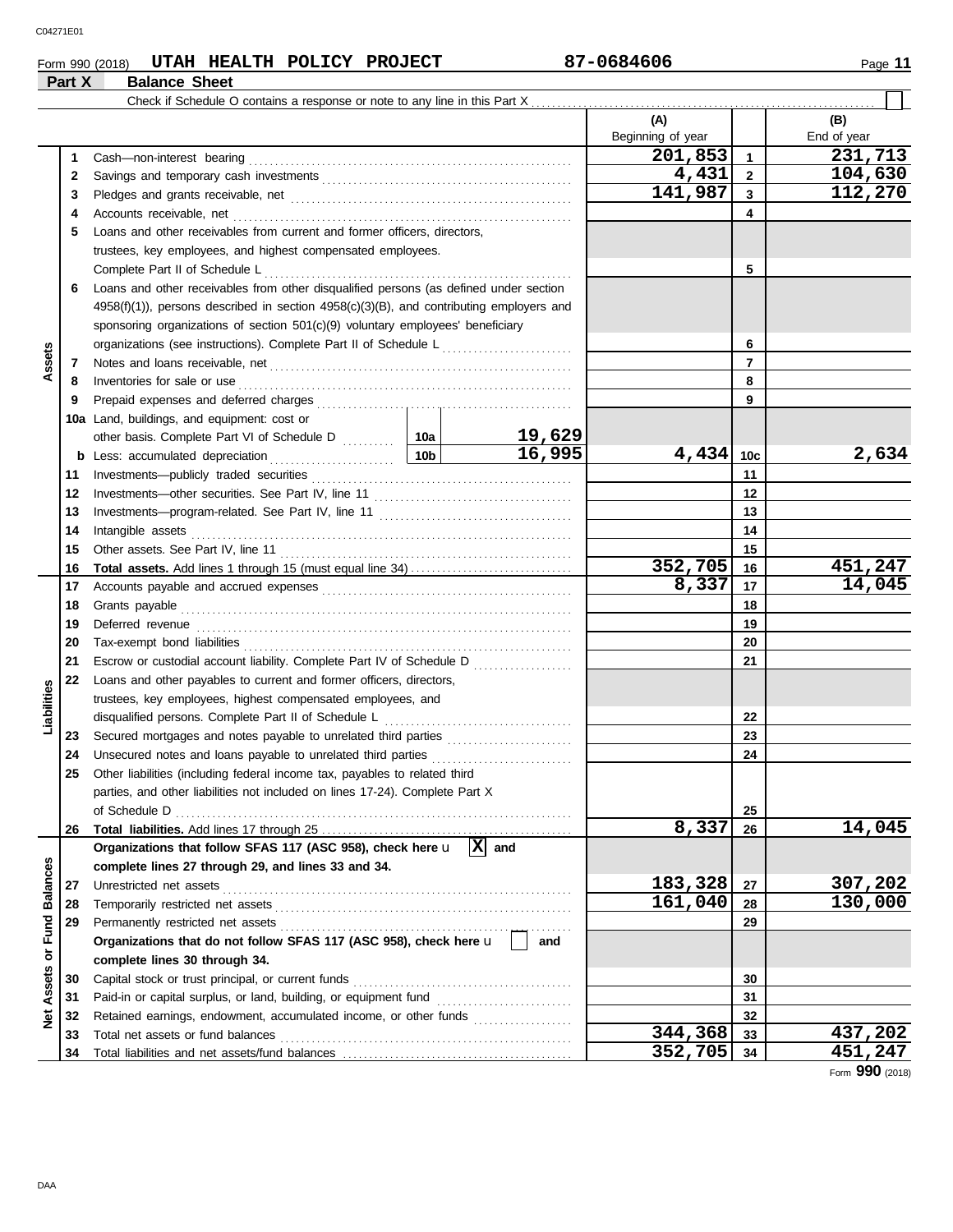Form 990 (2018) **UTAH HEALTH POLICY PROJECT** 87-0684606

## Part X Balance Sheet

Check if Schedule O contains a response or note to any line in this Part X . . . . . . . . . . ☐

| | | | (A) Beginning of year | | (B) End of year |
|---|---|---|---|---|---|
| **Assets** | 1 | Cash—non-interest bearing | 201,853 | 1 | 231,713 |
| | 2 | Savings and temporary cash investments | 4,431 | 2 | 104,630 |
| | 3 | Pledges and grants receivable, net | 141,987 | 3 | 112,270 |
| | 4 | Accounts receivable, net | | 4 | |
| | 5 | Loans and other receivables from current and former officers, directors, trustees, key employees, and highest compensated employees. Complete Part II of Schedule L | | 5 | |
| | 6 | Loans and other receivables from other disqualified persons (as defined under section 4958(f)(1)), persons described in section 4958(c)(3)(B), and contributing employers and sponsoring organizations of section 501(c)(9) voluntary employees' beneficiary organizations (see instructions). Complete Part II of Schedule L | | 6 | |
| | 7 | Notes and loans receivable, net | | 7 | |
| | 8 | Inventories for sale or use | | 8 | |
| | 9 | Prepaid expenses and deferred charges | | 9 | |
| | 10a | Land, buildings, and equipment: cost or other basis. Complete Part VI of Schedule D — 10a: 19,629 | | | |
| | b | Less: accumulated depreciation — 10b: 16,995 | 4,434 | 10c | 2,634 |
| | 11 | Investments—publicly traded securities | | 11 | |
| | 12 | Investments—other securities. See Part IV, line 11 | | 12 | |
| | 13 | Investments—program-related. See Part IV, line 11 | | 13 | |
| | 14 | Intangible assets | | 14 | |
| | 15 | Other assets. See Part IV, line 11 | | 15 | |
| | 16 | **Total assets.** Add lines 1 through 15 (must equal line 34) | 352,705 | 16 | 451,247 |
| **Liabilities** | 17 | Accounts payable and accrued expenses | 8,337 | 17 | 14,045 |
| | 18 | Grants payable | | 18 | |
| | 19 | Deferred revenue | | 19 | |
| | 20 | Tax-exempt bond liabilities | | 20 | |
| | 21 | Escrow or custodial account liability. Complete Part IV of Schedule D | | 21 | |
| | 22 | Loans and other payables to current and former officers, directors, trustees, key employees, highest compensated employees, and disqualified persons. Complete Part II of Schedule L | | 22 | |
| | 23 | Secured mortgages and notes payable to unrelated third parties | | 23 | |
| | 24 | Unsecured notes and loans payable to unrelated third parties | | 24 | |
| | 25 | Other liabilities (including federal income tax, payables to related third parties, and other liabilities not included on lines 17-24). Complete Part X of Schedule D | | 25 | |
| | 26 | **Total liabilities.** Add lines 17 through 25 | 8,337 | 26 | 14,045 |
| **Net Assets or Fund Balances** | | **Organizations that follow SFAS 117 (ASC 958), check here** ☒ **and complete lines 27 through 29, and lines 33 and 34.** | | | |
| | 27 | Unrestricted net assets | 183,328 | 27 | 307,202 |
| | 28 | Temporarily restricted net assets | 161,040 | 28 | 130,000 |
| | 29 | Permanently restricted net assets | | 29 | |
| | | **Organizations that do not follow SFAS 117 (ASC 958), check here** ☐ **and complete lines 30 through 34.** | | | |
| | 30 | Capital stock or trust principal, or current funds | | 30 | |
| | 31 | Paid-in or capital surplus, or land, building, or equipment fund | | 31 | |
| | 32 | Retained earnings, endowment, accumulated income, or other funds | | 32 | |
| | 33 | Total net assets or fund balances | 344,368 | 33 | 437,202 |
| | 34 | Total liabilities and net assets/fund balances | 352,705 | 34 | 451,247 |

Form **990** (2018)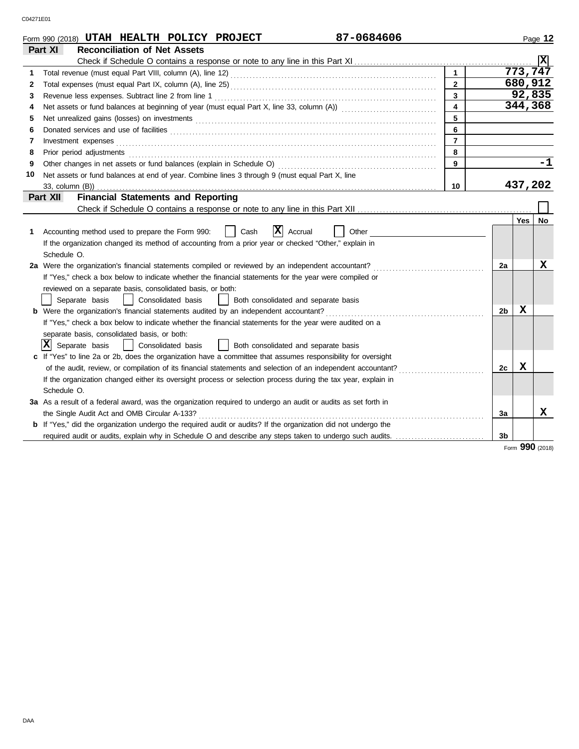Form 990 (2018) **UTAH HEALTH POLICY PROJECT** **87-0684606**

## Part XI Reconciliation of Net Assets

Check if Schedule O contains a response or note to any line in this Part XI .......... [X]

| | | | |
|---|---|---|---|
| 1 | Total revenue (must equal Part VIII, column (A), line 12) | 1 | 773,747 |
| 2 | Total expenses (must equal Part IX, column (A), line 25) | 2 | 680,912 |
| 3 | Revenue less expenses. Subtract line 2 from line 1 | 3 | 92,835 |
| 4 | Net assets or fund balances at beginning of year (must equal Part X, line 33, column (A)) | 4 | 344,368 |
| 5 | Net unrealized gains (losses) on investments | 5 | |
| 6 | Donated services and use of facilities | 6 | |
| 7 | Investment expenses | 7 | |
| 8 | Prior period adjustments | 8 | |
| 9 | Other changes in net assets or fund balances (explain in Schedule O) | 9 | -1 |
| 10 | Net assets or fund balances at end of year. Combine lines 3 through 9 (must equal Part X, line 33, column (B)) | 10 | 437,202 |

## Part XII Financial Statements and Reporting

Check if Schedule O contains a response or note to any line in this Part XII .......... [ ]

| | | | Yes | No |
|---|---|---|---|---|
| 1 | Accounting method used to prepare the Form 990: [ ] Cash [X] Accrual [ ] Other<br>If the organization changed its method of accounting from a prior year or checked "Other," explain in Schedule O. | | | |
| 2a | Were the organization's financial statements compiled or reviewed by an independent accountant? | 2a | | X |
| | If "Yes," check a box below to indicate whether the financial statements for the year were compiled or reviewed on a separate basis, consolidated basis, or both:<br>[ ] Separate basis [ ] Consolidated basis [ ] Both consolidated and separate basis | | | |
| b | Were the organization's financial statements audited by an independent accountant? | 2b | X | |
| | If "Yes," check a box below to indicate whether the financial statements for the year were audited on a separate basis, consolidated basis, or both:<br>[X] Separate basis [ ] Consolidated basis [ ] Both consolidated and separate basis | | | |
| c | If "Yes" to line 2a or 2b, does the organization have a committee that assumes responsibility for oversight of the audit, review, or compilation of its financial statements and selection of an independent accountant? | 2c | X | |
| | If the organization changed either its oversight process or selection process during the tax year, explain in Schedule O. | | | |
| 3a | As a result of a federal award, was the organization required to undergo an audit or audits as set forth in the Single Audit Act and OMB Circular A-133? | 3a | | X |
| b | If "Yes," did the organization undergo the required audit or audits? If the organization did not undergo the required audit or audits, explain why in Schedule O and describe any steps taken to undergo such audits. | 3b | | |

Form **990** (2018)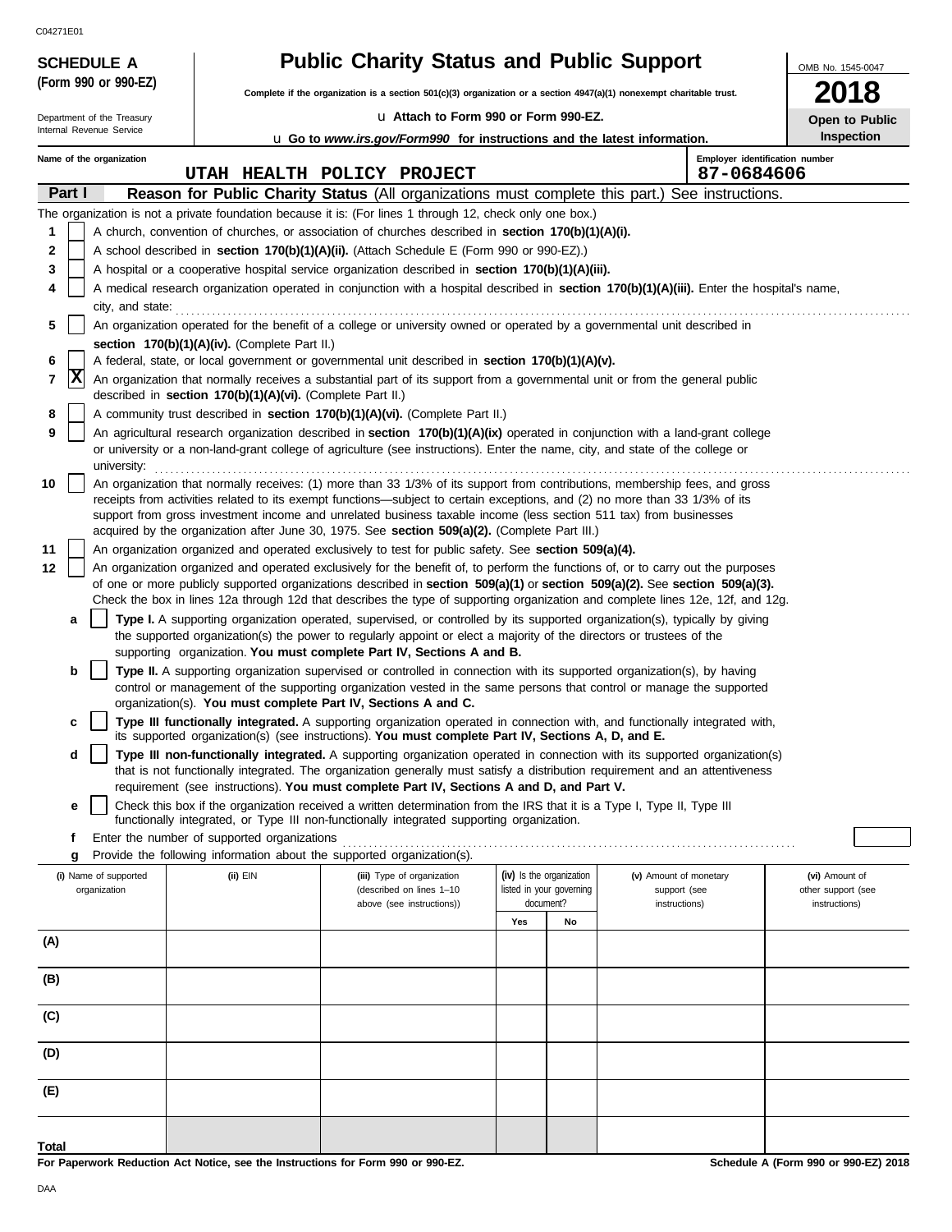C04271E01

**SCHEDULE A (Form 990 or 990-EZ)**

Department of the Treasury
Internal Revenue Service

# Public Charity Status and Public Support

**Complete if the organization is a section 501(c)(3) organization or a section 4947(a)(1) nonexempt charitable trust.**

u **Attach to Form 990 or Form 990-EZ.**

u **Go to *www.irs.gov/Form990* for instructions and the latest information.**

OMB No. 1545-0047

**2018**

**Open to Public Inspection**

**Name of the organization**
UTAH HEALTH POLICY PROJECT

**Employer identification number**
87-0684606

## Part I — Reason for Public Charity Status (All organizations must complete this part.) See instructions.

The organization is not a private foundation because it is: (For lines 1 through 12, check only one box.)

1 [ ] A church, convention of churches, or association of churches described in **section 170(b)(1)(A)(i).**

2 [ ] A school described in **section 170(b)(1)(A)(ii).** (Attach Schedule E (Form 990 or 990-EZ).)

3 [ ] A hospital or a cooperative hospital service organization described in **section 170(b)(1)(A)(iii).**

4 [ ] A medical research organization operated in conjunction with a hospital described in **section 170(b)(1)(A)(iii).** Enter the hospital's name, city, and state:

5 [ ] An organization operated for the benefit of a college or university owned or operated by a governmental unit described in **section 170(b)(1)(A)(iv).** (Complete Part II.)

6 [ ] A federal, state, or local government or governmental unit described in **section 170(b)(1)(A)(v).**

7 [X] An organization that normally receives a substantial part of its support from a governmental unit or from the general public described in **section 170(b)(1)(A)(vi).** (Complete Part II.)

8 [ ] A community trust described in **section 170(b)(1)(A)(vi).** (Complete Part II.)

9 [ ] An agricultural research organization described in **section 170(b)(1)(A)(ix)** operated in conjunction with a land-grant college or university or a non-land-grant college of agriculture (see instructions). Enter the name, city, and state of the college or university:

10 [ ] An organization that normally receives: (1) more than 33 1/3% of its support from contributions, membership fees, and gross receipts from activities related to its exempt functions—subject to certain exceptions, and (2) no more than 33 1/3% of its support from gross investment income and unrelated business taxable income (less section 511 tax) from businesses acquired by the organization after June 30, 1975. See **section 509(a)(2).** (Complete Part III.)

11 [ ] An organization organized and operated exclusively to test for public safety. See **section 509(a)(4).**

12 [ ] An organization organized and operated exclusively for the benefit of, to perform the functions of, or to carry out the purposes of one or more publicly supported organizations described in **section 509(a)(1)** or **section 509(a)(2).** See **section 509(a)(3).** Check the box in lines 12a through 12d that describes the type of supporting organization and complete lines 12e, 12f, and 12g.

a [ ] **Type I.** A supporting organization operated, supervised, or controlled by its supported organization(s), typically by giving the supported organization(s) the power to regularly appoint or elect a majority of the directors or trustees of the supporting organization. **You must complete Part IV, Sections A and B.**

b [ ] **Type II.** A supporting organization supervised or controlled in connection with its supported organization(s), by having control or management of the supporting organization vested in the same persons that control or manage the supported organization(s). **You must complete Part IV, Sections A and C.**

c [ ] **Type III functionally integrated.** A supporting organization operated in connection with, and functionally integrated with, its supported organization(s) (see instructions). **You must complete Part IV, Sections A, D, and E.**

d [ ] **Type III non-functionally integrated.** A supporting organization operated in connection with its supported organization(s) that is not functionally integrated. The organization generally must satisfy a distribution requirement and an attentiveness requirement (see instructions). **You must complete Part IV, Sections A and D, and Part V.**

e [ ] Check this box if the organization received a written determination from the IRS that it is a Type I, Type II, Type III functionally integrated, or Type III non-functionally integrated supporting organization.

f Enter the number of supported organizations

g Provide the following information about the supported organization(s).

| (i) Name of supported organization | (ii) EIN | (iii) Type of organization (described on lines 1–10 above (see instructions)) | (iv) Is the organization listed in your governing document? Yes | No | (v) Amount of monetary support (see instructions) | (vi) Amount of other support (see instructions) |
|---|---|---|---|---|---|---|
| (A) | | | | | | |
| (B) | | | | | | |
| (C) | | | | | | |
| (D) | | | | | | |
| (E) | | | | | | |
| **Total** | | | | | | |

**For Paperwork Reduction Act Notice, see the Instructions for Form 990 or 990-EZ.**

**Schedule A (Form 990 or 990-EZ) 2018**

DAA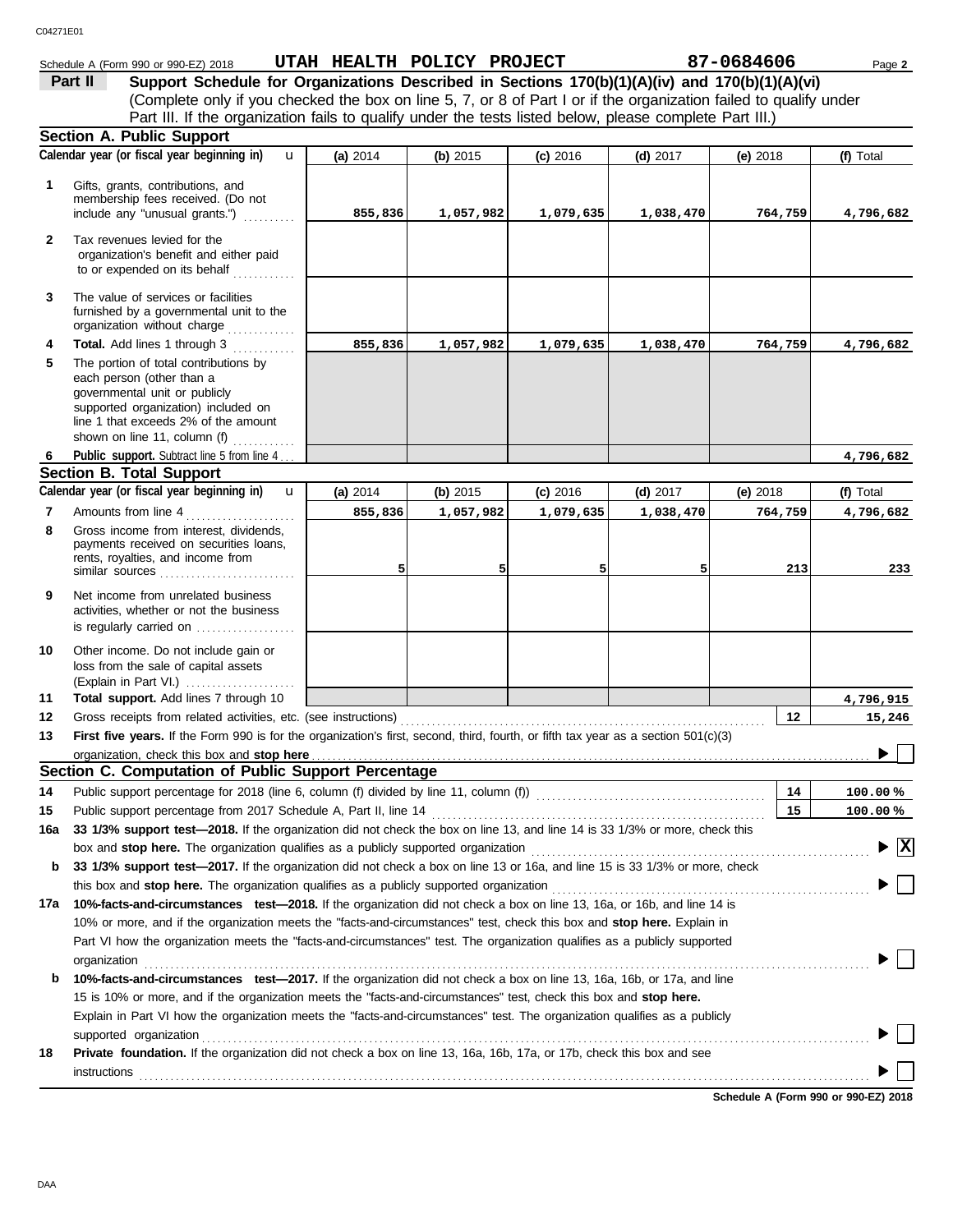Schedule A (Form 990 or 990-EZ) 2018 **UTAH HEALTH POLICY PROJECT** **87-0684606** Page **2**

**Part II** **Support Schedule for Organizations Described in Sections 170(b)(1)(A)(iv) and 170(b)(1)(A)(vi)**
(Complete only if you checked the box on line 5, 7, or 8 of Part I or if the organization failed to qualify under Part III. If the organization fails to qualify under the tests listed below, please complete Part III.)

**Section A. Public Support**

| Calendar year (or fiscal year beginning in) | (a) 2014 | (b) 2015 | (c) 2016 | (d) 2017 | (e) 2018 | (f) Total |
|---|---|---|---|---|---|---|
| **1** Gifts, grants, contributions, and membership fees received. (Do not include any "unusual grants.") | 855,836 | 1,057,982 | 1,079,635 | 1,038,470 | 764,759 | 4,796,682 |
| **2** Tax revenues levied for the organization's benefit and either paid to or expended on its behalf | | | | | | |
| **3** The value of services or facilities furnished by a governmental unit to the organization without charge | | | | | | |
| **4** **Total.** Add lines 1 through 3 | 855,836 | 1,057,982 | 1,079,635 | 1,038,470 | 764,759 | 4,796,682 |
| **5** The portion of total contributions by each person (other than a governmental unit or publicly supported organization) included on line 1 that exceeds 2% of the amount shown on line 11, column (f) | | | | | | |
| **6** **Public support.** Subtract line 5 from line 4 | | | | | | 4,796,682 |

**Section B. Total Support**

| Calendar year (or fiscal year beginning in) | (a) 2014 | (b) 2015 | (c) 2016 | (d) 2017 | (e) 2018 | (f) Total |
|---|---|---|---|---|---|---|
| **7** Amounts from line 4 | 855,836 | 1,057,982 | 1,079,635 | 1,038,470 | 764,759 | 4,796,682 |
| **8** Gross income from interest, dividends, payments received on securities loans, rents, royalties, and income from similar sources | 5 | 5 | 5 | 5 | 213 | 233 |
| **9** Net income from unrelated business activities, whether or not the business is regularly carried on | | | | | | |
| **10** Other income. Do not include gain or loss from the sale of capital assets (Explain in Part VI.) | | | | | | |
| **11** **Total support.** Add lines 7 through 10 | | | | | | 4,796,915 |

**12** Gross receipts from related activities, etc. (see instructions) — **12** — 15,246

**13** **First five years.** If the Form 990 is for the organization's first, second, third, fourth, or fifth tax year as a section 501(c)(3) organization, check this box and **stop here** ☐

**Section C. Computation of Public Support Percentage**

**14** Public support percentage for 2018 (line 6, column (f) divided by line 11, column (f)) — **14** — 100.00 %

**15** Public support percentage from 2017 Schedule A, Part II, line 14 — **15** — 100.00 %

**16a** **33 1/3% support test—2018.** If the organization did not check the box on line 13, and line 14 is 33 1/3% or more, check this box and **stop here.** The organization qualifies as a publicly supported organization ☒

**b** **33 1/3% support test—2017.** If the organization did not check a box on line 13 or 16a, and line 15 is 33 1/3% or more, check this box and **stop here.** The organization qualifies as a publicly supported organization ☐

**17a** **10%-facts-and-circumstances test—2018.** If the organization did not check a box on line 13, 16a, or 16b, and line 14 is 10% or more, and if the organization meets the "facts-and-circumstances" test, check this box and **stop here.** Explain in Part VI how the organization meets the "facts-and-circumstances" test. The organization qualifies as a publicly supported organization ☐

**b** **10%-facts-and-circumstances test—2017.** If the organization did not check a box on line 13, 16a, 16b, or 17a, and line 15 is 10% or more, and if the organization meets the "facts-and-circumstances" test, check this box and **stop here.** Explain in Part VI how the organization meets the "facts-and-circumstances" test. The organization qualifies as a publicly supported organization ☐

**18** **Private foundation.** If the organization did not check a box on line 13, 16a, 16b, 17a, or 17b, check this box and see instructions ☐

**Schedule A (Form 990 or 990-EZ) 2018**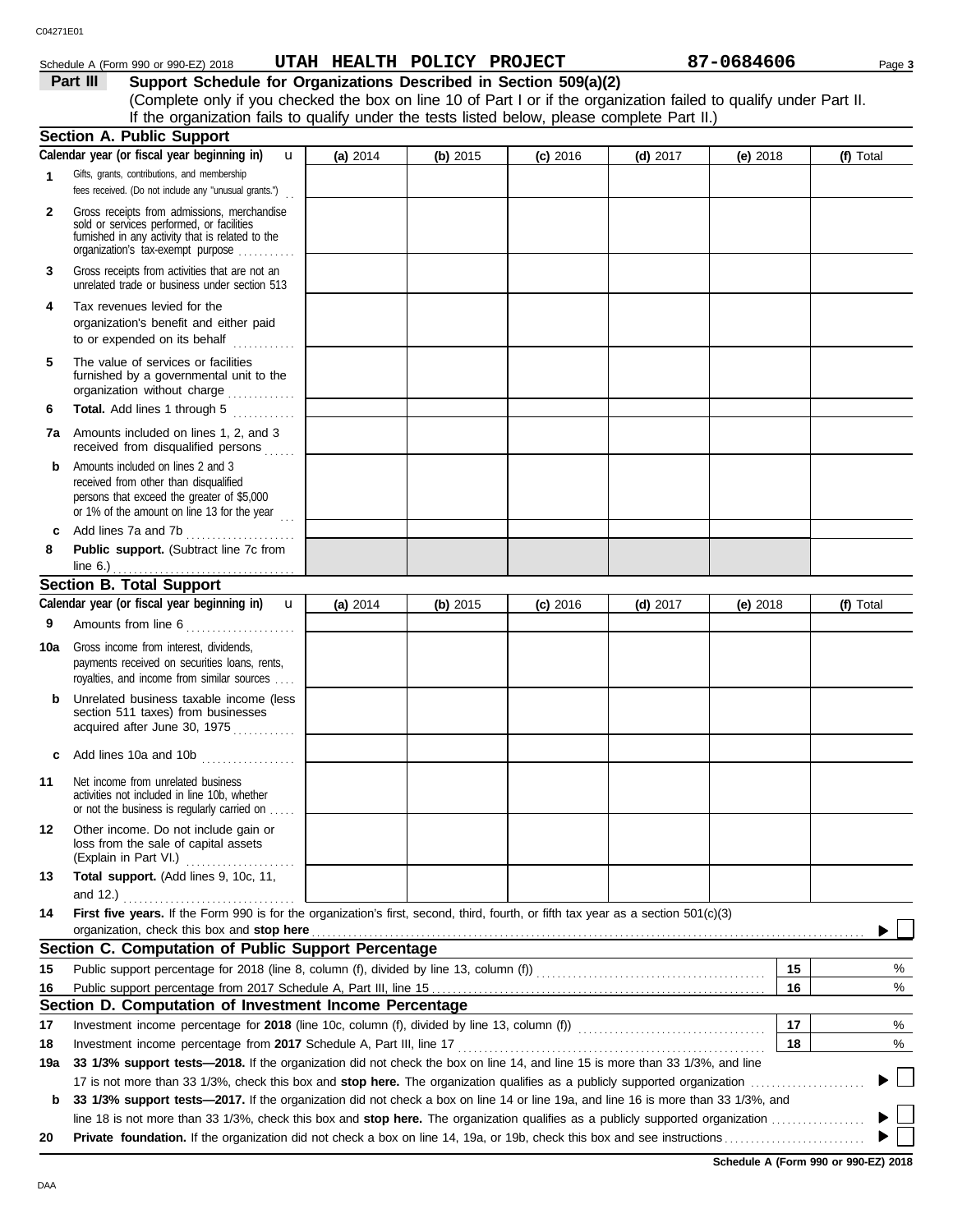Schedule A (Form 990 or 990-EZ) 2018 **UTAH HEALTH POLICY PROJECT** **87-0684606**

## Part III Support Schedule for Organizations Described in Section 509(a)(2)

(Complete only if you checked the box on line 10 of Part I or if the organization failed to qualify under Part II. If the organization fails to qualify under the tests listed below, please complete Part II.)

### Section A. Public Support

| Calendar year (or fiscal year beginning in) | (a) 2014 | (b) 2015 | (c) 2016 | (d) 2017 | (e) 2018 | (f) Total |
|---|---|---|---|---|---|---|
| 1 Gifts, grants, contributions, and membership fees received. (Do not include any "unusual grants.") | | | | | | |
| 2 Gross receipts from admissions, merchandise sold or services performed, or facilities furnished in any activity that is related to the organization's tax-exempt purpose | | | | | | |
| 3 Gross receipts from activities that are not an unrelated trade or business under section 513 | | | | | | |
| 4 Tax revenues levied for the organization's benefit and either paid to or expended on its behalf | | | | | | |
| 5 The value of services or facilities furnished by a governmental unit to the organization without charge | | | | | | |
| 6 **Total.** Add lines 1 through 5 | | | | | | |
| 7a Amounts included on lines 1, 2, and 3 received from disqualified persons | | | | | | |
| b Amounts included on lines 2 and 3 received from other than disqualified persons that exceed the greater of $5,000 or 1% of the amount on line 13 for the year | | | | | | |
| c Add lines 7a and 7b | | | | | | |
| 8 **Public support.** (Subtract line 7c from line 6.) | | | | | | |

### Section B. Total Support

| Calendar year (or fiscal year beginning in) | (a) 2014 | (b) 2015 | (c) 2016 | (d) 2017 | (e) 2018 | (f) Total |
|---|---|---|---|---|---|---|
| 9 Amounts from line 6 | | | | | | |
| 10a Gross income from interest, dividends, payments received on securities loans, rents, royalties, and income from similar sources | | | | | | |
| b Unrelated business taxable income (less section 511 taxes) from businesses acquired after June 30, 1975 | | | | | | |
| c Add lines 10a and 10b | | | | | | |
| 11 Net income from unrelated business activities not included in line 10b, whether or not the business is regularly carried on | | | | | | |
| 12 Other income. Do not include gain or loss from the sale of capital assets (Explain in Part VI.) | | | | | | |
| 13 **Total support.** (Add lines 9, 10c, 11, and 12.) | | | | | | |

14 **First five years.** If the Form 990 is for the organization's first, second, third, fourth, or fifth tax year as a section 501(c)(3) organization, check this box and **stop here** ☐

### Section C. Computation of Public Support Percentage

| | | | |
|---|---|---|---|
| 15 | Public support percentage for 2018 (line 8, column (f), divided by line 13, column (f)) | 15 | % |
| 16 | Public support percentage from 2017 Schedule A, Part III, line 15 | 16 | % |

### Section D. Computation of Investment Income Percentage

| | | | |
|---|---|---|---|
| 17 | Investment income percentage for **2018** (line 10c, column (f), divided by line 13, column (f)) | 17 | % |
| 18 | Investment income percentage from **2017** Schedule A, Part III, line 17 | 18 | % |

19a **33 1/3% support tests—2018.** If the organization did not check the box on line 14, and line 15 is more than 33 1/3%, and line 17 is not more than 33 1/3%, check this box and **stop here.** The organization qualifies as a publicly supported organization ☐

b **33 1/3% support tests—2017.** If the organization did not check a box on line 14 or line 19a, and line 16 is more than 33 1/3%, and line 18 is not more than 33 1/3%, check this box and **stop here.** The organization qualifies as a publicly supported organization ☐

20 **Private foundation.** If the organization did not check a box on line 14, 19a, or 19b, check this box and see instructions ☐

**Schedule A (Form 990 or 990-EZ) 2018**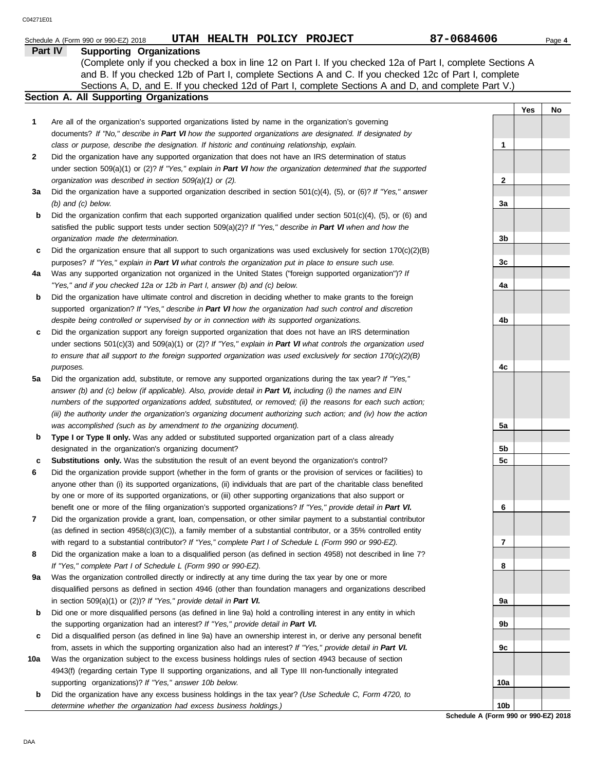Schedule A (Form 990 or 990-EZ) 2018 **UTAH HEALTH POLICY PROJECT** **87-0684606**

**Part IV** **Supporting Organizations**

(Complete only if you checked a box in line 12 on Part I. If you checked 12a of Part I, complete Sections A and B. If you checked 12b of Part I, complete Sections A and C. If you checked 12c of Part I, complete Sections A, D, and E. If you checked 12d of Part I, complete Sections A and D, and complete Part V.)

## Section A. All Supporting Organizations

| | | | Yes | No |
|---|---|---|---|---|
| **1** | Are all of the organization's supported organizations listed by name in the organization's governing documents? *If "No," describe in **Part VI** how the supported organizations are designated. If designated by class or purpose, describe the designation. If historic and continuing relationship, explain.* | **1** | | |
| **2** | Did the organization have any supported organization that does not have an IRS determination of status under section 509(a)(1) or (2)? *If "Yes," explain in **Part VI** how the organization determined that the supported organization was described in section 509(a)(1) or (2).* | **2** | | |
| **3a** | Did the organization have a supported organization described in section 501(c)(4), (5), or (6)? *If "Yes," answer (b) and (c) below.* | **3a** | | |
| **b** | Did the organization confirm that each supported organization qualified under section 501(c)(4), (5), or (6) and satisfied the public support tests under section 509(a)(2)? *If "Yes," describe in **Part VI** when and how the organization made the determination.* | **3b** | | |
| **c** | Did the organization ensure that all support to such organizations was used exclusively for section 170(c)(2)(B) purposes? *If "Yes," explain in **Part VI** what controls the organization put in place to ensure such use.* | **3c** | | |
| **4a** | Was any supported organization not organized in the United States ("foreign supported organization")? *If "Yes," and if you checked 12a or 12b in Part I, answer (b) and (c) below.* | **4a** | | |
| **b** | Did the organization have ultimate control and discretion in deciding whether to make grants to the foreign supported organization? *If "Yes," describe in **Part VI** how the organization had such control and discretion despite being controlled or supervised by or in connection with its supported organizations.* | **4b** | | |
| **c** | Did the organization support any foreign supported organization that does not have an IRS determination under sections 501(c)(3) and 509(a)(1) or (2)? *If "Yes," explain in **Part VI** what controls the organization used to ensure that all support to the foreign supported organization was used exclusively for section 170(c)(2)(B) purposes.* | **4c** | | |
| **5a** | Did the organization add, substitute, or remove any supported organizations during the tax year? *If "Yes," answer (b) and (c) below (if applicable). Also, provide detail in **Part VI,** including (i) the names and EIN numbers of the supported organizations added, substituted, or removed; (ii) the reasons for each such action; (iii) the authority under the organization's organizing document authorizing such action; and (iv) how the action was accomplished (such as by amendment to the organizing document).* | **5a** | | |
| **b** | **Type I or Type II only.** Was any added or substituted supported organization part of a class already designated in the organization's organizing document? | **5b** | | |
| **c** | **Substitutions only.** Was the substitution the result of an event beyond the organization's control? | **5c** | | |
| **6** | Did the organization provide support (whether in the form of grants or the provision of services or facilities) to anyone other than (i) its supported organizations, (ii) individuals that are part of the charitable class benefited by one or more of its supported organizations, or (iii) other supporting organizations that also support or benefit one or more of the filing organization's supported organizations? *If "Yes," provide detail in **Part VI.*** | **6** | | |
| **7** | Did the organization provide a grant, loan, compensation, or other similar payment to a substantial contributor (as defined in section 4958(c)(3)(C)), a family member of a substantial contributor, or a 35% controlled entity with regard to a substantial contributor? *If "Yes," complete Part I of Schedule L (Form 990 or 990-EZ).* | **7** | | |
| **8** | Did the organization make a loan to a disqualified person (as defined in section 4958) not described in line 7? *If "Yes," complete Part I of Schedule L (Form 990 or 990-EZ).* | **8** | | |
| **9a** | Was the organization controlled directly or indirectly at any time during the tax year by one or more disqualified persons as defined in section 4946 (other than foundation managers and organizations described in section 509(a)(1) or (2))? *If "Yes," provide detail in **Part VI.*** | **9a** | | |
| **b** | Did one or more disqualified persons (as defined in line 9a) hold a controlling interest in any entity in which the supporting organization had an interest? *If "Yes," provide detail in **Part VI.*** | **9b** | | |
| **c** | Did a disqualified person (as defined in line 9a) have an ownership interest in, or derive any personal benefit from, assets in which the supporting organization also had an interest? *If "Yes," provide detail in **Part VI.*** | **9c** | | |
| **10a** | Was the organization subject to the excess business holdings rules of section 4943 because of section 4943(f) (regarding certain Type II supporting organizations, and all Type III non-functionally integrated supporting organizations)? *If "Yes," answer 10b below.* | **10a** | | |
| **b** | Did the organization have any excess business holdings in the tax year? *(Use Schedule C, Form 4720, to determine whether the organization had excess business holdings.)* | **10b** | | |

**Schedule A (Form 990 or 990-EZ) 2018**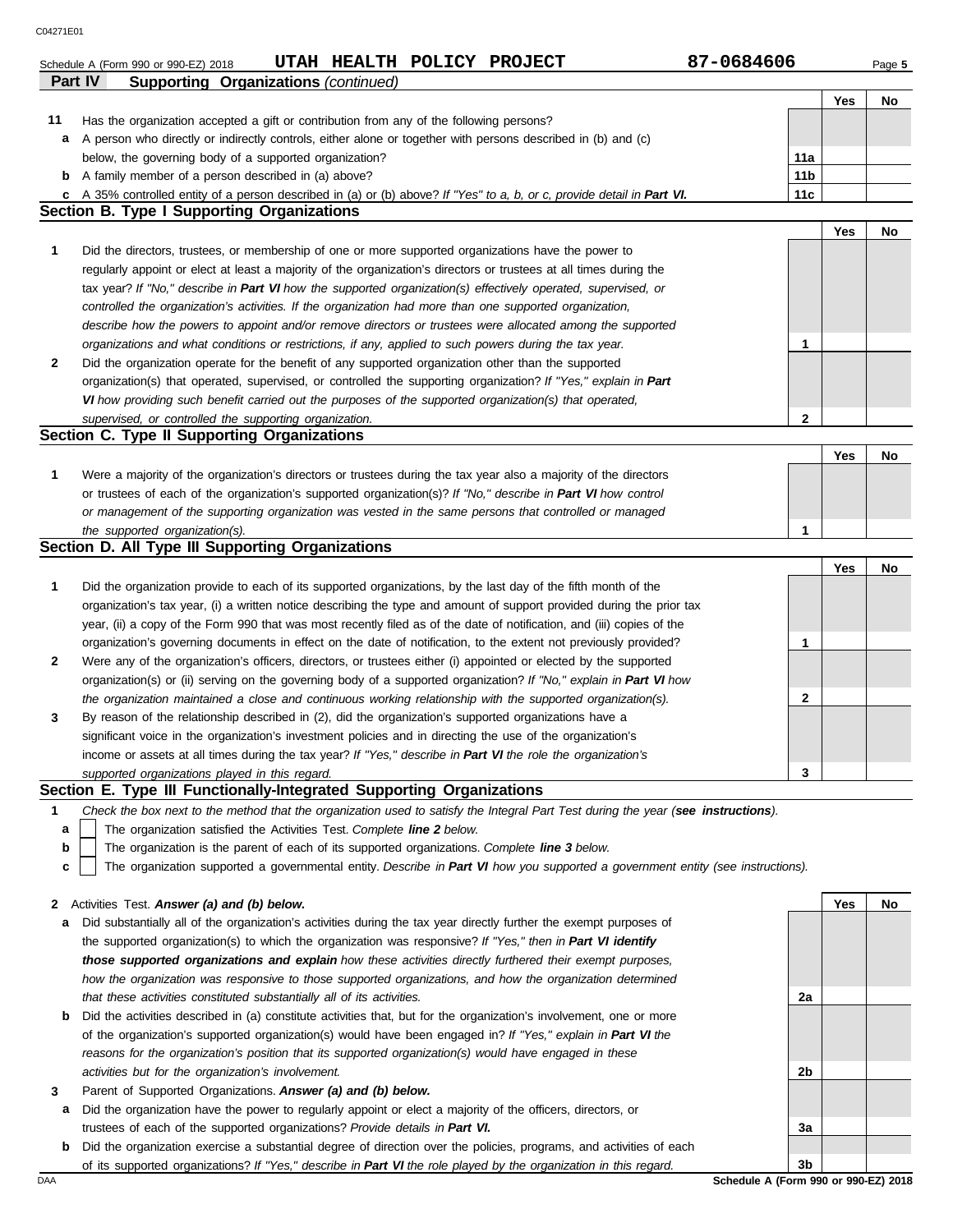Schedule A (Form 990 or 990-EZ) 2018 **UTAH HEALTH POLICY PROJECT** **87-0684606**

**Part IV Supporting Organizations** *(continued)*

| | | | Yes | No |
|---|---|---|---|---|
| **11** | Has the organization accepted a gift or contribution from any of the following persons? | | | |
| **a** | A person who directly or indirectly controls, either alone or together with persons described in (b) and (c) below, the governing body of a supported organization? | 11a | | |
| **b** | A family member of a person described in (a) above? | 11b | | |
| **c** | A 35% controlled entity of a person described in (a) or (b) above? *If "Yes" to a, b, or c, provide detail in **Part VI.*** | 11c | | |

## Section B. Type I Supporting Organizations

| | | | Yes | No |
|---|---|---|---|---|
| **1** | Did the directors, trustees, or membership of one or more supported organizations have the power to regularly appoint or elect at least a majority of the organization's directors or trustees at all times during the tax year? *If "No," describe in **Part VI** how the supported organization(s) effectively operated, supervised, or controlled the organization's activities. If the organization had more than one supported organization, describe how the powers to appoint and/or remove directors or trustees were allocated among the supported organizations and what conditions or restrictions, if any, applied to such powers during the tax year.* | 1 | | |
| **2** | Did the organization operate for the benefit of any supported organization other than the supported organization(s) that operated, supervised, or controlled the supporting organization? *If "Yes," explain in **Part VI** how providing such benefit carried out the purposes of the supported organization(s) that operated, supervised, or controlled the supporting organization.* | 2 | | |

## Section C. Type II Supporting Organizations

| | | | Yes | No |
|---|---|---|---|---|
| **1** | Were a majority of the organization's directors or trustees during the tax year also a majority of the directors or trustees of each of the organization's supported organization(s)? *If "No," describe in **Part VI** how control or management of the supporting organization was vested in the same persons that controlled or managed the supported organization(s).* | 1 | | |

## Section D. All Type III Supporting Organizations

| | | | Yes | No |
|---|---|---|---|---|
| **1** | Did the organization provide to each of its supported organizations, by the last day of the fifth month of the organization's tax year, (i) a written notice describing the type and amount of support provided during the prior tax year, (ii) a copy of the Form 990 that was most recently filed as of the date of notification, and (iii) copies of the organization's governing documents in effect on the date of notification, to the extent not previously provided? | 1 | | |
| **2** | Were any of the organization's officers, directors, or trustees either (i) appointed or elected by the supported organization(s) or (ii) serving on the governing body of a supported organization? *If "No," explain in **Part VI** how the organization maintained a close and continuous working relationship with the supported organization(s).* | 2 | | |
| **3** | By reason of the relationship described in (2), did the organization's supported organizations have a significant voice in the organization's investment policies and in directing the use of the organization's income or assets at all times during the tax year? *If "Yes," describe in **Part VI** the role the organization's supported organizations played in this regard.* | 3 | | |

## Section E. Type III Functionally-Integrated Supporting Organizations

**1** *Check the box next to the method that the organization used to satisfy the Integral Part Test during the year (**see instructions**).*

- **a** ☐ The organization satisfied the Activities Test. *Complete **line 2** below.*
- **b** ☐ The organization is the parent of each of its supported organizations. *Complete **line 3** below.*
- **c** ☐ The organization supported a governmental entity. *Describe in **Part VI** how you supported a government entity (see instructions).*

| | | | Yes | No |
|---|---|---|---|---|
| **2** | Activities Test. ***Answer (a) and (b) below.*** | | | |
| **a** | Did substantially all of the organization's activities during the tax year directly further the exempt purposes of the supported organization(s) to which the organization was responsive? *If "Yes," then in **Part VI identify those supported organizations and explain** how these activities directly furthered their exempt purposes, how the organization was responsive to those supported organizations, and how the organization determined that these activities constituted substantially all of its activities.* | 2a | | |
| **b** | Did the activities described in (a) constitute activities that, but for the organization's involvement, one or more of the organization's supported organization(s) would have been engaged in? *If "Yes," explain in **Part VI** the reasons for the organization's position that its supported organization(s) would have engaged in these activities but for the organization's involvement.* | 2b | | |
| **3** | Parent of Supported Organizations. ***Answer (a) and (b) below.*** | | | |
| **a** | Did the organization have the power to regularly appoint or elect a majority of the officers, directors, or trustees of each of the supported organizations? *Provide details in **Part VI.*** | 3a | | |
| **b** | Did the organization exercise a substantial degree of direction over the policies, programs, and activities of each of its supported organizations? *If "Yes," describe in **Part VI** the role played by the organization in this regard.* | 3b | | |

**Schedule A (Form 990 or 990-EZ) 2018**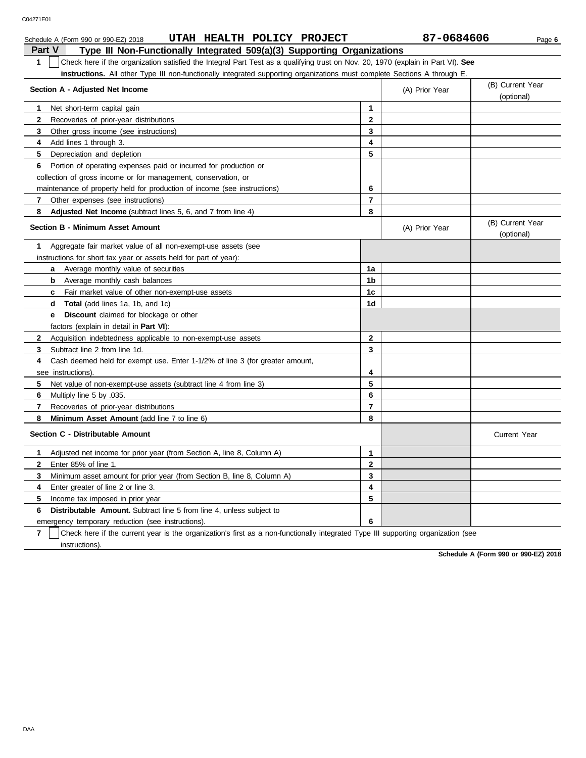C04271E01

Schedule A (Form 990 or 990-EZ) 2018 **UTAH HEALTH POLICY PROJECT** **87-0684606** Page **6**

## Part V Type III Non-Functionally Integrated 509(a)(3) Supporting Organizations

**1** ☐ Check here if the organization satisfied the Integral Part Test as a qualifying trust on Nov. 20, 1970 (explain in Part VI). **See instructions.** All other Type III non-functionally integrated supporting organizations must complete Sections A through E.

| **Section A - Adjusted Net Income** | | (A) Prior Year | (B) Current Year (optional) |
|---|---|---|---|
| **1** Net short-term capital gain | **1** | | |
| **2** Recoveries of prior-year distributions | **2** | | |
| **3** Other gross income (see instructions) | **3** | | |
| **4** Add lines 1 through 3. | **4** | | |
| **5** Depreciation and depletion | **5** | | |
| **6** Portion of operating expenses paid or incurred for production or collection of gross income or for management, conservation, or maintenance of property held for production of income (see instructions) | **6** | | |
| **7** Other expenses (see instructions) | **7** | | |
| **8** **Adjusted Net Income** (subtract lines 5, 6, and 7 from line 4) | **8** | | |

| **Section B - Minimum Asset Amount** | | (A) Prior Year | (B) Current Year (optional) |
|---|---|---|---|
| **1** Aggregate fair market value of all non-exempt-use assets (see instructions for short tax year or assets held for part of year): | | | |
| **a** Average monthly value of securities | **1a** | | |
| **b** Average monthly cash balances | **1b** | | |
| **c** Fair market value of other non-exempt-use assets | **1c** | | |
| **d** **Total** (add lines 1a, 1b, and 1c) | **1d** | | |
| **e** **Discount** claimed for blockage or other factors (explain in detail in **Part VI**): | | | |
| **2** Acquisition indebtedness applicable to non-exempt-use assets | **2** | | |
| **3** Subtract line 2 from line 1d. | **3** | | |
| **4** Cash deemed held for exempt use. Enter 1-1/2% of line 3 (for greater amount, see instructions). | **4** | | |
| **5** Net value of non-exempt-use assets (subtract line 4 from line 3) | **5** | | |
| **6** Multiply line 5 by .035. | **6** | | |
| **7** Recoveries of prior-year distributions | **7** | | |
| **8** **Minimum Asset Amount** (add line 7 to line 6) | **8** | | |

| **Section C - Distributable Amount** | | | Current Year |
|---|---|---|---|
| **1** Adjusted net income for prior year (from Section A, line 8, Column A) | **1** | | |
| **2** Enter 85% of line 1. | **2** | | |
| **3** Minimum asset amount for prior year (from Section B, line 8, Column A) | **3** | | |
| **4** Enter greater of line 2 or line 3. | **4** | | |
| **5** Income tax imposed in prior year | **5** | | |
| **6** **Distributable Amount.** Subtract line 5 from line 4, unless subject to emergency temporary reduction (see instructions). | **6** | | |

**7** ☐ Check here if the current year is the organization's first as a non-functionally integrated Type III supporting organization (see instructions).

**Schedule A (Form 990 or 990-EZ) 2018**

DAA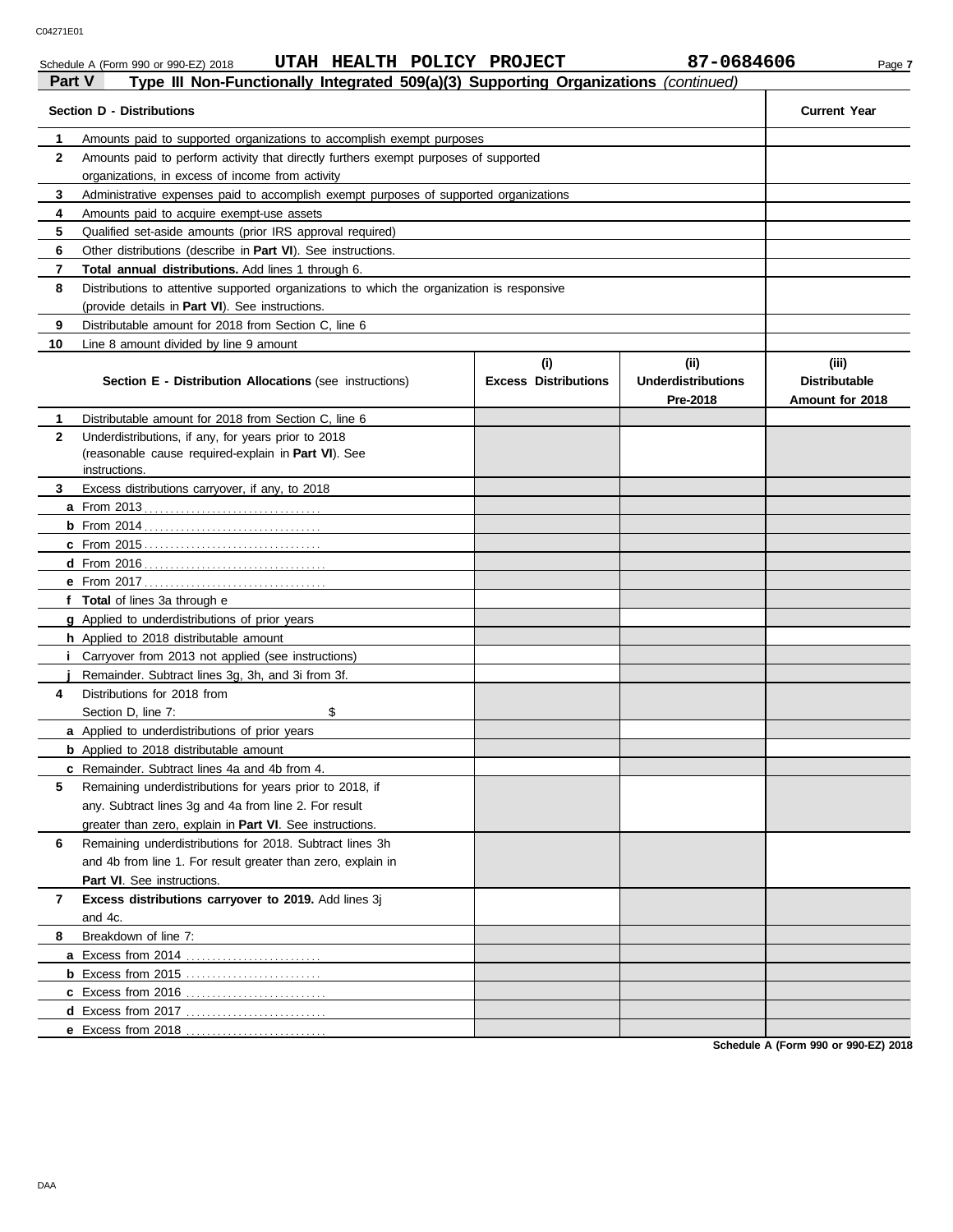Schedule A (Form 990 or 990-EZ) 2018 **UTAH HEALTH POLICY PROJECT** **87-0684606**

## Part V Type III Non-Functionally Integrated 509(a)(3) Supporting Organizations *(continued)*

| | **Section D - Distributions** | **Current Year** |
|---|---|---|
| **1** | Amounts paid to supported organizations to accomplish exempt purposes | |
| **2** | Amounts paid to perform activity that directly furthers exempt purposes of supported organizations, in excess of income from activity | |
| **3** | Administrative expenses paid to accomplish exempt purposes of supported organizations | |
| **4** | Amounts paid to acquire exempt-use assets | |
| **5** | Qualified set-aside amounts (prior IRS approval required) | |
| **6** | Other distributions (describe in **Part VI**). See instructions. | |
| **7** | **Total annual distributions.** Add lines 1 through 6. | |
| **8** | Distributions to attentive supported organizations to which the organization is responsive (provide details in **Part VI**). See instructions. | |
| **9** | Distributable amount for 2018 from Section C, line 6 | |
| **10** | Line 8 amount divided by line 9 amount | |

| | **Section E - Distribution Allocations** (see instructions) | **(i)** **Excess Distributions** | **(ii)** **Underdistributions Pre-2018** | **(iii)** **Distributable Amount for 2018** |
|---|---|---|---|---|
| **1** | Distributable amount for 2018 from Section C, line 6 | | | |
| **2** | Underdistributions, if any, for years prior to 2018 (reasonable cause required-explain in **Part VI**). See instructions. | | | |
| **3** | Excess distributions carryover, if any, to 2018 | | | |
| **a** | From 2013 | | | |
| **b** | From 2014 | | | |
| **c** | From 2015 | | | |
| **d** | From 2016 | | | |
| **e** | From 2017 | | | |
| **f** | **Total** of lines 3a through e | | | |
| **g** | Applied to underdistributions of prior years | | | |
| **h** | Applied to 2018 distributable amount | | | |
| **i** | Carryover from 2013 not applied (see instructions) | | | |
| **j** | Remainder. Subtract lines 3g, 3h, and 3i from 3f. | | | |
| **4** | Distributions for 2018 from Section D, line 7: $ | | | |
| **a** | Applied to underdistributions of prior years | | | |
| **b** | Applied to 2018 distributable amount | | | |
| **c** | Remainder. Subtract lines 4a and 4b from 4. | | | |
| **5** | Remaining underdistributions for years prior to 2018, if any. Subtract lines 3g and 4a from line 2. For result greater than zero, explain in **Part VI**. See instructions. | | | |
| **6** | Remaining underdistributions for 2018. Subtract lines 3h and 4b from line 1. For result greater than zero, explain in **Part VI**. See instructions. | | | |
| **7** | **Excess distributions carryover to 2019.** Add lines 3j and 4c. | | | |
| **8** | Breakdown of line 7: | | | |
| **a** | Excess from 2014 | | | |
| **b** | Excess from 2015 | | | |
| **c** | Excess from 2016 | | | |
| **d** | Excess from 2017 | | | |
| **e** | Excess from 2018 | | | |

**Schedule A (Form 990 or 990-EZ) 2018**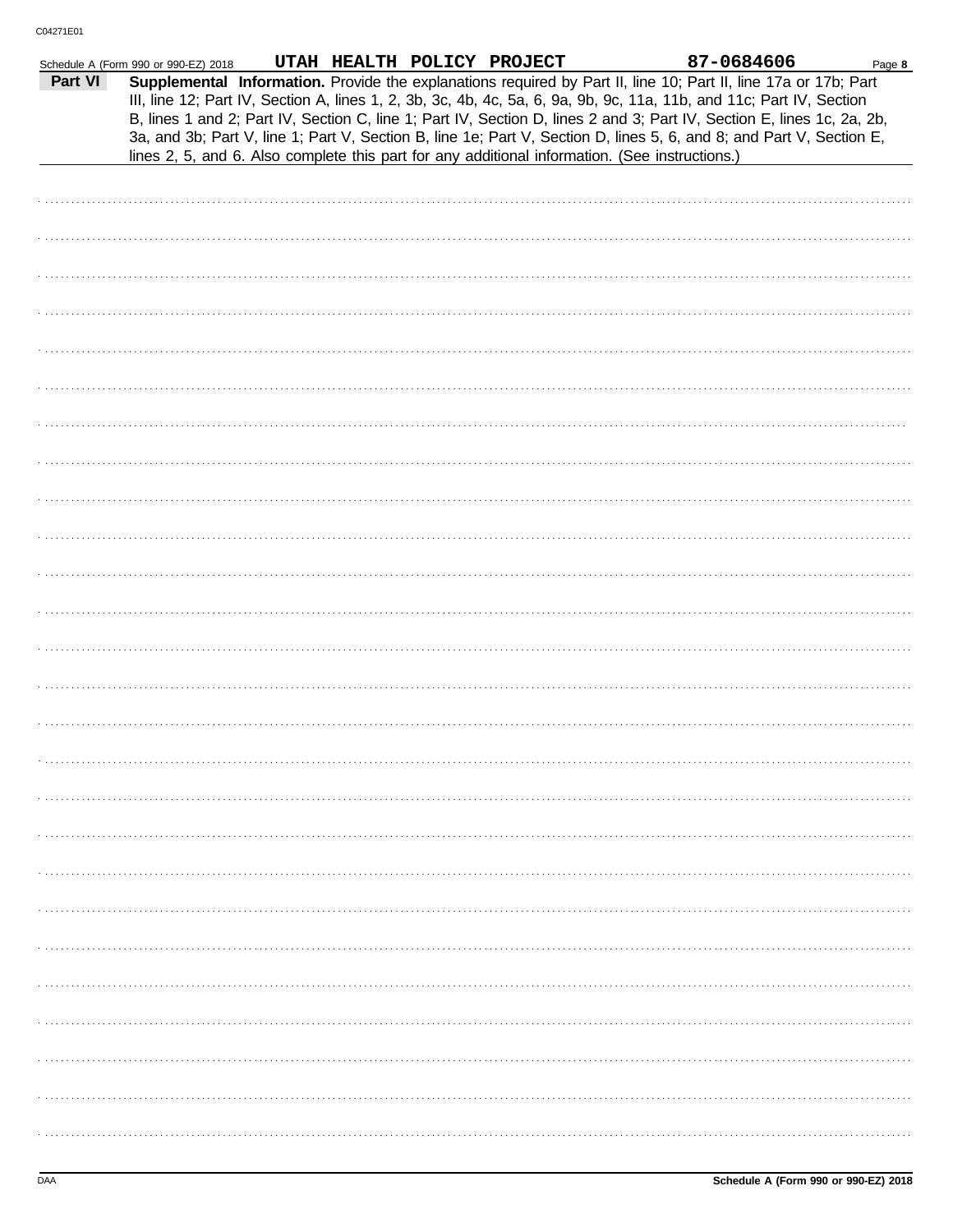Schedule A (Form 990 or 990-EZ) 2018 UTAH HEALTH POLICY PROJECT 87-0684606

**Part VI** **Supplemental Information.** Provide the explanations required by Part II, line 10; Part II, line 17a or 17b; Part III, line 12; Part IV, Section A, lines 1, 2, 3b, 3c, 4b, 4c, 5a, 6, 9a, 9b, 9c, 11a, 11b, and 11c; Part IV, Section B, lines 1 and 2; Part IV, Section C, line 1; Part IV, Section D, lines 2 and 3; Part IV, Section E, lines 1c, 2a, 2b, 3a, and 3b; Part V, line 1; Part V, Section B, line 1e; Part V, Section D, lines 5, 6, and 8; and Part V, Section E, lines 2, 5, and 6. Also complete this part for any additional information. (See instructions.)

Schedule A (Form 990 or 990-EZ) 2018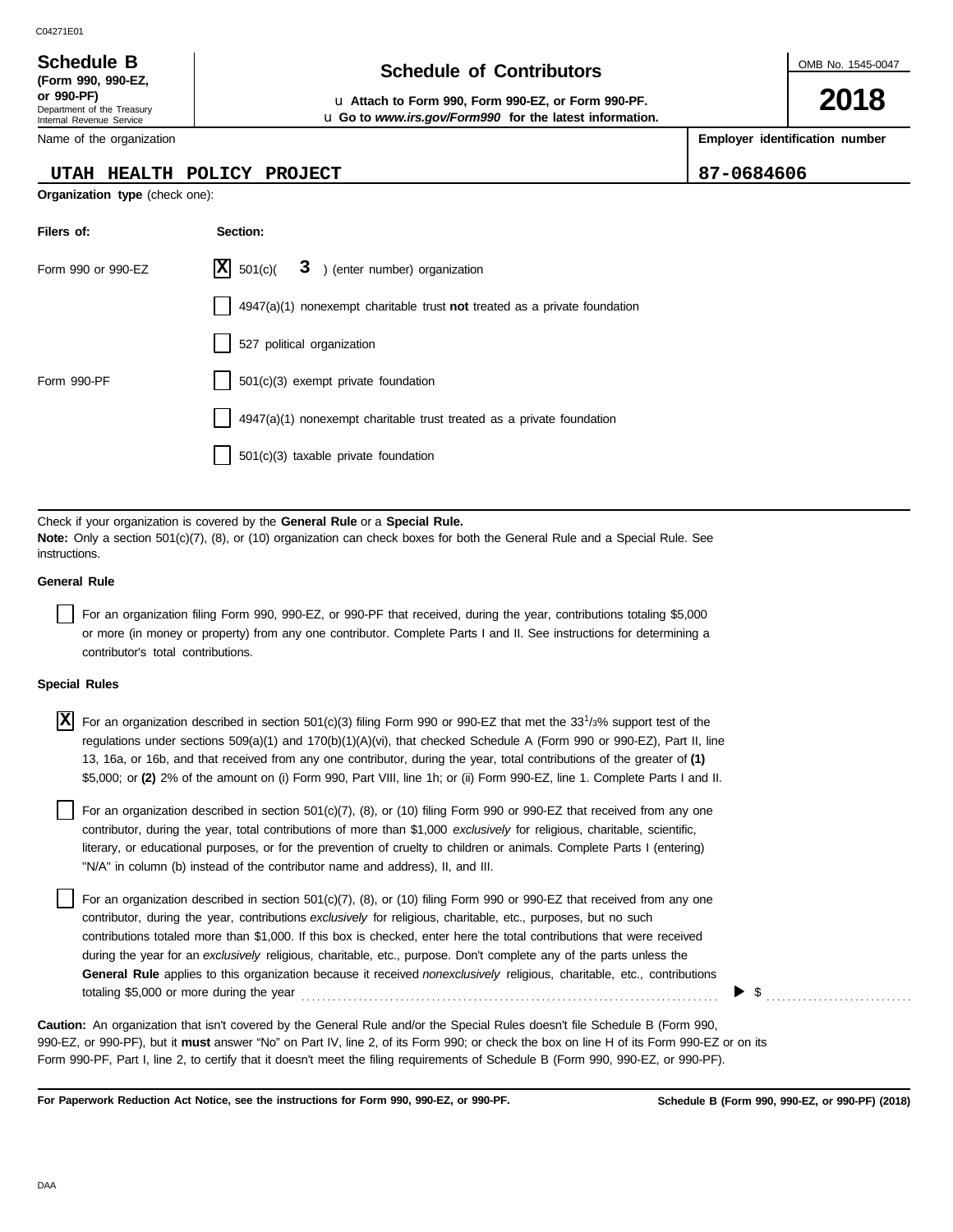C04271E01

**Schedule B**
**(Form 990, 990-EZ, or 990-PF)**
Department of the Treasury
Internal Revenue Service

# Schedule of Contributors

u **Attach to Form 990, Form 990-EZ, or Form 990-PF.**
u **Go to** ***www.irs.gov/Form990*** **for the latest information.**

OMB No. 1545-0047

**2018**

| Name of the organization | Employer identification number |
|---|---|
| UTAH HEALTH POLICY PROJECT | 87-0684606 |

**Organization type** (check one):

| Filers of: | Section: |
|---|---|
| Form 990 or 990-EZ | [X] 501(c)( 3 ) (enter number) organization |
| | [ ] 4947(a)(1) nonexempt charitable trust **not** treated as a private foundation |
| | [ ] 527 political organization |
| Form 990-PF | [ ] 501(c)(3) exempt private foundation |
| | [ ] 4947(a)(1) nonexempt charitable trust treated as a private foundation |
| | [ ] 501(c)(3) taxable private foundation |

Check if your organization is covered by the **General Rule** or a **Special Rule.**
**Note:** Only a section 501(c)(7), (8), or (10) organization can check boxes for both the General Rule and a Special Rule. See instructions.

**General Rule**

[ ] For an organization filing Form 990, 990-EZ, or 990-PF that received, during the year, contributions totaling $5,000 or more (in money or property) from any one contributor. Complete Parts I and II. See instructions for determining a contributor's total contributions.

**Special Rules**

[X] For an organization described in section 501(c)(3) filing Form 990 or 990-EZ that met the 33 1/3% support test of the regulations under sections 509(a)(1) and 170(b)(1)(A)(vi), that checked Schedule A (Form 990 or 990-EZ), Part II, line 13, 16a, or 16b, and that received from any one contributor, during the year, total contributions of the greater of **(1)** $5,000; or **(2)** 2% of the amount on (i) Form 990, Part VIII, line 1h; or (ii) Form 990-EZ, line 1. Complete Parts I and II.

[ ] For an organization described in section 501(c)(7), (8), or (10) filing Form 990 or 990-EZ that received from any one contributor, during the year, total contributions of more than $1,000 *exclusively* for religious, charitable, scientific, literary, or educational purposes, or for the prevention of cruelty to children or animals. Complete Parts I (entering "N/A" in column (b) instead of the contributor name and address), II, and III.

[ ] For an organization described in section 501(c)(7), (8), or (10) filing Form 990 or 990-EZ that received from any one contributor, during the year, contributions *exclusively* for religious, charitable, etc., purposes, but no such contributions totaled more than $1,000. If this box is checked, enter here the total contributions that were received during the year for an *exclusively* religious, charitable, etc., purpose. Don't complete any of the parts unless the **General Rule** applies to this organization because it received *nonexclusively* religious, charitable, etc., contributions totaling $5,000 or more during the year ▶ $ ..........

**Caution:** An organization that isn't covered by the General Rule and/or the Special Rules doesn't file Schedule B (Form 990, 990-EZ, or 990-PF), but it **must** answer "No" on Part IV, line 2, of its Form 990; or check the box on line H of its Form 990-EZ or on its Form 990-PF, Part I, line 2, to certify that it doesn't meet the filing requirements of Schedule B (Form 990, 990-EZ, or 990-PF).

**For Paperwork Reduction Act Notice, see the instructions for Form 990, 990-EZ, or 990-PF.** **Schedule B (Form 990, 990-EZ, or 990-PF) (2018)**

DAA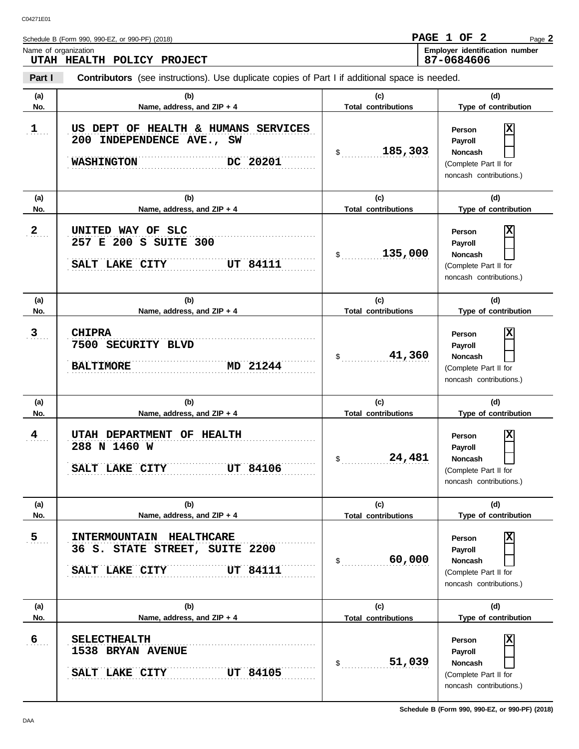Schedule B (Form 990, 990-EZ, or 990-PF) (2018)

**PAGE 1 OF 2**

Name of organization: **UTAH HEALTH POLICY PROJECT**

Employer identification number: **87-0684606**

**Part I** **Contributors** (see instructions). Use duplicate copies of Part I if additional space is needed.

| (a) No. | (b) Name, address, and ZIP + 4 | (c) Total contributions | (d) Type of contribution |
|---|---|---|---|
| 1 | US DEPT OF HEALTH & HUMANS SERVICES<br>200 INDEPENDENCE AVE., SW<br>WASHINGTON DC 20201 | $ 185,303 | Person [X]<br>Payroll [ ]<br>Noncash [ ]<br>(Complete Part II for noncash contributions.) |
| 2 | UNITED WAY OF SLC<br>257 E 200 S SUITE 300<br>SALT LAKE CITY UT 84111 | $ 135,000 | Person [X]<br>Payroll [ ]<br>Noncash [ ]<br>(Complete Part II for noncash contributions.) |
| 3 | CHIPRA<br>7500 SECURITY BLVD<br>BALTIMORE MD 21244 | $ 41,360 | Person [X]<br>Payroll [ ]<br>Noncash [ ]<br>(Complete Part II for noncash contributions.) |
| 4 | UTAH DEPARTMENT OF HEALTH<br>288 N 1460 W<br>SALT LAKE CITY UT 84106 | $ 24,481 | Person [X]<br>Payroll [ ]<br>Noncash [ ]<br>(Complete Part II for noncash contributions.) |
| 5 | INTERMOUNTAIN HEALTHCARE<br>36 S. STATE STREET, SUITE 2200<br>SALT LAKE CITY UT 84111 | $ 60,000 | Person [X]<br>Payroll [ ]<br>Noncash [ ]<br>(Complete Part II for noncash contributions.) |
| 6 | SELECTHEALTH<br>1538 BRYAN AVENUE<br>SALT LAKE CITY UT 84105 | $ 51,039 | Person [X]<br>Payroll [ ]<br>Noncash [ ]<br>(Complete Part II for noncash contributions.) |

Schedule B (Form 990, 990-EZ, or 990-PF) (2018)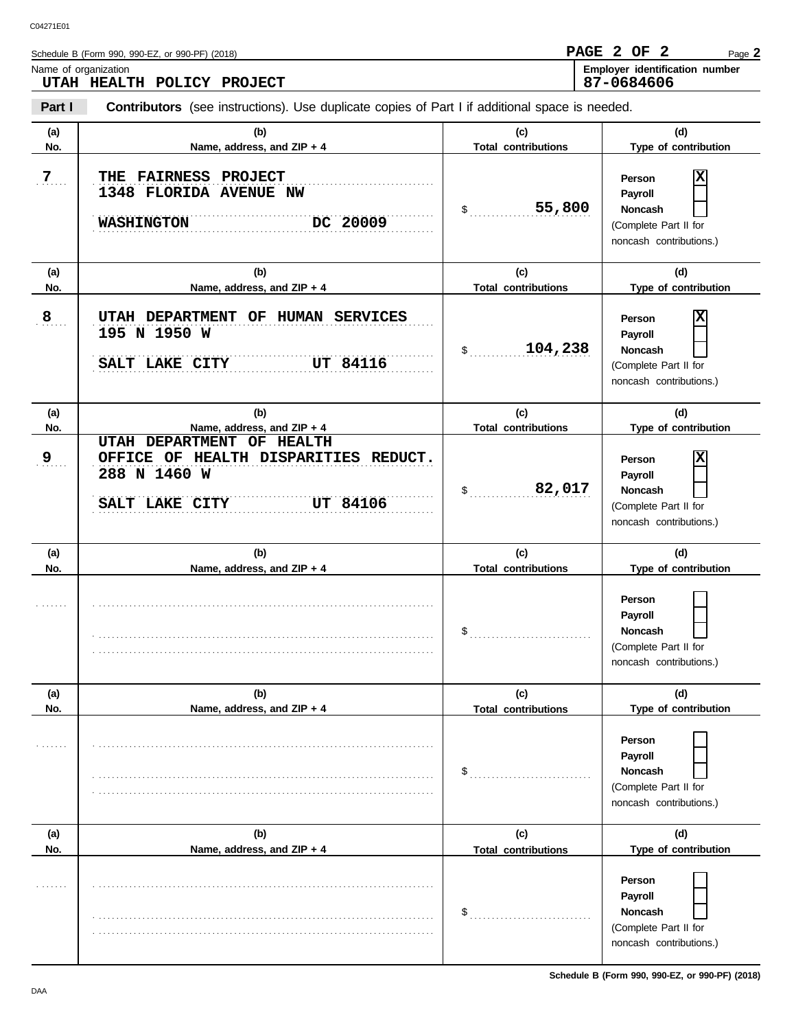Schedule B (Form 990, 990-EZ, or 990-PF) (2018)

PAGE 2 OF 2

Name of organization
**UTAH HEALTH POLICY PROJECT**

Employer identification number
**87-0684606**

**Part I** **Contributors** (see instructions). Use duplicate copies of Part I if additional space is needed.

| (a) No. | (b) Name, address, and ZIP + 4 | (c) Total contributions | (d) Type of contribution |
|---|---|---|---|
| 7 | THE FAIRNESS PROJECT<br>1348 FLORIDA AVENUE NW<br>WASHINGTON DC 20009 | $ 55,800 | Person [X]<br>Payroll [ ]<br>Noncash [ ]<br>(Complete Part II for noncash contributions.) |
| 8 | UTAH DEPARTMENT OF HUMAN SERVICES<br>195 N 1950 W<br>SALT LAKE CITY UT 84116 | $ 104,238 | Person [X]<br>Payroll [ ]<br>Noncash [ ]<br>(Complete Part II for noncash contributions.) |
| 9 | UTAH DEPARTMENT OF HEALTH<br>OFFICE OF HEALTH DISPARITIES REDUCT.<br>288 N 1460 W<br>SALT LAKE CITY UT 84106 | $ 82,017 | Person [X]<br>Payroll [ ]<br>Noncash [ ]<br>(Complete Part II for noncash contributions.) |
| | | $ | Person [ ]<br>Payroll [ ]<br>Noncash [ ]<br>(Complete Part II for noncash contributions.) |
| | | $ | Person [ ]<br>Payroll [ ]<br>Noncash [ ]<br>(Complete Part II for noncash contributions.) |
| | | $ | Person [ ]<br>Payroll [ ]<br>Noncash [ ]<br>(Complete Part II for noncash contributions.) |

Schedule B (Form 990, 990-EZ, or 990-PF) (2018)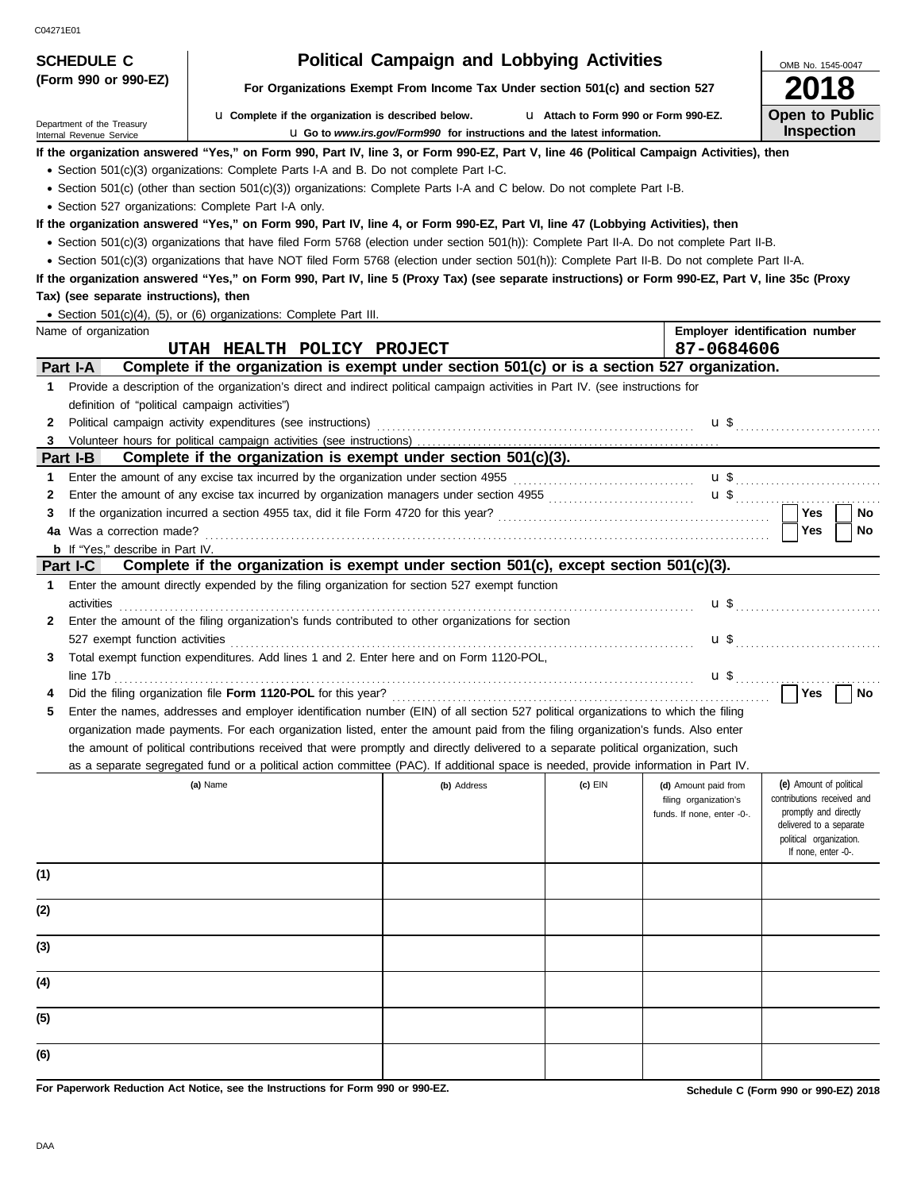C04271E01

**SCHEDULE C (Form 990 or 990-EZ)**

Department of the Treasury
Internal Revenue Service

# Political Campaign and Lobbying Activities

**For Organizations Exempt From Income Tax Under section 501(c) and section 527**

u **Complete if the organization is described below.** u **Attach to Form 990 or Form 990-EZ.**

u **Go to *www.irs.gov/Form990* for instructions and the latest information.**

OMB No. 1545-0047

**2018**

**Open to Public Inspection**

**If the organization answered "Yes," on Form 990, Part IV, line 3, or Form 990-EZ, Part V, line 46 (Political Campaign Activities), then**

- Section 501(c)(3) organizations: Complete Parts I-A and B. Do not complete Part I-C.
- Section 501(c) (other than section 501(c)(3)) organizations: Complete Parts I-A and C below. Do not complete Part I-B.
- Section 527 organizations: Complete Part I-A only.

**If the organization answered "Yes," on Form 990, Part IV, line 4, or Form 990-EZ, Part VI, line 47 (Lobbying Activities), then**

- Section 501(c)(3) organizations that have filed Form 5768 (election under section 501(h)): Complete Part II-A. Do not complete Part II-B.
- Section 501(c)(3) organizations that have NOT filed Form 5768 (election under section 501(h)): Complete Part II-B. Do not complete Part II-A.

**If the organization answered "Yes," on Form 990, Part IV, line 5 (Proxy Tax) (see separate instructions) or Form 990-EZ, Part V, line 35c (Proxy Tax) (see separate instructions), then**

- Section 501(c)(4), (5), or (6) organizations: Complete Part III.

| Name of organization | Employer identification number |
|---|---|
| UTAH HEALTH POLICY PROJECT | 87-0684606 |

## Part I-A Complete if the organization is exempt under section 501(c) or is a section 527 organization.

1. Provide a description of the organization's direct and indirect political campaign activities in Part IV. (see instructions for definition of "political campaign activities")
2. Political campaign activity expenditures (see instructions) u $
3. Volunteer hours for political campaign activities (see instructions)

## Part I-B Complete if the organization is exempt under section 501(c)(3).

1. Enter the amount of any excise tax incurred by the organization under section 4955 u $
2. Enter the amount of any excise tax incurred by organization managers under section 4955 u $
3. If the organization incurred a section 4955 tax, did it file Form 4720 for this year? Yes No

4a. Was a correction made? Yes No

b. If "Yes," describe in Part IV.

## Part I-C Complete if the organization is exempt under section 501(c), except section 501(c)(3).

1. Enter the amount directly expended by the filing organization for section 527 exempt function activities u $
2. Enter the amount of the filing organization's funds contributed to other organizations for section 527 exempt function activities u $
3. Total exempt function expenditures. Add lines 1 and 2. Enter here and on Form 1120-POL, line 17b u $
4. Did the filing organization file **Form 1120-POL** for this year? Yes No
5. Enter the names, addresses and employer identification number (EIN) of all section 527 political organizations to which the filing organization made payments. For each organization listed, enter the amount paid from the filing organization's funds. Also enter the amount of political contributions received that were promptly and directly delivered to a separate political organization, such as a separate segregated fund or a political action committee (PAC). If additional space is needed, provide information in Part IV.

| | (a) Name | (b) Address | (c) EIN | (d) Amount paid from filing organization's funds. If none, enter -0-. | (e) Amount of political contributions received and promptly and directly delivered to a separate political organization. If none, enter -0-. |
|---|---|---|---|---|---|
| (1) | | | | | |
| (2) | | | | | |
| (3) | | | | | |
| (4) | | | | | |
| (5) | | | | | |
| (6) | | | | | |

**For Paperwork Reduction Act Notice, see the Instructions for Form 990 or 990-EZ.**

**Schedule C (Form 990 or 990-EZ) 2018**

DAA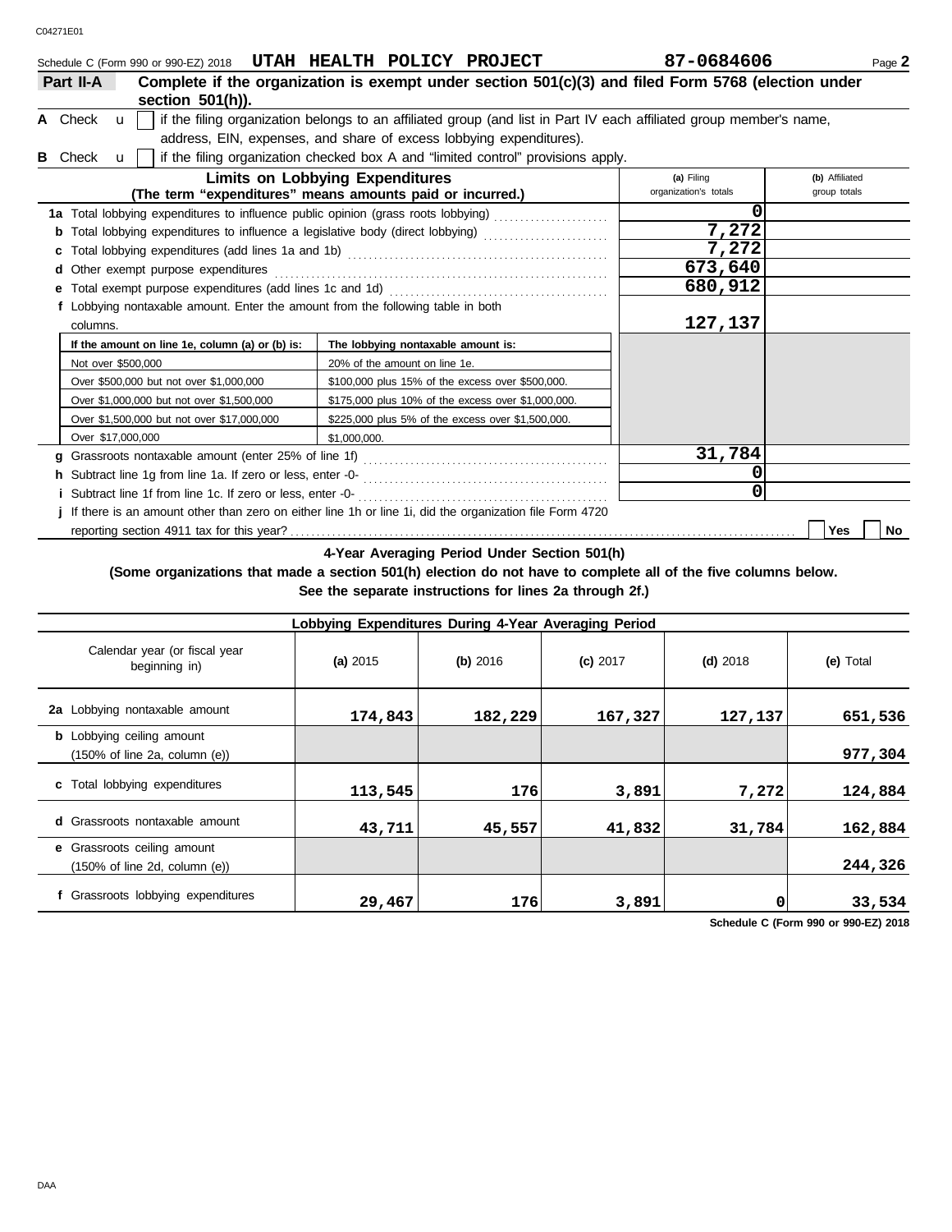Schedule C (Form 990 or 990-EZ) 2018 UTAH HEALTH POLICY PROJECT 87-0684606

## Part II-A Complete if the organization is exempt under section 501(c)(3) and filed Form 5768 (election under section 501(h)).

**A** Check u [ ] if the filing organization belongs to an affiliated group (and list in Part IV each affiliated group member's name, address, EIN, expenses, and share of excess lobbying expenditures).

**B** Check u [ ] if the filing organization checked box A and "limited control" provisions apply.

| Limits on Lobbying Expenditures (The term "expenditures" means amounts paid or incurred.) | (a) Filing organization's totals | (b) Affiliated group totals |
|---|---|---|
| 1a Total lobbying expenditures to influence public opinion (grass roots lobbying) | 0 | |
| b Total lobbying expenditures to influence a legislative body (direct lobbying) | 7,272 | |
| c Total lobbying expenditures (add lines 1a and 1b) | 7,272 | |
| d Other exempt purpose expenditures | 673,640 | |
| e Total exempt purpose expenditures (add lines 1c and 1d) | 680,912 | |
| f Lobbying nontaxable amount. Enter the amount from the following table in both columns. | 127,137 | |

| If the amount on line 1e, column (a) or (b) is: | The lobbying nontaxable amount is: |
|---|---|
| Not over $500,000 | 20% of the amount on line 1e. |
| Over $500,000 but not over $1,000,000 | $100,000 plus 15% of the excess over $500,000. |
| Over $1,000,000 but not over $1,500,000 | $175,000 plus 10% of the excess over $1,000,000. |
| Over $1,500,000 but not over $17,000,000 | $225,000 plus 5% of the excess over $1,500,000. |
| Over $17,000,000 | $1,000,000. |

| | (a) Filing organization's totals | (b) Affiliated group totals |
|---|---|---|
| g Grassroots nontaxable amount (enter 25% of line 1f) | 31,784 | |
| h Subtract line 1g from line 1a. If zero or less, enter -0- | 0 | |
| i Subtract line 1f from line 1c. If zero or less, enter -0- | 0 | |

**j** If there is an amount other than zero on either line 1h or line 1i, did the organization file Form 4720 reporting section 4911 tax for this year? [ ] Yes [ ] No

### 4-Year Averaging Period Under Section 501(h)

**(Some organizations that made a section 501(h) election do not have to complete all of the five columns below. See the separate instructions for lines 2a through 2f.)**

| Lobbying Expenditures During 4-Year Averaging Period | | | | | |
|---|---|---|---|---|---|
| Calendar year (or fiscal year beginning in) | (a) 2015 | (b) 2016 | (c) 2017 | (d) 2018 | (e) Total |
| 2a Lobbying nontaxable amount | 174,843 | 182,229 | 167,327 | 127,137 | 651,536 |
| b Lobbying ceiling amount (150% of line 2a, column (e)) | | | | | 977,304 |
| c Total lobbying expenditures | 113,545 | 176 | 3,891 | 7,272 | 124,884 |
| d Grassroots nontaxable amount | 43,711 | 45,557 | 41,832 | 31,784 | 162,884 |
| e Grassroots ceiling amount (150% of line 2d, column (e)) | | | | | 244,326 |
| f Grassroots lobbying expenditures | 29,467 | 176 | 3,891 | 0 | 33,534 |

Schedule C (Form 990 or 990-EZ) 2018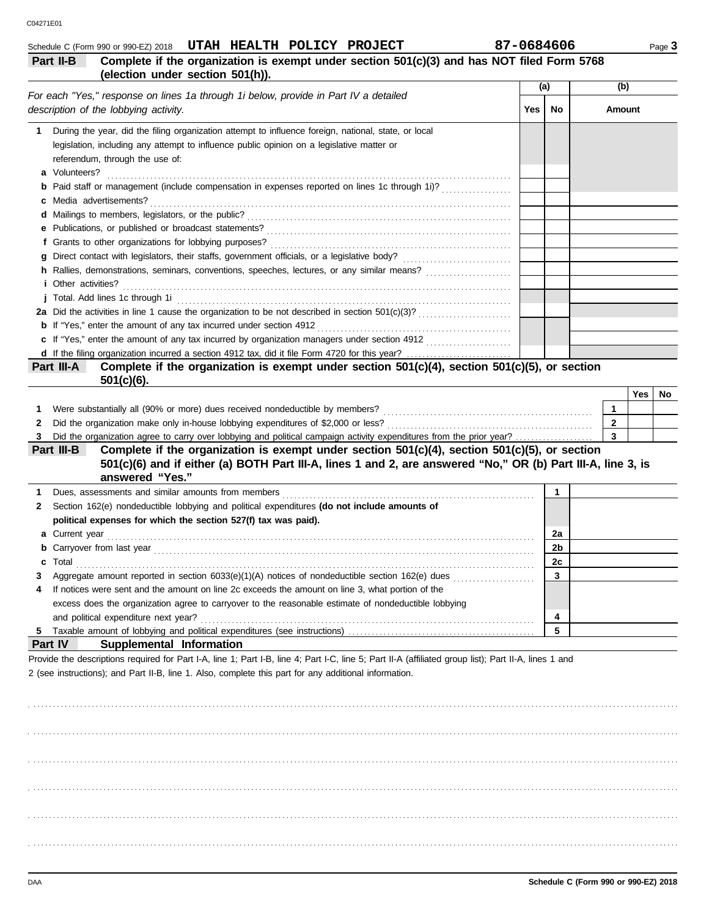Schedule C (Form 990 or 990-EZ) 2018 UTAH HEALTH POLICY PROJECT 87-0684606

**Part II-B Complete if the organization is exempt under section 501(c)(3) and has NOT filed Form 5768 (election under section 501(h)).**

| *For each "Yes," response on lines 1a through 1i below, provide in Part IV a detailed description of the lobbying activity.* | (a) Yes | (a) No | (b) Amount |
|---|---|---|---|
| **1** During the year, did the filing organization attempt to influence foreign, national, state, or local legislation, including any attempt to influence public opinion on a legislative matter or referendum, through the use of: | | | |
| **a** Volunteers? | | | |
| **b** Paid staff or management (include compensation in expenses reported on lines 1c through 1i)? | | | |
| **c** Media advertisements? | | | |
| **d** Mailings to members, legislators, or the public? | | | |
| **e** Publications, or published or broadcast statements? | | | |
| **f** Grants to other organizations for lobbying purposes? | | | |
| **g** Direct contact with legislators, their staffs, government officials, or a legislative body? | | | |
| **h** Rallies, demonstrations, seminars, conventions, speeches, lectures, or any similar means? | | | |
| **i** Other activities? | | | |
| **j** Total. Add lines 1c through 1i | | | |
| **2a** Did the activities in line 1 cause the organization to be not described in section 501(c)(3)? | | | |
| **b** If "Yes," enter the amount of any tax incurred under section 4912 | | | |
| **c** If "Yes," enter the amount of any tax incurred by organization managers under section 4912 | | | |
| **d** If the filing organization incurred a section 4912 tax, did it file Form 4720 for this year? | | | |

**Part III-A Complete if the organization is exempt under section 501(c)(4), section 501(c)(5), or section 501(c)(6).**

| | | | Yes | No |
|---|---|---|---|---|
| **1** | Were substantially all (90% or more) dues received nondeductible by members? | 1 | | |
| **2** | Did the organization make only in-house lobbying expenditures of $2,000 or less? | 2 | | |
| **3** | Did the organization agree to carry over lobbying and political campaign activity expenditures from the prior year? | 3 | | |

**Part III-B Complete if the organization is exempt under section 501(c)(4), section 501(c)(5), or section 501(c)(6) and if either (a) BOTH Part III-A, lines 1 and 2, are answered "No," OR (b) Part III-A, line 3, is answered "Yes."**

| | | | |
|---|---|---|---|
| **1** | Dues, assessments and similar amounts from members | 1 | |
| **2** | Section 162(e) nondeductible lobbying and political expenditures **(do not include amounts of political expenses for which the section 527(f) tax was paid).** | | |
| **a** | Current year | 2a | |
| **b** | Carryover from last year | 2b | |
| **c** | Total | 2c | |
| **3** | Aggregate amount reported in section 6033(e)(1)(A) notices of nondeductible section 162(e) dues | 3 | |
| **4** | If notices were sent and the amount on line 2c exceeds the amount on line 3, what portion of the excess does the organization agree to carryover to the reasonable estimate of nondeductible lobbying and political expenditure next year? | 4 | |
| **5** | Taxable amount of lobbying and political expenditures (see instructions) | 5 | |

**Part IV Supplemental Information**

Provide the descriptions required for Part I-A, line 1; Part I-B, line 4; Part I-C, line 5; Part II-A (affiliated group list); Part II-A, lines 1 and 2 (see instructions); and Part II-B, line 1. Also, complete this part for any additional information.

Schedule C (Form 990 or 990-EZ) 2018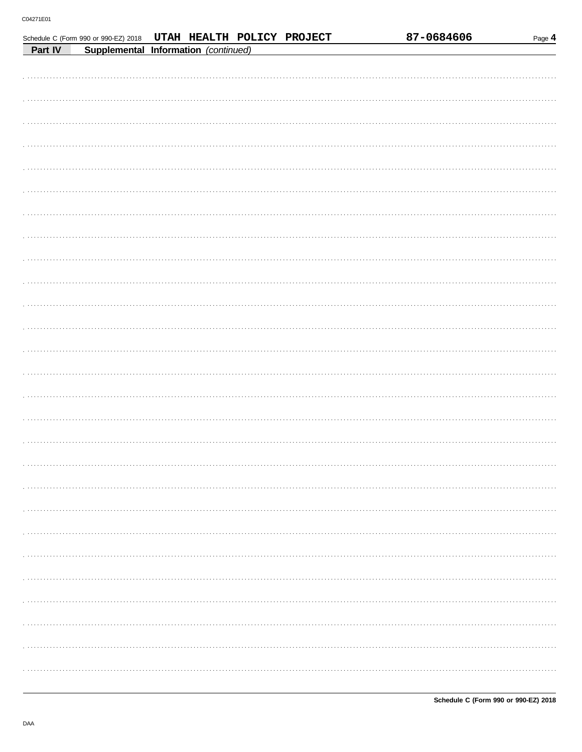Schedule C (Form 990 or 990-EZ) 2018 UTAH HEALTH POLICY PROJECT 87-0684606

**Part IV** **Supplemental Information** *(continued)*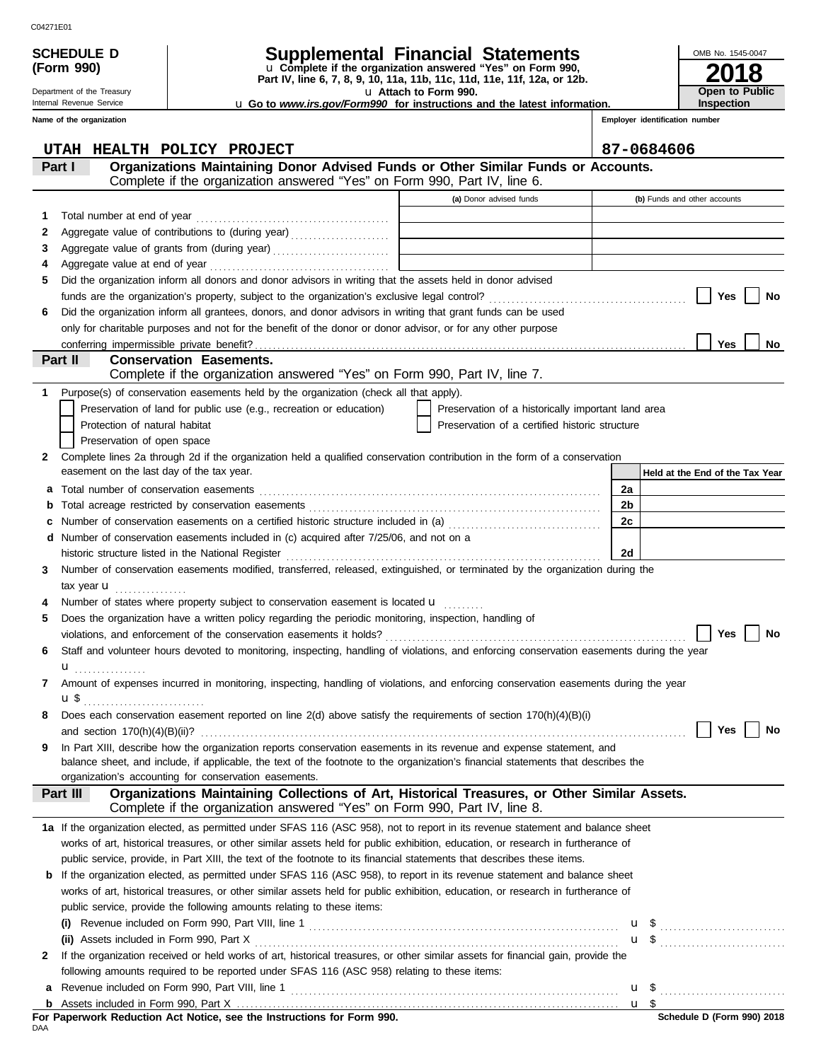C04271E01

**SCHEDULE D (Form 990)**

Department of the Treasury
Internal Revenue Service

# Supplemental Financial Statements

u Complete if the organization answered "Yes" on Form 990, Part IV, line 6, 7, 8, 9, 10, 11a, 11b, 11c, 11d, 11e, 11f, 12a, or 12b.
u Attach to Form 990.
u Go to *www.irs.gov/Form990* for instructions and the latest information.

OMB No. 1545-0047

**2018**

**Open to Public Inspection**

**Name of the organization:** UTAH HEALTH POLICY PROJECT

**Employer identification number:** 87-0684606

## Part I — Organizations Maintaining Donor Advised Funds or Other Similar Funds or Accounts.
Complete if the organization answered "Yes" on Form 990, Part IV, line 6.

| | | (a) Donor advised funds | (b) Funds and other accounts |
|---|---|---|---|
| 1 | Total number at end of year | | |
| 2 | Aggregate value of contributions to (during year) | | |
| 3 | Aggregate value of grants from (during year) | | |
| 4 | Aggregate value at end of year | | |

5 Did the organization inform all donors and donor advisors in writing that the assets held in donor advised funds are the organization's property, subject to the organization's exclusive legal control? Yes / No

6 Did the organization inform all grantees, donors, and donor advisors in writing that grant funds can be used only for charitable purposes and not for the benefit of the donor or donor advisor, or for any other purpose conferring impermissible private benefit? Yes / No

## Part II — Conservation Easements.
Complete if the organization answered "Yes" on Form 990, Part IV, line 7.

1 Purpose(s) of conservation easements held by the organization (check all that apply).
- Preservation of land for public use (e.g., recreation or education)
- Protection of natural habitat
- Preservation of open space
- Preservation of a historically important land area
- Preservation of a certified historic structure

2 Complete lines 2a through 2d if the organization held a qualified conservation contribution in the form of a conservation easement on the last day of the tax year.

| | | | Held at the End of the Tax Year |
|---|---|---|---|
| a | Total number of conservation easements | 2a | |
| b | Total acreage restricted by conservation easements | 2b | |
| c | Number of conservation easements on a certified historic structure included in (a) | 2c | |
| d | Number of conservation easements included in (c) acquired after 7/25/06, and not on a historic structure listed in the National Register | 2d | |

3 Number of conservation easements modified, transferred, released, extinguished, or terminated by the organization during the tax year u

4 Number of states where property subject to conservation easement is located u

5 Does the organization have a written policy regarding the periodic monitoring, inspection, handling of violations, and enforcement of the conservation easements it holds? Yes / No

6 Staff and volunteer hours devoted to monitoring, inspecting, handling of violations, and enforcing conservation easements during the year u

7 Amount of expenses incurred in monitoring, inspecting, handling of violations, and enforcing conservation easements during the year u $

8 Does each conservation easement reported on line 2(d) above satisfy the requirements of section 170(h)(4)(B)(i) and section 170(h)(4)(B)(ii)? Yes / No

9 In Part XIII, describe how the organization reports conservation easements in its revenue and expense statement, and balance sheet, and include, if applicable, the text of the footnote to the organization's financial statements that describes the organization's accounting for conservation easements.

## Part III — Organizations Maintaining Collections of Art, Historical Treasures, or Other Similar Assets.
Complete if the organization answered "Yes" on Form 990, Part IV, line 8.

1a If the organization elected, as permitted under SFAS 116 (ASC 958), not to report in its revenue statement and balance sheet works of art, historical treasures, or other similar assets held for public exhibition, education, or research in furtherance of public service, provide, in Part XIII, the text of the footnote to its financial statements that describes these items.

b If the organization elected, as permitted under SFAS 116 (ASC 958), to report in its revenue statement and balance sheet works of art, historical treasures, or other similar assets held for public exhibition, education, or research in furtherance of public service, provide the following amounts relating to these items:

(i) Revenue included on Form 990, Part VIII, line 1 u $

(ii) Assets included in Form 990, Part X u $

2 If the organization received or held works of art, historical treasures, or other similar assets for financial gain, provide the following amounts required to be reported under SFAS 116 (ASC 958) relating to these items:

a Revenue included on Form 990, Part VIII, line 1 u $

b Assets included in Form 990, Part X u $

**For Paperwork Reduction Act Notice, see the Instructions for Form 990.**
DAA

**Schedule D (Form 990) 2018**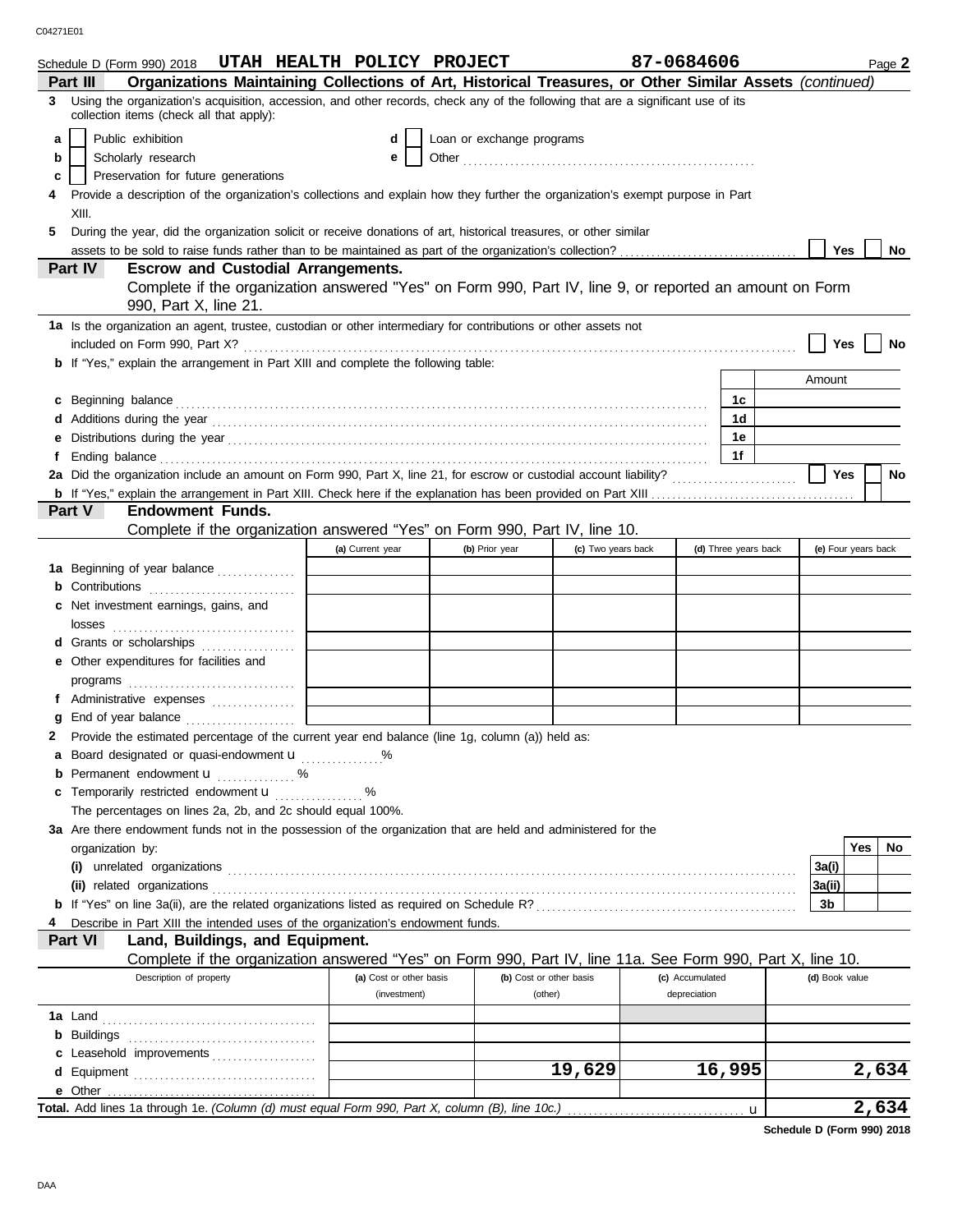Schedule D (Form 990) 2018 **UTAH HEALTH POLICY PROJECT** **87-0684606** Page **2**

## Part III Organizations Maintaining Collections of Art, Historical Treasures, or Other Similar Assets *(continued)*

**3** Using the organization's acquisition, accession, and other records, check any of the following that are a significant use of its collection items (check all that apply):

- **a** ☐ Public exhibition
- **b** ☐ Scholarly research
- **c** ☐ Preservation for future generations
- **d** ☐ Loan or exchange programs
- **e** ☐ Other

**4** Provide a description of the organization's collections and explain how they further the organization's exempt purpose in Part XIII.

**5** During the year, did the organization solicit or receive donations of art, historical treasures, or other similar assets to be sold to raise funds rather than to be maintained as part of the organization's collection? ☐ Yes ☐ No

## Part IV Escrow and Custodial Arrangements.

Complete if the organization answered "Yes" on Form 990, Part IV, line 9, or reported an amount on Form 990, Part X, line 21.

**1a** Is the organization an agent, trustee, custodian or other intermediary for contributions or other assets not included on Form 990, Part X? ☐ Yes ☐ No

**b** If "Yes," explain the arrangement in Part XIII and complete the following table:

| | | Amount |
|---|---|---|
| **c** Beginning balance | 1c | |
| **d** Additions during the year | 1d | |
| **e** Distributions during the year | 1e | |
| **f** Ending balance | 1f | |

**2a** Did the organization include an amount on Form 990, Part X, line 21, for escrow or custodial account liability? ☐ Yes ☐ No

**b** If "Yes," explain the arrangement in Part XIII. Check here if the explanation has been provided on Part XIII ☐

## Part V Endowment Funds.

Complete if the organization answered "Yes" on Form 990, Part IV, line 10.

| | (a) Current year | (b) Prior year | (c) Two years back | (d) Three years back | (e) Four years back |
|---|---|---|---|---|---|
| **1a** Beginning of year balance | | | | | |
| **b** Contributions | | | | | |
| **c** Net investment earnings, gains, and losses | | | | | |
| **d** Grants or scholarships | | | | | |
| **e** Other expenditures for facilities and programs | | | | | |
| **f** Administrative expenses | | | | | |
| **g** End of year balance | | | | | |

**2** Provide the estimated percentage of the current year end balance (line 1g, column (a)) held as:

- **a** Board designated or quasi-endowment u %
- **b** Permanent endowment u %
- **c** Temporarily restricted endowment u %

The percentages on lines 2a, 2b, and 2c should equal 100%.

**3a** Are there endowment funds not in the possession of the organization that are held and administered for the organization by:

| | | Yes | No |
|---|---|---|---|
| **(i)** unrelated organizations | 3a(i) | | |
| **(ii)** related organizations | 3a(ii) | | |
| **b** If "Yes" on line 3a(ii), are the related organizations listed as required on Schedule R? | 3b | | |

**4** Describe in Part XIII the intended uses of the organization's endowment funds.

## Part VI Land, Buildings, and Equipment.

Complete if the organization answered "Yes" on Form 990, Part IV, line 11a. See Form 990, Part X, line 10.

| Description of property | (a) Cost or other basis (investment) | (b) Cost or other basis (other) | (c) Accumulated depreciation | (d) Book value |
|---|---|---|---|---|
| **1a** Land | | | | |
| **b** Buildings | | | | |
| **c** Leasehold improvements | | | | |
| **d** Equipment | | 19,629 | 16,995 | 2,634 |
| **e** Other | | | | |

**Total.** Add lines 1a through 1e. *(Column (d) must equal Form 990, Part X, column (B), line 10c.)* u **2,634**

**Schedule D (Form 990) 2018**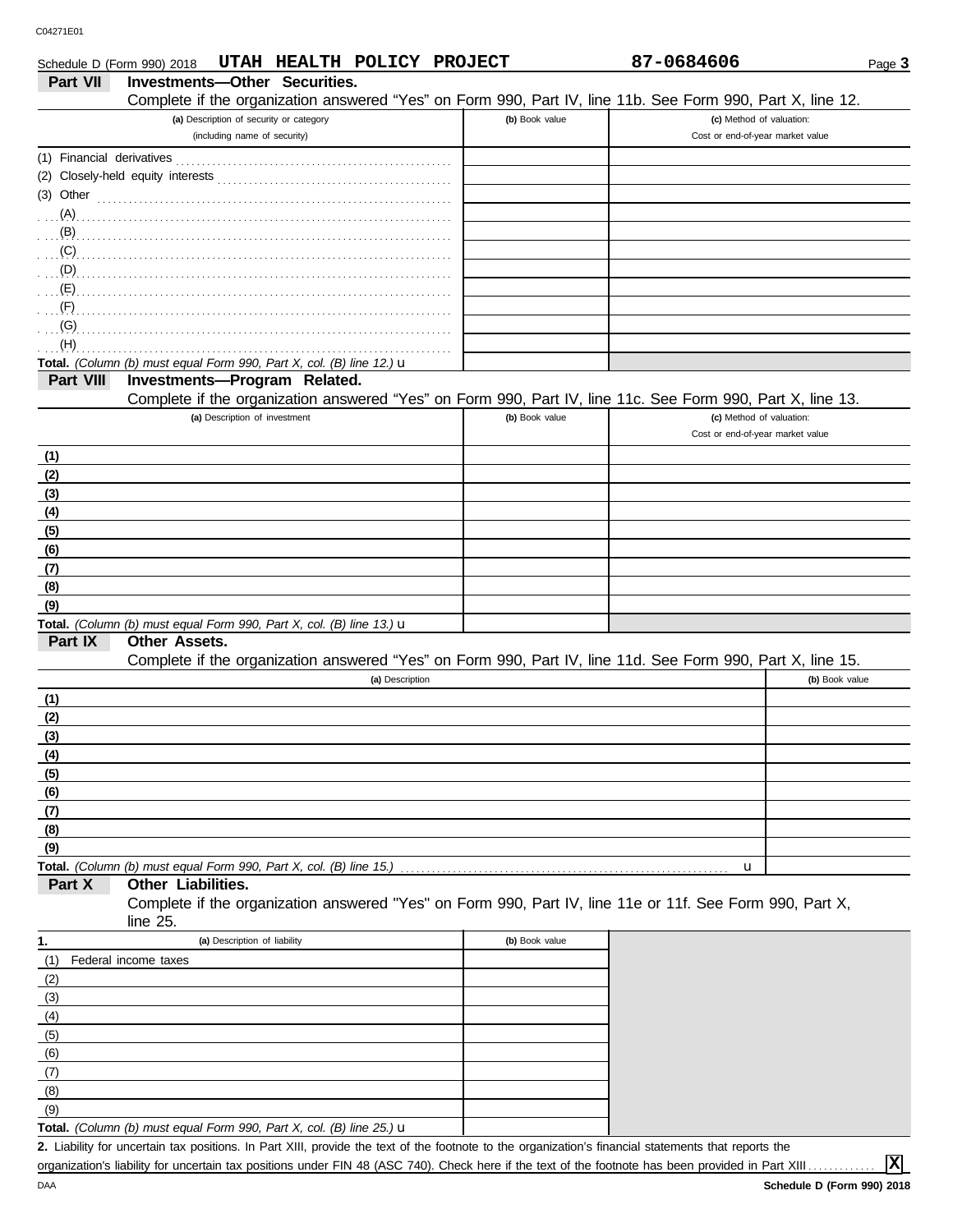Schedule D (Form 990) 2018 UTAH HEALTH POLICY PROJECT 87-0684606 Page **3**

## Part VII Investments—Other Securities.

Complete if the organization answered "Yes" on Form 990, Part IV, line 11b. See Form 990, Part X, line 12.

| (a) Description of security or category (including name of security) | (b) Book value | (c) Method of valuation: Cost or end-of-year market value |
|---|---|---|
| (1) Financial derivatives | | |
| (2) Closely-held equity interests | | |
| (3) Other | | |
| (A) | | |
| (B) | | |
| (C) | | |
| (D) | | |
| (E) | | |
| (F) | | |
| (G) | | |
| (H) | | |
| **Total.** *(Column (b) must equal Form 990, Part X, col. (B) line 12.)* u | | |

## Part VIII Investments—Program Related.

Complete if the organization answered "Yes" on Form 990, Part IV, line 11c. See Form 990, Part X, line 13.

| (a) Description of investment | (b) Book value | (c) Method of valuation: Cost or end-of-year market value |
|---|---|---|
| (1) | | |
| (2) | | |
| (3) | | |
| (4) | | |
| (5) | | |
| (6) | | |
| (7) | | |
| (8) | | |
| (9) | | |
| **Total.** *(Column (b) must equal Form 990, Part X, col. (B) line 13.)* u | | |

## Part IX Other Assets.

Complete if the organization answered "Yes" on Form 990, Part IV, line 11d. See Form 990, Part X, line 15.

| (a) Description | (b) Book value |
|---|---|
| (1) | |
| (2) | |
| (3) | |
| (4) | |
| (5) | |
| (6) | |
| (7) | |
| (8) | |
| (9) | |
| **Total.** *(Column (b) must equal Form 990, Part X, col. (B) line 15.)* u | |

## Part X Other Liabilities.

Complete if the organization answered "Yes" on Form 990, Part IV, line 11e or 11f. See Form 990, Part X, line 25.

| 1. (a) Description of liability | (b) Book value |
|---|---|
| (1) Federal income taxes | |
| (2) | |
| (3) | |
| (4) | |
| (5) | |
| (6) | |
| (7) | |
| (8) | |
| (9) | |
| **Total.** *(Column (b) must equal Form 990, Part X, col. (B) line 25.)* u | |

**2.** Liability for uncertain tax positions. In Part XIII, provide the text of the footnote to the organization's financial statements that reports the organization's liability for uncertain tax positions under FIN 48 (ASC 740). Check here if the text of the footnote has been provided in Part XIII ............. **X**

DAA **Schedule D (Form 990) 2018**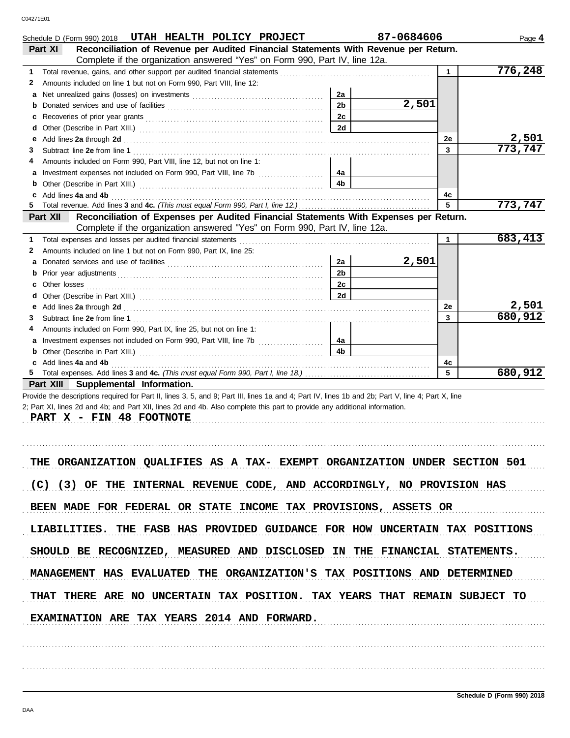Schedule D (Form 990) 2018 **UTAH HEALTH POLICY PROJECT** **87-0684606** Page **4**

## Part XI Reconciliation of Revenue per Audited Financial Statements With Revenue per Return.

Complete if the organization answered "Yes" on Form 990, Part IV, line 12a.

| | | | | | |
|---|---|---|---|---|---|
| **1** | Total revenue, gains, and other support per audited financial statements | | | 1 | 776,248 |
| **2** | Amounts included on line 1 but not on Form 990, Part VIII, line 12: | | | | |
| **a** | Net unrealized gains (losses) on investments | 2a | | | |
| **b** | Donated services and use of facilities | 2b | 2,501 | | |
| **c** | Recoveries of prior year grants | 2c | | | |
| **d** | Other (Describe in Part XIII.) | 2d | | | |
| **e** | Add lines **2a** through **2d** | | | 2e | 2,501 |
| **3** | Subtract line **2e** from line **1** | | | 3 | 773,747 |
| **4** | Amounts included on Form 990, Part VIII, line 12, but not on line 1: | | | | |
| **a** | Investment expenses not included on Form 990, Part VIII, line 7b | 4a | | | |
| **b** | Other (Describe in Part XIII.) | 4b | | | |
| **c** | Add lines **4a** and **4b** | | | 4c | |
| **5** | Total revenue. Add lines **3** and **4c.** *(This must equal Form 990, Part I, line 12.)* | | | 5 | 773,747 |

## Part XII Reconciliation of Expenses per Audited Financial Statements With Expenses per Return.

Complete if the organization answered "Yes" on Form 990, Part IV, line 12a.

| | | | | | |
|---|---|---|---|---|---|
| **1** | Total expenses and losses per audited financial statements | | | 1 | 683,413 |
| **2** | Amounts included on line 1 but not on Form 990, Part IX, line 25: | | | | |
| **a** | Donated services and use of facilities | 2a | 2,501 | | |
| **b** | Prior year adjustments | 2b | | | |
| **c** | Other losses | 2c | | | |
| **d** | Other (Describe in Part XIII.) | 2d | | | |
| **e** | Add lines **2a** through **2d** | | | 2e | 2,501 |
| **3** | Subtract line **2e** from line **1** | | | 3 | 680,912 |
| **4** | Amounts included on Form 990, Part IX, line 25, but not on line 1: | | | | |
| **a** | Investment expenses not included on Form 990, Part VIII, line 7b | 4a | | | |
| **b** | Other (Describe in Part XIII.) | 4b | | | |
| **c** | Add lines **4a** and **4b** | | | 4c | |
| **5** | Total expenses. Add lines **3** and **4c.** *(This must equal Form 990, Part I, line 18.)* | | | 5 | 680,912 |

## Part XIII Supplemental Information.

Provide the descriptions required for Part II, lines 3, 5, and 9; Part III, lines 1a and 4; Part IV, lines 1b and 2b; Part V, line 4; Part X, line 2; Part XI, lines 2d and 4b; and Part XII, lines 2d and 4b. Also complete this part to provide any additional information.

PART X - FIN 48 FOOTNOTE

THE ORGANIZATION QUALIFIES AS A TAX- EXEMPT ORGANIZATION UNDER SECTION 501 (C) (3) OF THE INTERNAL REVENUE CODE, AND ACCORDINGLY, NO PROVISION HAS BEEN MADE FOR FEDERAL OR STATE INCOME TAX PROVISIONS, ASSETS OR LIABILITIES. THE FASB HAS PROVIDED GUIDANCE FOR HOW UNCERTAIN TAX POSITIONS SHOULD BE RECOGNIZED, MEASURED AND DISCLOSED IN THE FINANCIAL STATEMENTS. MANAGEMENT HAS EVALUATED THE ORGANIZATION'S TAX POSITIONS AND DETERMINED THAT THERE ARE NO UNCERTAIN TAX POSITION. TAX YEARS THAT REMAIN SUBJECT TO EXAMINATION ARE TAX YEARS 2014 AND FORWARD.

Schedule D (Form 990) 2018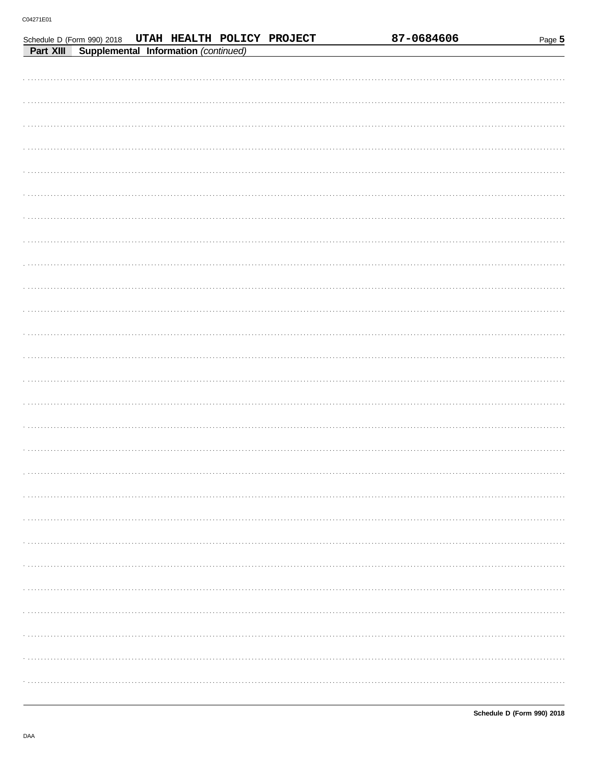Schedule D (Form 990) 2018 UTAH HEALTH POLICY PROJECT 87-0684606

**Part XIII Supplemental Information** *(continued)*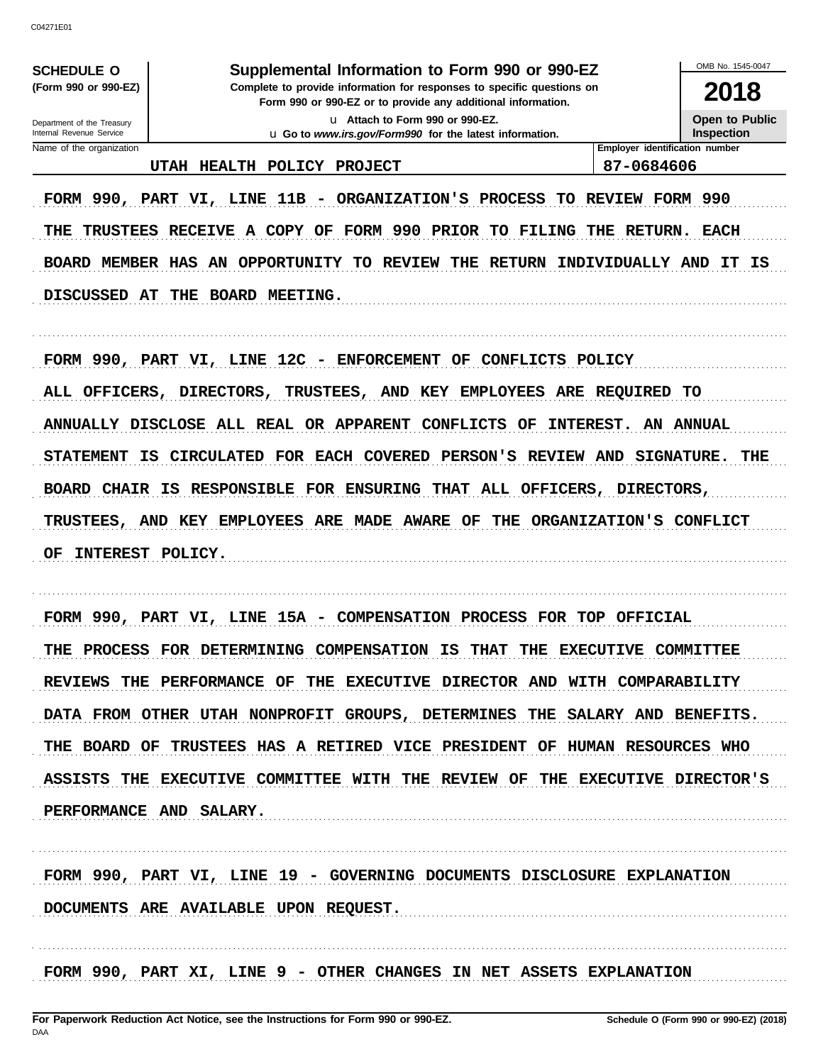C04271E01

**SCHEDULE O**
**(Form 990 or 990-EZ)**

Department of the Treasury
Internal Revenue Service

# Supplemental Information to Form 990 or 990-EZ

**Complete to provide information for responses to specific questions on Form 990 or 990-EZ or to provide any additional information.**

u Attach to Form 990 or 990-EZ.
u Go to *www.irs.gov/Form990* for the latest information.

OMB No. 1545-0047

**2018**

**Open to Public Inspection**

| Name of the organization | Employer identification number |
|---|---|
| UTAH HEALTH POLICY PROJECT | 87-0684606 |

FORM 990, PART VI, LINE 11B - ORGANIZATION'S PROCESS TO REVIEW FORM 990
THE TRUSTEES RECEIVE A COPY OF FORM 990 PRIOR TO FILING THE RETURN. EACH BOARD MEMBER HAS AN OPPORTUNITY TO REVIEW THE RETURN INDIVIDUALLY AND IT IS DISCUSSED AT THE BOARD MEETING.

FORM 990, PART VI, LINE 12C - ENFORCEMENT OF CONFLICTS POLICY
ALL OFFICERS, DIRECTORS, TRUSTEES, AND KEY EMPLOYEES ARE REQUIRED TO ANNUALLY DISCLOSE ALL REAL OR APPARENT CONFLICTS OF INTEREST. AN ANNUAL STATEMENT IS CIRCULATED FOR EACH COVERED PERSON'S REVIEW AND SIGNATURE. THE BOARD CHAIR IS RESPONSIBLE FOR ENSURING THAT ALL OFFICERS, DIRECTORS, TRUSTEES, AND KEY EMPLOYEES ARE MADE AWARE OF THE ORGANIZATION'S CONFLICT OF INTEREST POLICY.

FORM 990, PART VI, LINE 15A - COMPENSATION PROCESS FOR TOP OFFICIAL
THE PROCESS FOR DETERMINING COMPENSATION IS THAT THE EXECUTIVE COMMITTEE REVIEWS THE PERFORMANCE OF THE EXECUTIVE DIRECTOR AND WITH COMPARABILITY DATA FROM OTHER UTAH NONPROFIT GROUPS, DETERMINES THE SALARY AND BENEFITS. THE BOARD OF TRUSTEES HAS A RETIRED VICE PRESIDENT OF HUMAN RESOURCES WHO ASSISTS THE EXECUTIVE COMMITTEE WITH THE REVIEW OF THE EXECUTIVE DIRECTOR'S PERFORMANCE AND SALARY.

FORM 990, PART VI, LINE 19 - GOVERNING DOCUMENTS DISCLOSURE EXPLANATION
DOCUMENTS ARE AVAILABLE UPON REQUEST.

FORM 990, PART XI, LINE 9 - OTHER CHANGES IN NET ASSETS EXPLANATION

**For Paperwork Reduction Act Notice, see the Instructions for Form 990 or 990-EZ.** **Schedule O (Form 990 or 990-EZ) (2018)**
DAA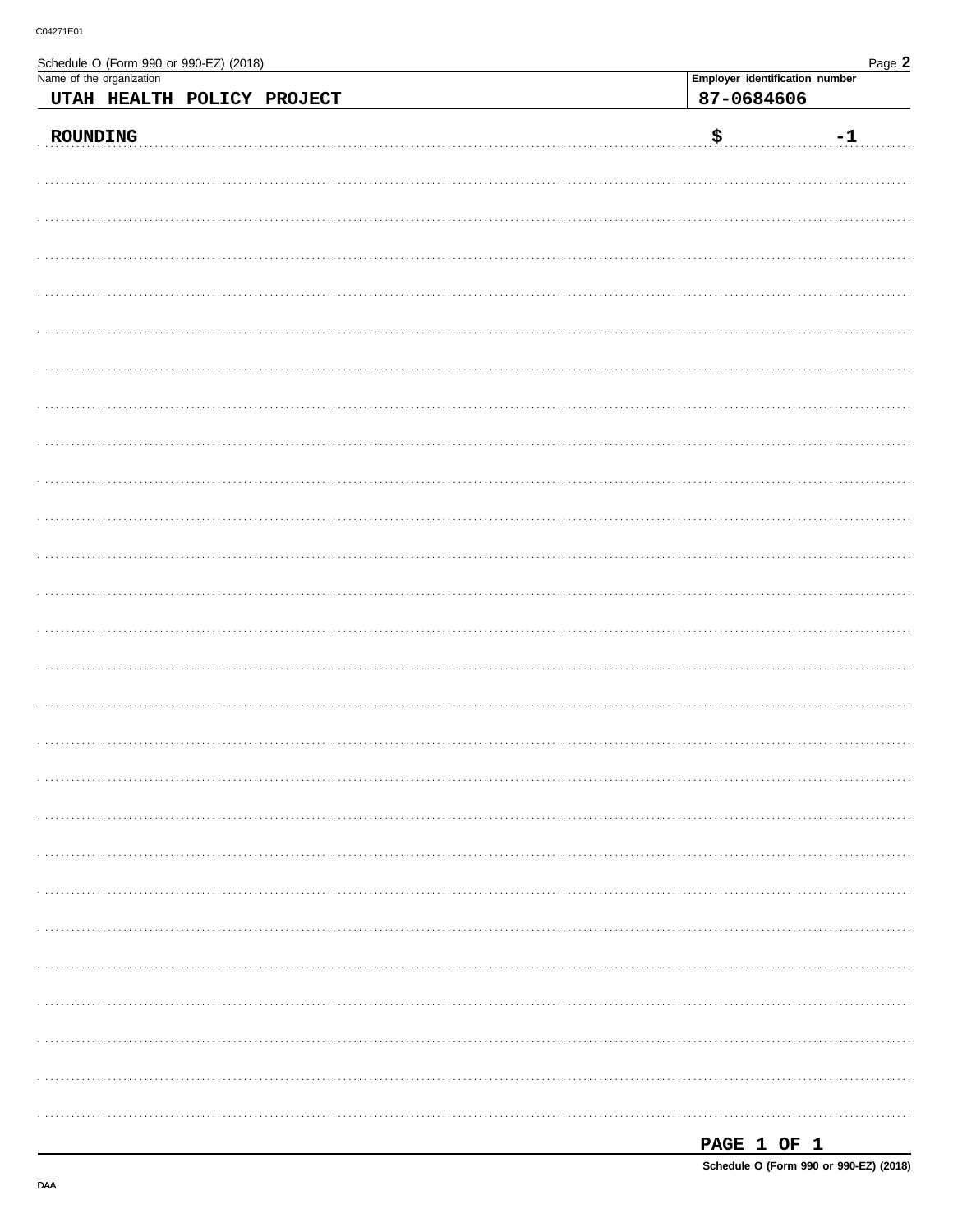Schedule O (Form 990 or 990-EZ) (2018)

| Name of the organization | Employer identification number |
| --- | --- |
| UTAH HEALTH POLICY PROJECT | 87-0684606 |

ROUNDING $ -1

PAGE 1 OF 1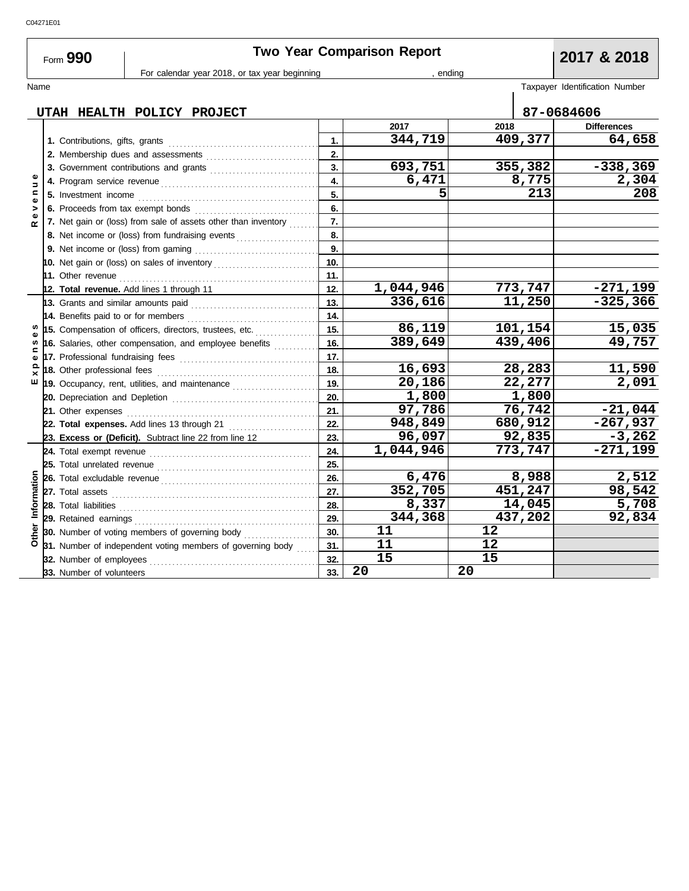C04271E01

# Form 990 — Two Year Comparison Report — 2017 & 2018

For calendar year 2018, or tax year beginning , ending

| Name | Taxpayer Identification Number |
|---|---|
| UTAH HEALTH POLICY PROJECT | 87-0684606 |

| Section | Item | Line | 2017 | 2018 | Differences |
|---|---|---|---|---|---|
| Revenue | 1. Contributions, gifts, grants | 1. | 344,719 | 409,377 | 64,658 |
| | 2. Membership dues and assessments | 2. | | | |
| | 3. Government contributions and grants | 3. | 693,751 | 355,382 | -338,369 |
| | 4. Program service revenue | 4. | 6,471 | 8,775 | 2,304 |
| | 5. Investment income | 5. | 5 | 213 | 208 |
| | 6. Proceeds from tax exempt bonds | 6. | | | |
| | 7. Net gain or (loss) from sale of assets other than inventory | 7. | | | |
| | 8. Net income or (loss) from fundraising events | 8. | | | |
| | 9. Net income or (loss) from gaming | 9. | | | |
| | 10. Net gain or (loss) on sales of inventory | 10. | | | |
| | 11. Other revenue | 11. | | | |
| | 12. **Total revenue.** Add lines 1 through 11 | 12. | 1,044,946 | 773,747 | -271,199 |
| Expenses | 13. Grants and similar amounts paid | 13. | 336,616 | 11,250 | -325,366 |
| | 14. Benefits paid to or for members | 14. | | | |
| | 15. Compensation of officers, directors, trustees, etc. | 15. | 86,119 | 101,154 | 15,035 |
| | 16. Salaries, other compensation, and employee benefits | 16. | 389,649 | 439,406 | 49,757 |
| | 17. Professional fundraising fees | 17. | | | |
| | 18. Other professional fees | 18. | 16,693 | 28,283 | 11,590 |
| | 19. Occupancy, rent, utilities, and maintenance | 19. | 20,186 | 22,277 | 2,091 |
| | 20. Depreciation and Depletion | 20. | 1,800 | 1,800 | |
| | 21. Other expenses | 21. | 97,786 | 76,742 | -21,044 |
| | 22. **Total expenses.** Add lines 13 through 21 | 22. | 948,849 | 680,912 | -267,937 |
| | 23. **Excess or (Deficit).** Subtract line 22 from line 12 | 23. | 96,097 | 92,835 | -3,262 |
| Other Information | 24. Total exempt revenue | 24. | 1,044,946 | 773,747 | -271,199 |
| | 25. Total unrelated revenue | 25. | | | |
| | 26. Total excludable revenue | 26. | 6,476 | 8,988 | 2,512 |
| | 27. Total assets | 27. | 352,705 | 451,247 | 98,542 |
| | 28. Total liabilities | 28. | 8,337 | 14,045 | 5,708 |
| | 29. Retained earnings | 29. | 344,368 | 437,202 | 92,834 |
| | 30. Number of voting members of governing body | 30. | 11 | 12 | |
| | 31. Number of independent voting members of governing body | 31. | 11 | 12 | |
| | 32. Number of employees | 32. | 15 | 15 | |
| | 33. Number of volunteers | 33. | 20 | 20 | |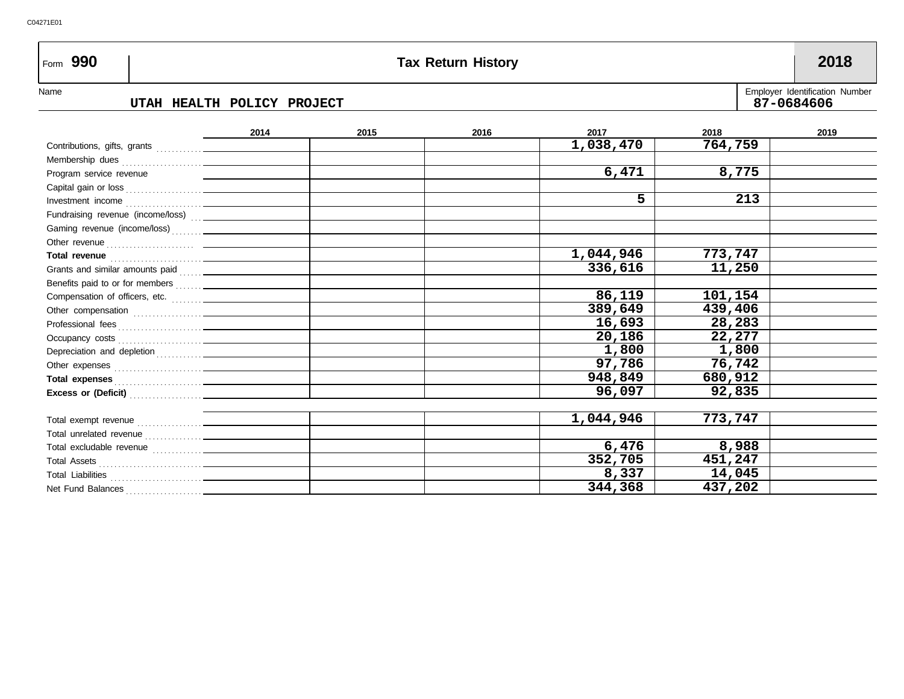C04271E01

# Form 990 — Tax Return History — 2018

Name: UTAH HEALTH POLICY PROJECT

Employer Identification Number: 87-0684606

| | 2014 | 2015 | 2016 | 2017 | 2018 | 2019 |
|---|---|---|---|---|---|---|
| Contributions, gifts, grants | | | | 1,038,470 | 764,759 | |
| Membership dues | | | | | | |
| Program service revenue | | | | 6,471 | 8,775 | |
| Capital gain or loss | | | | | | |
| Investment income | | | | 5 | 213 | |
| Fundraising revenue (income/loss) | | | | | | |
| Gaming revenue (income/loss) | | | | | | |
| Other revenue | | | | | | |
| **Total revenue** | | | | 1,044,946 | 773,747 | |
| Grants and similar amounts paid | | | | 336,616 | 11,250 | |
| Benefits paid to or for members | | | | | | |
| Compensation of officers, etc. | | | | 86,119 | 101,154 | |
| Other compensation | | | | 389,649 | 439,406 | |
| Professional fees | | | | 16,693 | 28,283 | |
| Occupancy costs | | | | 20,186 | 22,277 | |
| Depreciation and depletion | | | | 1,800 | 1,800 | |
| Other expenses | | | | 97,786 | 76,742 | |
| **Total expenses** | | | | 948,849 | 680,912 | |
| **Excess or (Deficit)** | | | | 96,097 | 92,835 | |
| | | | | | | |
| Total exempt revenue | | | | 1,044,946 | 773,747 | |
| Total unrelated revenue | | | | | | |
| Total excludable revenue | | | | 6,476 | 8,988 | |
| Total Assets | | | | 352,705 | 451,247 | |
| Total Liabilities | | | | 8,337 | 14,045 | |
| Net Fund Balances | | | | 344,368 | 437,202 | |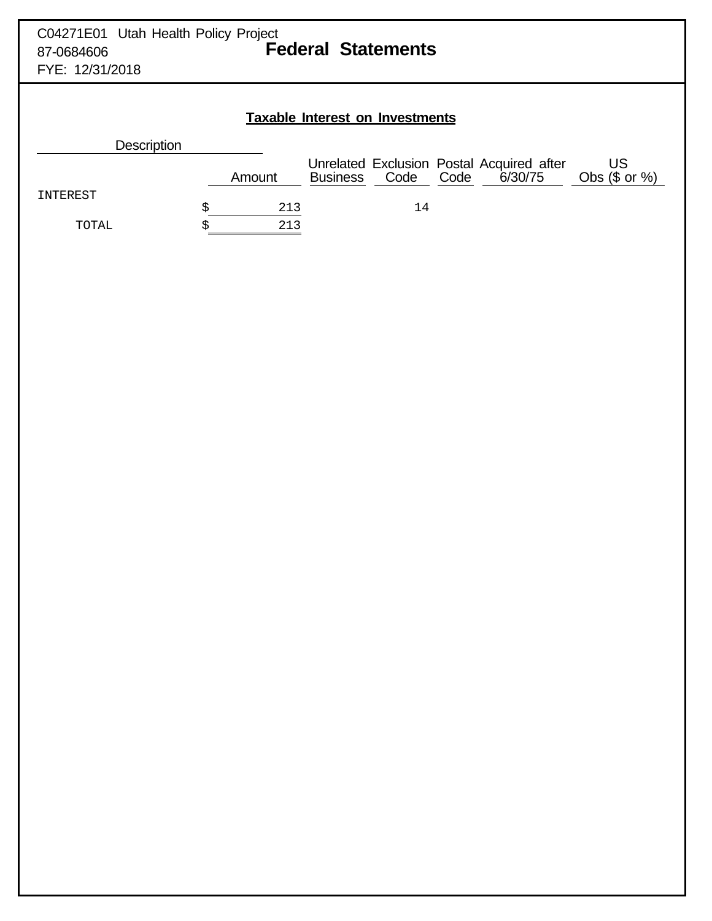C04271E01 Utah Health Policy Project
87-0684606
FYE: 12/31/2018

# Federal Statements

## Taxable Interest on Investments

| Description | Amount | Unrelated Business | Exclusion Code | Postal Code | Acquired after 6/30/75 | US Obs ($ or %) |
|---|---|---|---|---|---|---|
| INTEREST | $ 213 | | 14 | | | |
| TOTAL | $ 213 | | | | | |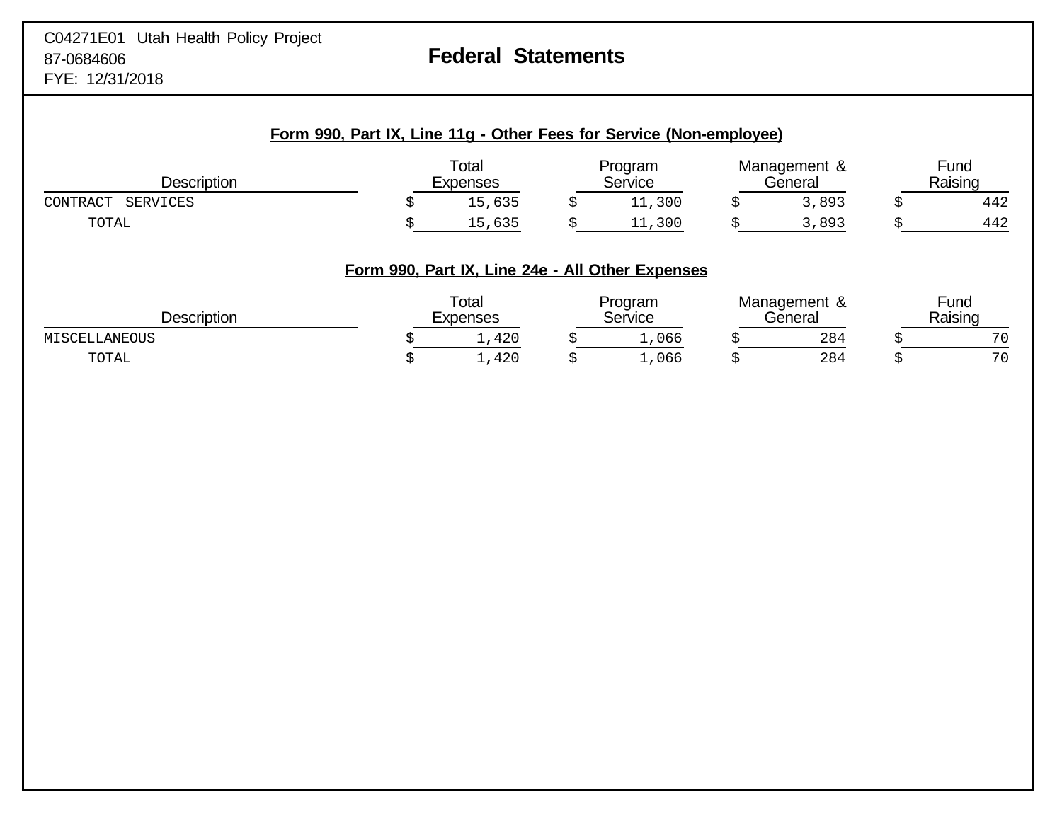C04271E01 Utah Health Policy Project
87-0684606
FYE: 12/31/2018

# Federal Statements

## Form 990, Part IX, Line 11g - Other Fees for Service (Non-employee)

| Description | Total Expenses | Program Service | Management & General | Fund Raising |
|---|---|---|---|---|
| CONTRACT SERVICES | $ 15,635 | $ 11,300 | $ 3,893 | $ 442 |
| TOTAL | $ 15,635 | $ 11,300 | $ 3,893 | $ 442 |

## Form 990, Part IX, Line 24e - All Other Expenses

| Description | Total Expenses | Program Service | Management & General | Fund Raising |
|---|---|---|---|---|
| MISCELLANEOUS | $ 1,420 | $ 1,066 | $ 284 | $ 70 |
| TOTAL | $ 1,420 | $ 1,066 | $ 284 | $ 70 |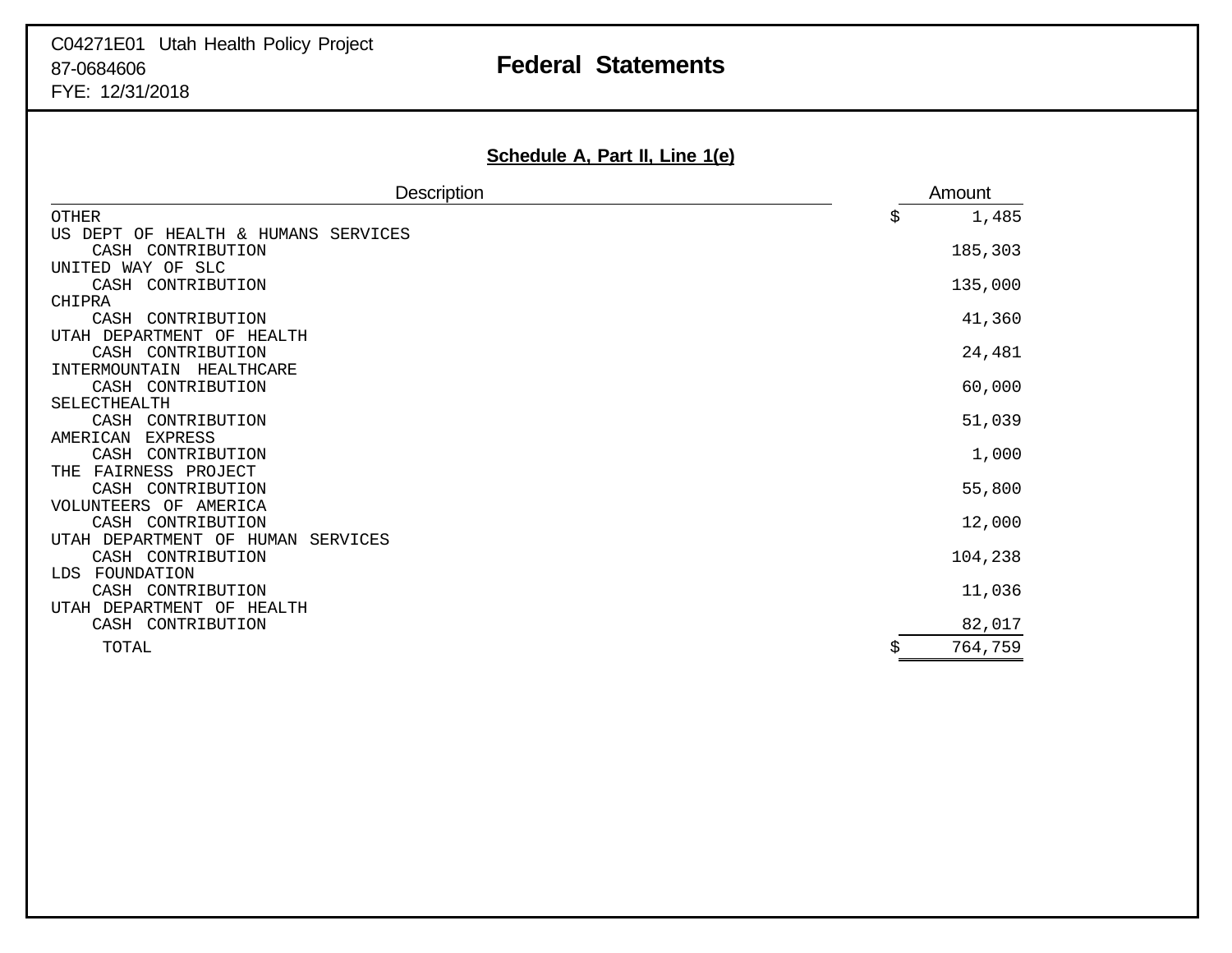C04271E01 Utah Health Policy Project
87-0684606
FYE: 12/31/2018

# Federal Statements

## Schedule A, Part II, Line 1(e)

| Description | Amount |
|---|---|
| OTHER | $ 1,485 |
| US DEPT OF HEALTH & HUMANS SERVICES | |
| CASH CONTRIBUTION | 185,303 |
| UNITED WAY OF SLC | |
| CASH CONTRIBUTION | 135,000 |
| CHIPRA | |
| CASH CONTRIBUTION | 41,360 |
| UTAH DEPARTMENT OF HEALTH | |
| CASH CONTRIBUTION | 24,481 |
| INTERMOUNTAIN HEALTHCARE | |
| CASH CONTRIBUTION | 60,000 |
| SELECTHEALTH | |
| CASH CONTRIBUTION | 51,039 |
| AMERICAN EXPRESS | |
| CASH CONTRIBUTION | 1,000 |
| THE FAIRNESS PROJECT | |
| CASH CONTRIBUTION | 55,800 |
| VOLUNTEERS OF AMERICA | |
| CASH CONTRIBUTION | 12,000 |
| UTAH DEPARTMENT OF HUMAN SERVICES | |
| CASH CONTRIBUTION | 104,238 |
| LDS FOUNDATION | |
| CASH CONTRIBUTION | 11,036 |
| UTAH DEPARTMENT OF HEALTH | |
| CASH CONTRIBUTION | 82,017 |
| TOTAL | $ 764,759 |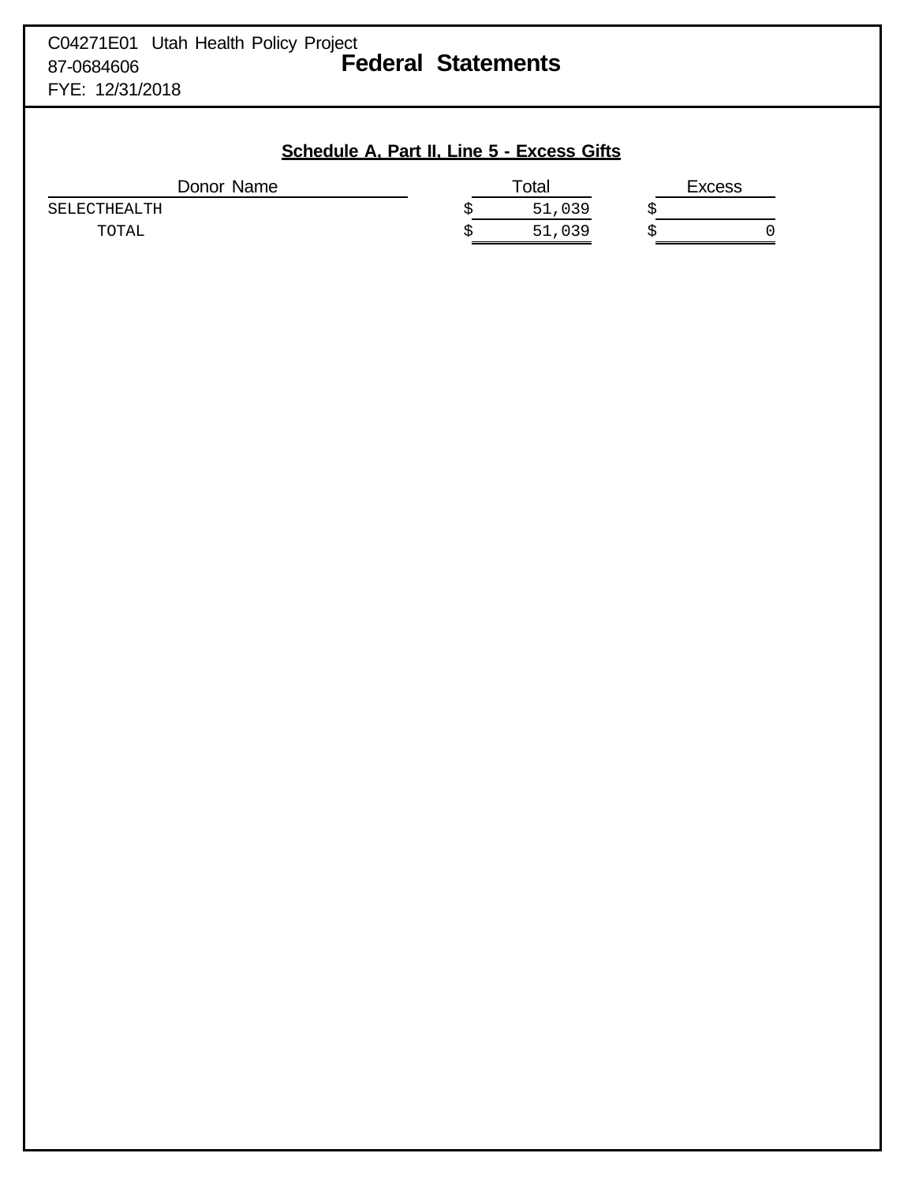C04271E01 Utah Health Policy Project
87-0684606
FYE: 12/31/2018

# Federal Statements

## Schedule A, Part II, Line 5 - Excess Gifts

| Donor Name | Total | Excess |
| --- | --- | --- |
| SELECTHEALTH | $ 51,039 | $ |
| TOTAL | $ 51,039 | $ 0 |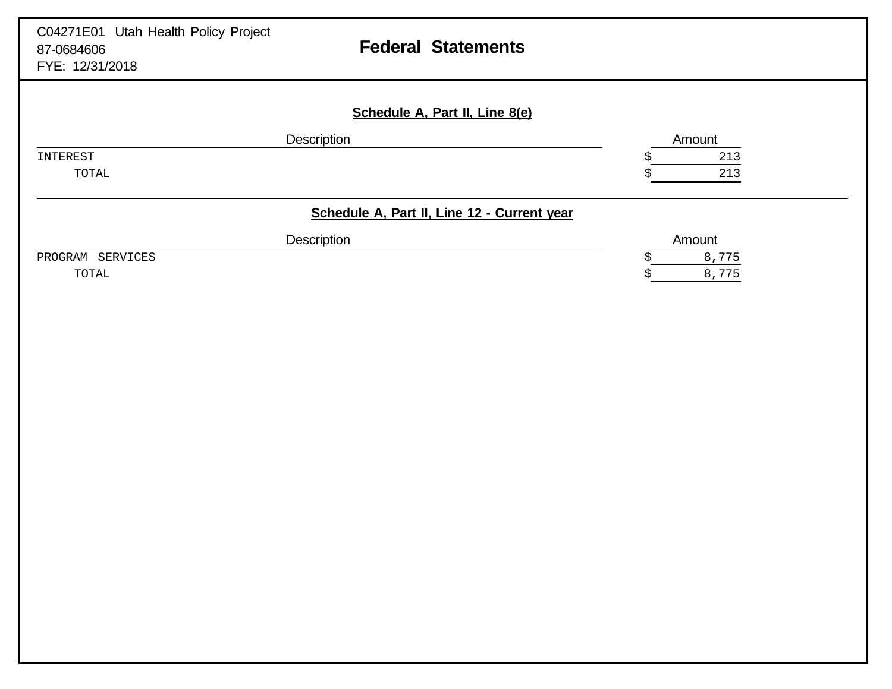C04271E01 Utah Health Policy Project
87-0684606
FYE: 12/31/2018

# Federal Statements

## Schedule A, Part II, Line 8(e)

| Description | Amount |
| --- | --- |
| INTEREST | $ 213 |
| TOTAL | $ 213 |

## Schedule A, Part II, Line 12 - Current year

| Description | Amount |
| --- | --- |
| PROGRAM SERVICES | $ 8,775 |
| TOTAL | $ 8,775 |